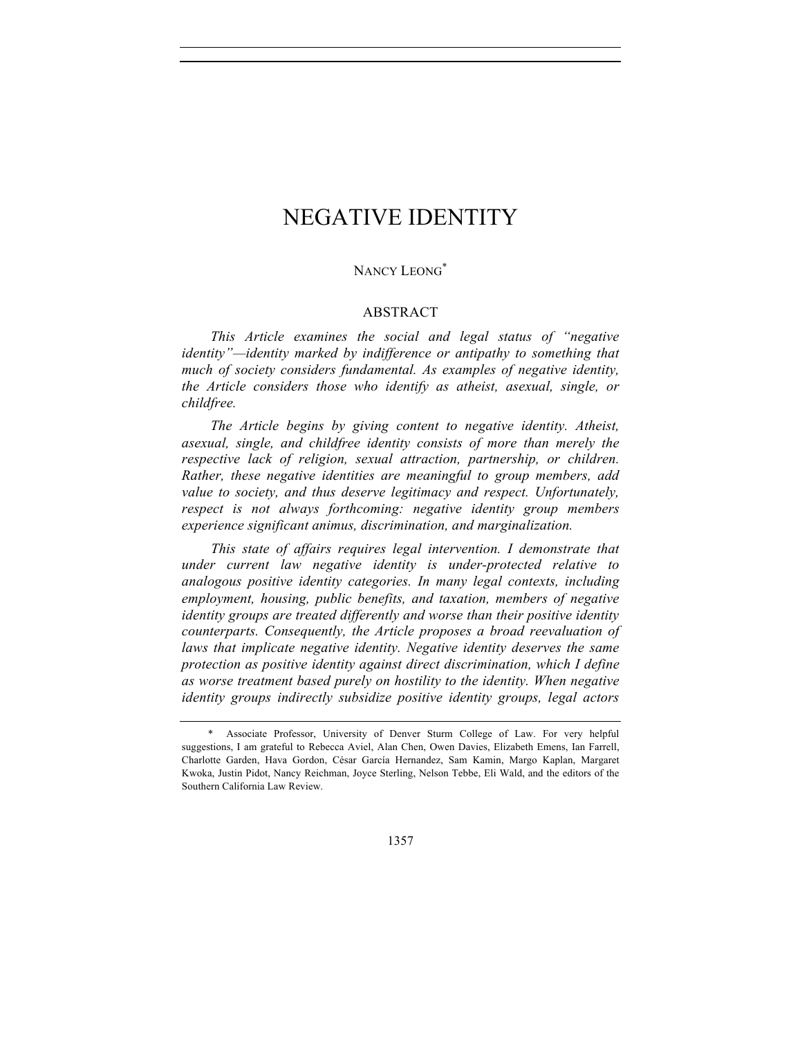# NEGATIVE IDENTITY

NANCY LEONG[*]

## ABSTRACT

*This Article examines the social and legal status of "negative identity"—identity marked by indifference or antipathy to something that much of society considers fundamental. As examples of negative identity, the Article considers those who identify as atheist, asexual, single, or childfree.*

*The Article begins by giving content to negative identity. Atheist, asexual, single, and childfree identity consists of more than merely the respective lack of religion, sexual attraction, partnership, or children. Rather, these negative identities are meaningful to group members, add value to society, and thus deserve legitimacy and respect. Unfortunately, respect is not always forthcoming: negative identity group members experience significant animus, discrimination, and marginalization.*

*This state of affairs requires legal intervention. I demonstrate that under current law negative identity is under-protected relative to analogous positive identity categories. In many legal contexts, including employment, housing, public benefits, and taxation, members of negative identity groups are treated differently and worse than their positive identity counterparts. Consequently, the Article proposes a broad reevaluation of laws that implicate negative identity. Negative identity deserves the same protection as positive identity against direct discrimination, which I define as worse treatment based purely on hostility to the identity. When negative identity groups indirectly subsidize positive identity groups, legal actors*

---

[*] Associate Professor, University of Denver Sturm College of Law. For very helpful suggestions, I am grateful to Rebecca Aviel, Alan Chen, Owen Davies, Elizabeth Emens, Ian Farrell, Charlotte Garden, Hava Gordon, César García Hernandez, Sam Kamin, Margo Kaplan, Margaret Kwoka, Justin Pidot, Nancy Reichman, Joyce Sterling, Nelson Tebbe, Eli Wald, and the editors of the Southern California Law Review.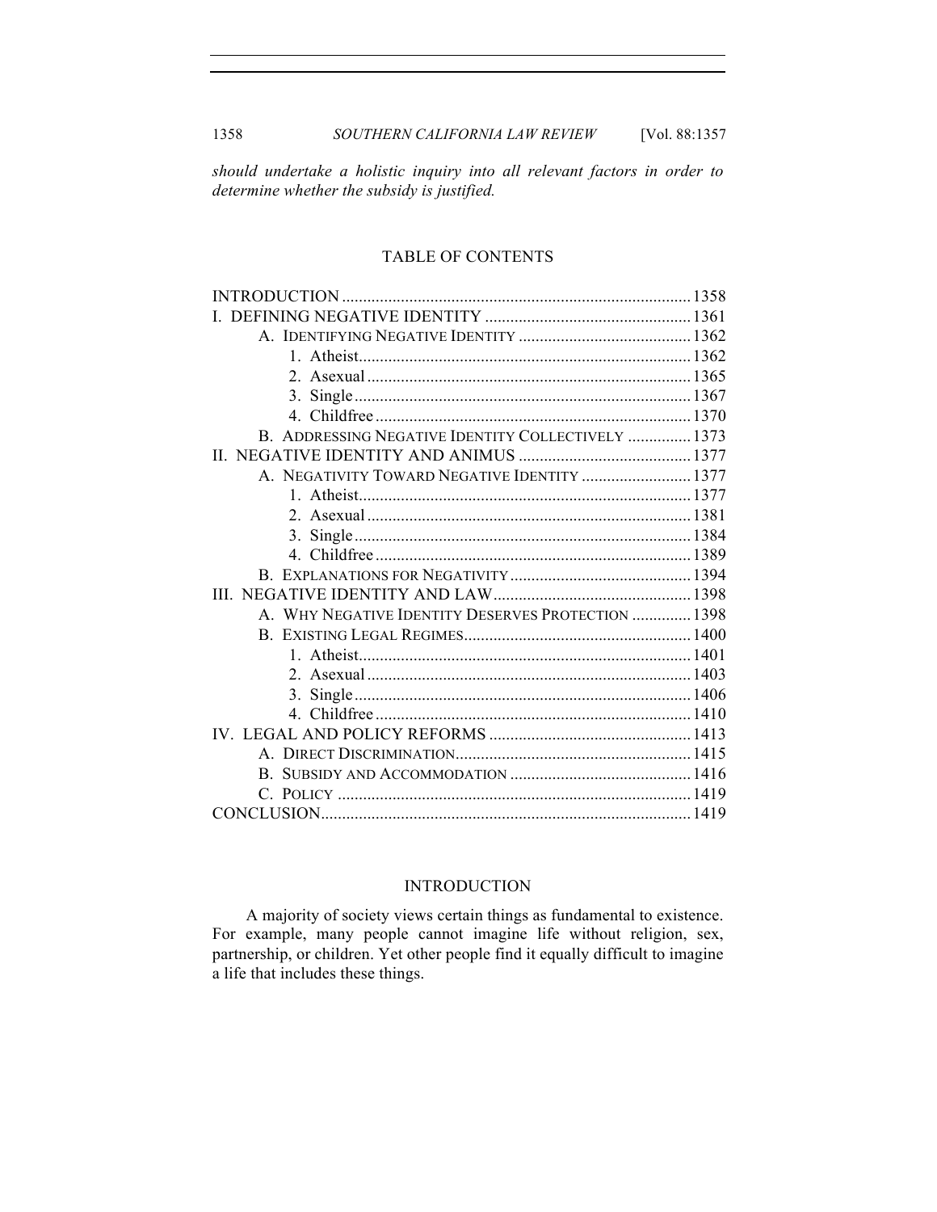*should undertake a holistic inquiry into all relevant factors in order to determine whether the subsidy is justified.*

## TABLE OF CONTENTS

| | |
|---|---|
| INTRODUCTION | 1358 |
| I. DEFINING NEGATIVE IDENTITY | 1361 |
| A. IDENTIFYING NEGATIVE IDENTITY | 1362 |
| 1. Atheist | 1362 |
| 2. Asexual | 1365 |
| 3. Single | 1367 |
| 4. Childfree | 1370 |
| B. ADDRESSING NEGATIVE IDENTITY COLLECTIVELY | 1373 |
| II. NEGATIVE IDENTITY AND ANIMUS | 1377 |
| A. NEGATIVITY TOWARD NEGATIVE IDENTITY | 1377 |
| 1. Atheist | 1377 |
| 2. Asexual | 1381 |
| 3. Single | 1384 |
| 4. Childfree | 1389 |
| B. EXPLANATIONS FOR NEGATIVITY | 1394 |
| III. NEGATIVE IDENTITY AND LAW | 1398 |
| A. WHY NEGATIVE IDENTITY DESERVES PROTECTION | 1398 |
| B. EXISTING LEGAL REGIMES | 1400 |
| 1. Atheist | 1401 |
| 2. Asexual | 1403 |
| 3. Single | 1406 |
| 4. Childfree | 1410 |
| IV. LEGAL AND POLICY REFORMS | 1413 |
| A. DIRECT DISCRIMINATION | 1415 |
| B. SUBSIDY AND ACCOMMODATION | 1416 |
| C. POLICY | 1419 |
| CONCLUSION | 1419 |

## INTRODUCTION

A majority of society views certain things as fundamental to existence. For example, many people cannot imagine life without religion, sex, partnership, or children. Yet other people find it equally difficult to imagine a life that includes these things.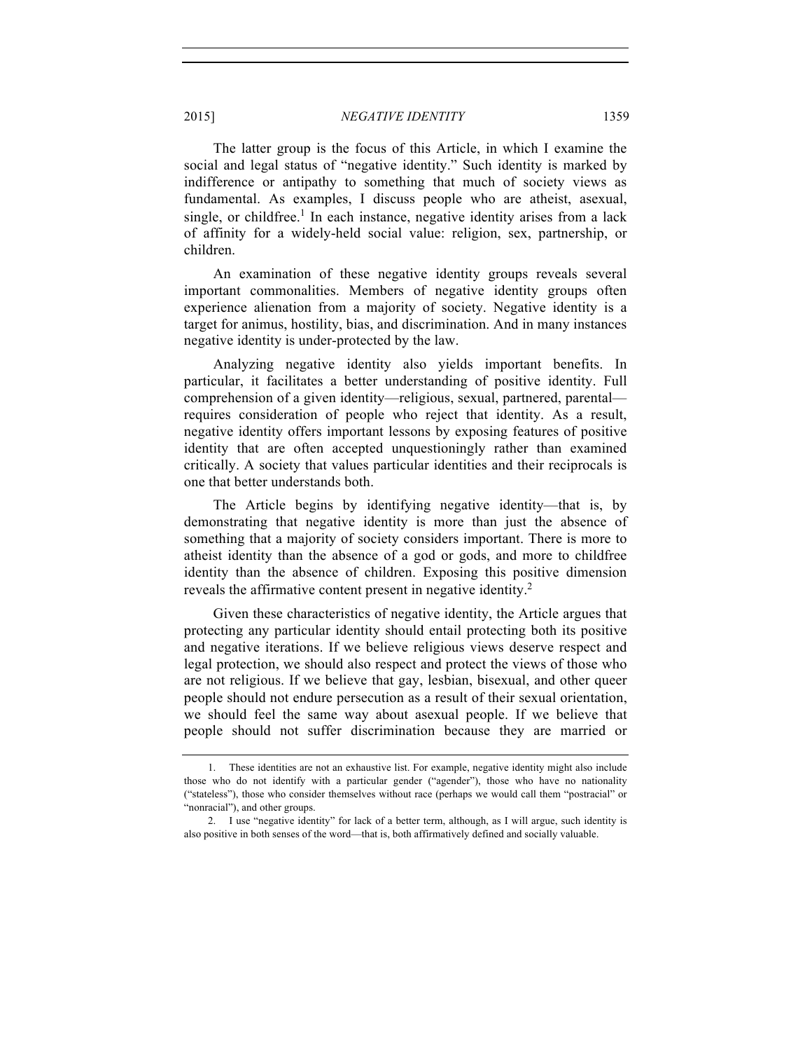The latter group is the focus of this Article, in which I examine the social and legal status of "negative identity." Such identity is marked by indifference or antipathy to something that much of society views as fundamental. As examples, I discuss people who are atheist, asexual, single, or childfree.[1] In each instance, negative identity arises from a lack of affinity for a widely-held social value: religion, sex, partnership, or children.

An examination of these negative identity groups reveals several important commonalities. Members of negative identity groups often experience alienation from a majority of society. Negative identity is a target for animus, hostility, bias, and discrimination. And in many instances negative identity is under-protected by the law.

Analyzing negative identity also yields important benefits. In particular, it facilitates a better understanding of positive identity. Full comprehension of a given identity—religious, sexual, partnered, parental—requires consideration of people who reject that identity. As a result, negative identity offers important lessons by exposing features of positive identity that are often accepted unquestioningly rather than examined critically. A society that values particular identities and their reciprocals is one that better understands both.

The Article begins by identifying negative identity—that is, by demonstrating that negative identity is more than just the absence of something that a majority of society considers important. There is more to atheist identity than the absence of a god or gods, and more to childfree identity than the absence of children. Exposing this positive dimension reveals the affirmative content present in negative identity.[2]

Given these characteristics of negative identity, the Article argues that protecting any particular identity should entail protecting both its positive and negative iterations. If we believe religious views deserve respect and legal protection, we should also respect and protect the views of those who are not religious. If we believe that gay, lesbian, bisexual, and other queer people should not endure persecution as a result of their sexual orientation, we should feel the same way about asexual people. If we believe that people should not suffer discrimination because they are married or

---

1. These identities are not an exhaustive list. For example, negative identity might also include those who do not identify with a particular gender ("agender"), those who have no nationality ("stateless"), those who consider themselves without race (perhaps we would call them "postracial" or "nonracial"), and other groups.

2. I use "negative identity" for lack of a better term, although, as I will argue, such identity is also positive in both senses of the word—that is, both affirmatively defined and socially valuable.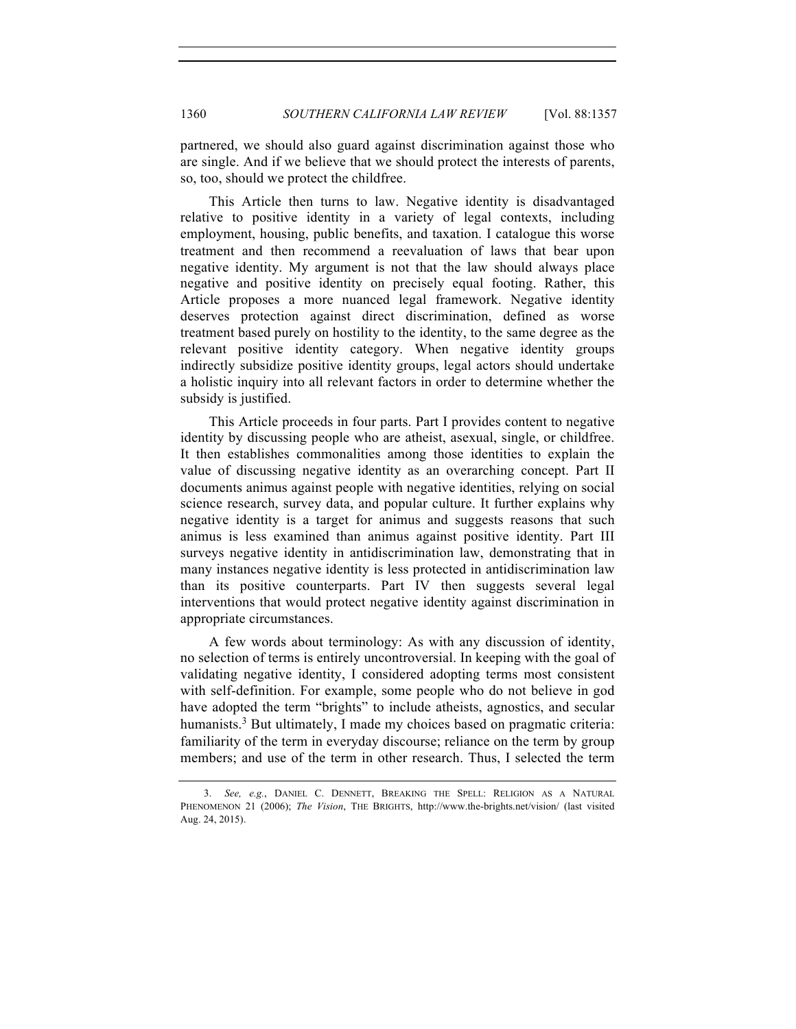partnered, we should also guard against discrimination against those who are single. And if we believe that we should protect the interests of parents, so, too, should we protect the childfree.

This Article then turns to law. Negative identity is disadvantaged relative to positive identity in a variety of legal contexts, including employment, housing, public benefits, and taxation. I catalogue this worse treatment and then recommend a reevaluation of laws that bear upon negative identity. My argument is not that the law should always place negative and positive identity on precisely equal footing. Rather, this Article proposes a more nuanced legal framework. Negative identity deserves protection against direct discrimination, defined as worse treatment based purely on hostility to the identity, to the same degree as the relevant positive identity category. When negative identity groups indirectly subsidize positive identity groups, legal actors should undertake a holistic inquiry into all relevant factors in order to determine whether the subsidy is justified.

This Article proceeds in four parts. Part I provides content to negative identity by discussing people who are atheist, asexual, single, or childfree. It then establishes commonalities among those identities to explain the value of discussing negative identity as an overarching concept. Part II documents animus against people with negative identities, relying on social science research, survey data, and popular culture. It further explains why negative identity is a target for animus and suggests reasons that such animus is less examined than animus against positive identity. Part III surveys negative identity in antidiscrimination law, demonstrating that in many instances negative identity is less protected in antidiscrimination law than its positive counterparts. Part IV then suggests several legal interventions that would protect negative identity against discrimination in appropriate circumstances.

A few words about terminology: As with any discussion of identity, no selection of terms is entirely uncontroversial. In keeping with the goal of validating negative identity, I considered adopting terms most consistent with self-definition. For example, some people who do not believe in god have adopted the term "brights" to include atheists, agnostics, and secular humanists.[3] But ultimately, I made my choices based on pragmatic criteria: familiarity of the term in everyday discourse; reliance on the term by group members; and use of the term in other research. Thus, I selected the term

---

3. *See, e.g.*, DANIEL C. DENNETT, BREAKING THE SPELL: RELIGION AS A NATURAL PHENOMENON 21 (2006); *The Vision*, THE BRIGHTS, http://www.the-brights.net/vision/ (last visited Aug. 24, 2015).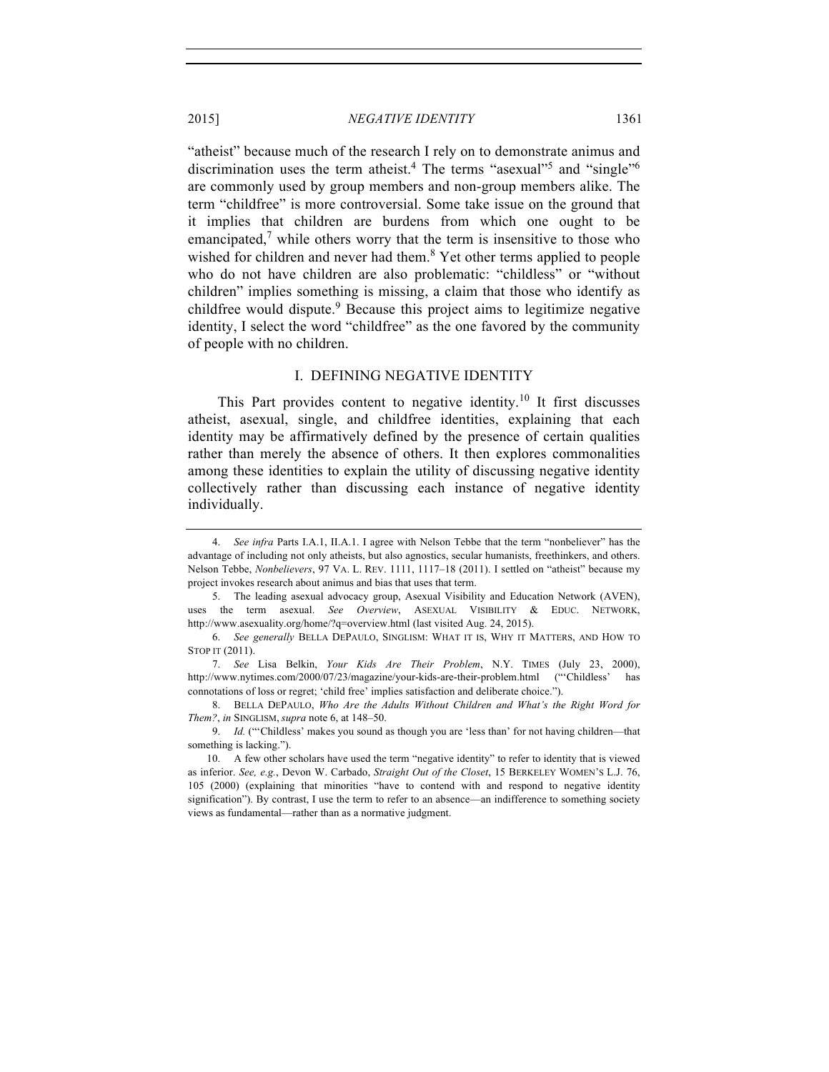"atheist" because much of the research I rely on to demonstrate animus and discrimination uses the term atheist.[4] The terms "asexual"[5] and "single"[6] are commonly used by group members and non-group members alike. The term "childfree" is more controversial. Some take issue on the ground that it implies that children are burdens from which one ought to be emancipated,[7] while others worry that the term is insensitive to those who wished for children and never had them.[8] Yet other terms applied to people who do not have children are also problematic: "childless" or "without children" implies something is missing, a claim that those who identify as childfree would dispute.[9] Because this project aims to legitimize negative identity, I select the word "childfree" as the one favored by the community of people with no children.

## I. DEFINING NEGATIVE IDENTITY

This Part provides content to negative identity.[10] It first discusses atheist, asexual, single, and childfree identities, explaining that each identity may be affirmatively defined by the presence of certain qualities rather than merely the absence of others. It then explores commonalities among these identities to explain the utility of discussing negative identity collectively rather than discussing each instance of negative identity individually.

---

4. *See infra* Parts I.A.1, II.A.1. I agree with Nelson Tebbe that the term "nonbeliever" has the advantage of including not only atheists, but also agnostics, secular humanists, freethinkers, and others. Nelson Tebbe, *Nonbelievers*, 97 VA. L. REV. 1111, 1117–18 (2011). I settled on "atheist" because my project invokes research about animus and bias that uses that term.

5. The leading asexual advocacy group, Asexual Visibility and Education Network (AVEN), uses the term asexual. *See Overview*, ASEXUAL VISIBILITY & EDUC. NETWORK, http://www.asexuality.org/home/?q=overview.html (last visited Aug. 24, 2015).

6. *See generally* BELLA DEPAULO, SINGLISM: WHAT IT IS, WHY IT MATTERS, AND HOW TO STOP IT (2011).

7. *See* Lisa Belkin, *Your Kids Are Their Problem*, N.Y. TIMES (July 23, 2000), http://www.nytimes.com/2000/07/23/magazine/your-kids-are-their-problem.html ("'Childless' has connotations of loss or regret; 'child free' implies satisfaction and deliberate choice.").

8. BELLA DEPAULO, *Who Are the Adults Without Children and What's the Right Word for Them?*, *in* SINGLISM, *supra* note 6, at 148–50.

9. *Id.* ("'Childless' makes you sound as though you are 'less than' for not having children—that something is lacking.").

10. A few other scholars have used the term "negative identity" to refer to identity that is viewed as inferior. *See, e.g.*, Devon W. Carbado, *Straight Out of the Closet*, 15 BERKELEY WOMEN'S L.J. 76, 105 (2000) (explaining that minorities "have to contend with and respond to negative identity signification"). By contrast, I use the term to refer to an absence—an indifference to something society views as fundamental—rather than as a normative judgment.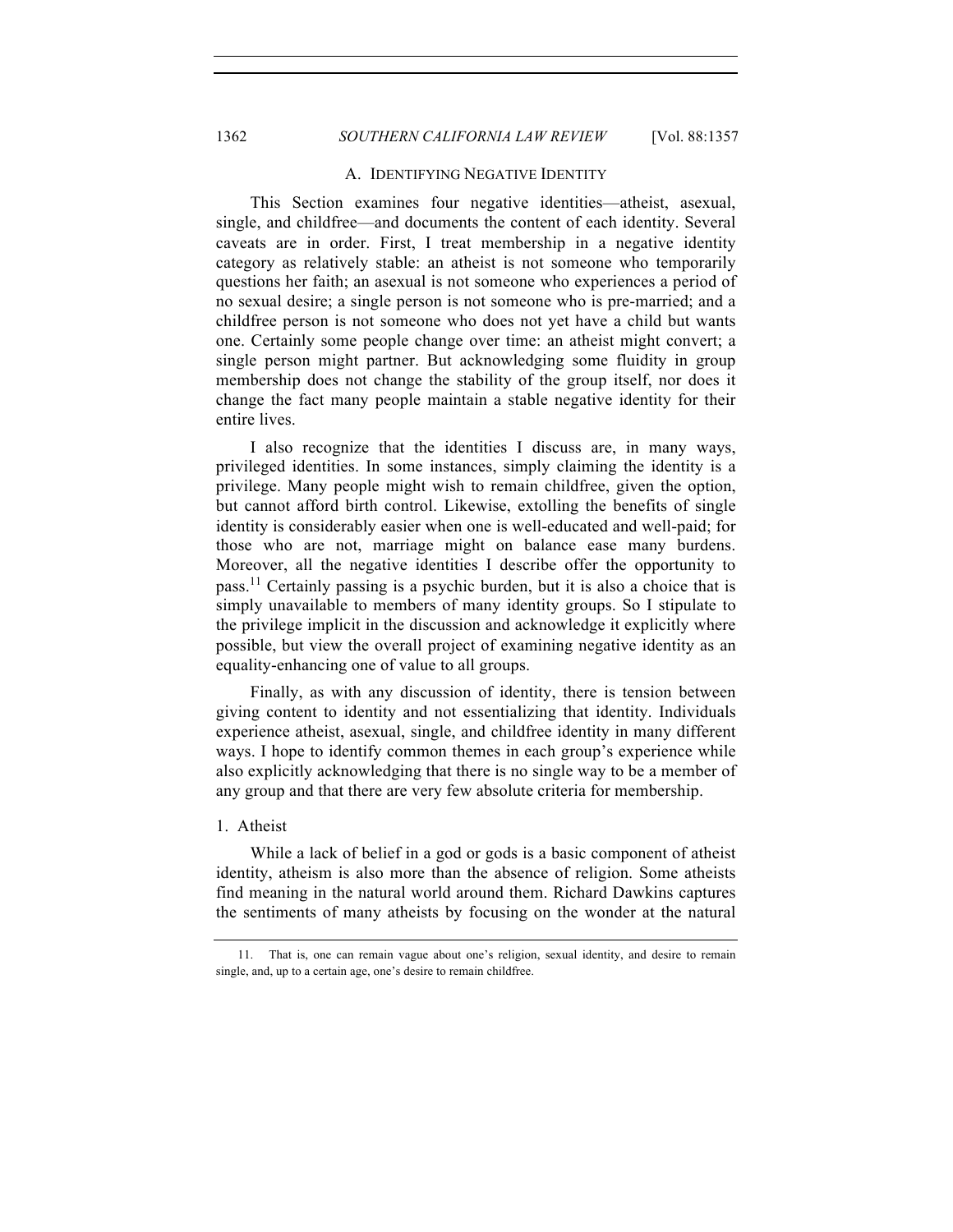### A. IDENTIFYING NEGATIVE IDENTITY

This Section examines four negative identities—atheist, asexual, single, and childfree—and documents the content of each identity. Several caveats are in order. First, I treat membership in a negative identity category as relatively stable: an atheist is not someone who temporarily questions her faith; an asexual is not someone who experiences a period of no sexual desire; a single person is not someone who is pre-married; and a childfree person is not someone who does not yet have a child but wants one. Certainly some people change over time: an atheist might convert; a single person might partner. But acknowledging some fluidity in group membership does not change the stability of the group itself, nor does it change the fact many people maintain a stable negative identity for their entire lives.

I also recognize that the identities I discuss are, in many ways, privileged identities. In some instances, simply claiming the identity is a privilege. Many people might wish to remain childfree, given the option, but cannot afford birth control. Likewise, extolling the benefits of single identity is considerably easier when one is well-educated and well-paid; for those who are not, marriage might on balance ease many burdens. Moreover, all the negative identities I describe offer the opportunity to pass.[11] Certainly passing is a psychic burden, but it is also a choice that is simply unavailable to members of many identity groups. So I stipulate to the privilege implicit in the discussion and acknowledge it explicitly where possible, but view the overall project of examining negative identity as an equality-enhancing one of value to all groups.

Finally, as with any discussion of identity, there is tension between giving content to identity and not essentializing that identity. Individuals experience atheist, asexual, single, and childfree identity in many different ways. I hope to identify common themes in each group's experience while also explicitly acknowledging that there is no single way to be a member of any group and that there are very few absolute criteria for membership.

#### 1. Atheist

While a lack of belief in a god or gods is a basic component of atheist identity, atheism is also more than the absence of religion. Some atheists find meaning in the natural world around them. Richard Dawkins captures the sentiments of many atheists by focusing on the wonder at the natural

---

11. That is, one can remain vague about one's religion, sexual identity, and desire to remain single, and, up to a certain age, one's desire to remain childfree.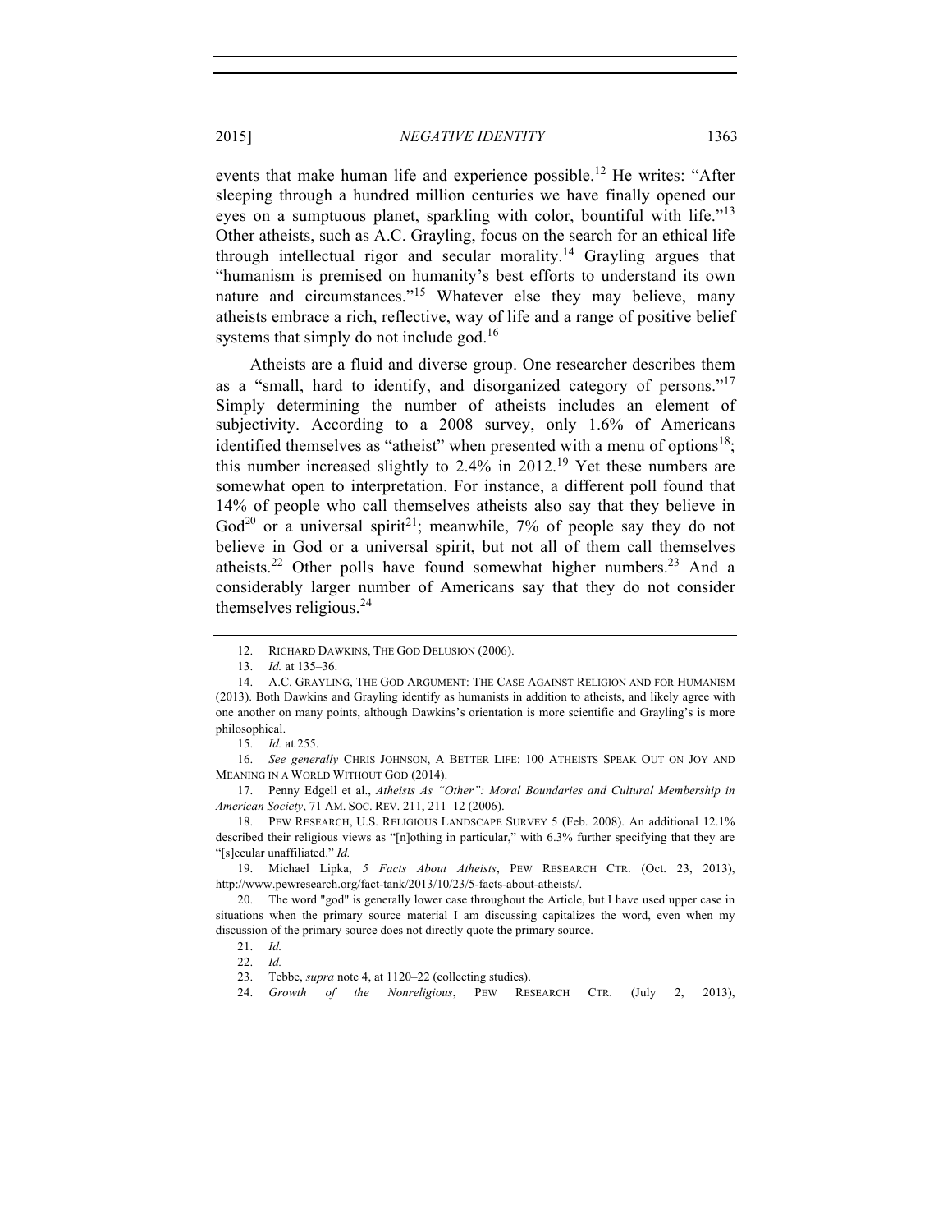events that make human life and experience possible.[12] He writes: "After sleeping through a hundred million centuries we have finally opened our eyes on a sumptuous planet, sparkling with color, bountiful with life."[13] Other atheists, such as A.C. Grayling, focus on the search for an ethical life through intellectual rigor and secular morality.[14] Grayling argues that "humanism is premised on humanity's best efforts to understand its own nature and circumstances."[15] Whatever else they may believe, many atheists embrace a rich, reflective, way of life and a range of positive belief systems that simply do not include god.[16]

Atheists are a fluid and diverse group. One researcher describes them as a "small, hard to identify, and disorganized category of persons."[17] Simply determining the number of atheists includes an element of subjectivity. According to a 2008 survey, only 1.6% of Americans identified themselves as "atheist" when presented with a menu of options[18]; this number increased slightly to 2.4% in 2012.[19] Yet these numbers are somewhat open to interpretation. For instance, a different poll found that 14% of people who call themselves atheists also say that they believe in God[20] or a universal spirit[21]; meanwhile, 7% of people say they do not believe in God or a universal spirit, but not all of them call themselves atheists.[22] Other polls have found somewhat higher numbers.[23] And a considerably larger number of Americans say that they do not consider themselves religious.[24]

---

12. RICHARD DAWKINS, THE GOD DELUSION (2006).

13. *Id.* at 135–36.

14. A.C. GRAYLING, THE GOD ARGUMENT: THE CASE AGAINST RELIGION AND FOR HUMANISM (2013). Both Dawkins and Grayling identify as humanists in addition to atheists, and likely agree with one another on many points, although Dawkins's orientation is more scientific and Grayling's is more philosophical.

15. *Id.* at 255.

16. *See generally* CHRIS JOHNSON, A BETTER LIFE: 100 ATHEISTS SPEAK OUT ON JOY AND MEANING IN A WORLD WITHOUT GOD (2014).

17. Penny Edgell et al., *Atheists As "Other": Moral Boundaries and Cultural Membership in American Society*, 71 AM. SOC. REV. 211, 211–12 (2006).

18. PEW RESEARCH, U.S. RELIGIOUS LANDSCAPE SURVEY 5 (Feb. 2008). An additional 12.1% described their religious views as "[n]othing in particular," with 6.3% further specifying that they are "[s]ecular unaffiliated." *Id.*

19. Michael Lipka, *5 Facts About Atheists*, PEW RESEARCH CTR. (Oct. 23, 2013), http://www.pewresearch.org/fact-tank/2013/10/23/5-facts-about-atheists/.

20. The word "god" is generally lower case throughout the Article, but I have used upper case in situations when the primary source material I am discussing capitalizes the word, even when my discussion of the primary source does not directly quote the primary source.

21. *Id.*

22. *Id.*

23. Tebbe, *supra* note 4, at 1120–22 (collecting studies).

24. *Growth of the Nonreligious*, PEW RESEARCH CTR. (July 2, 2013),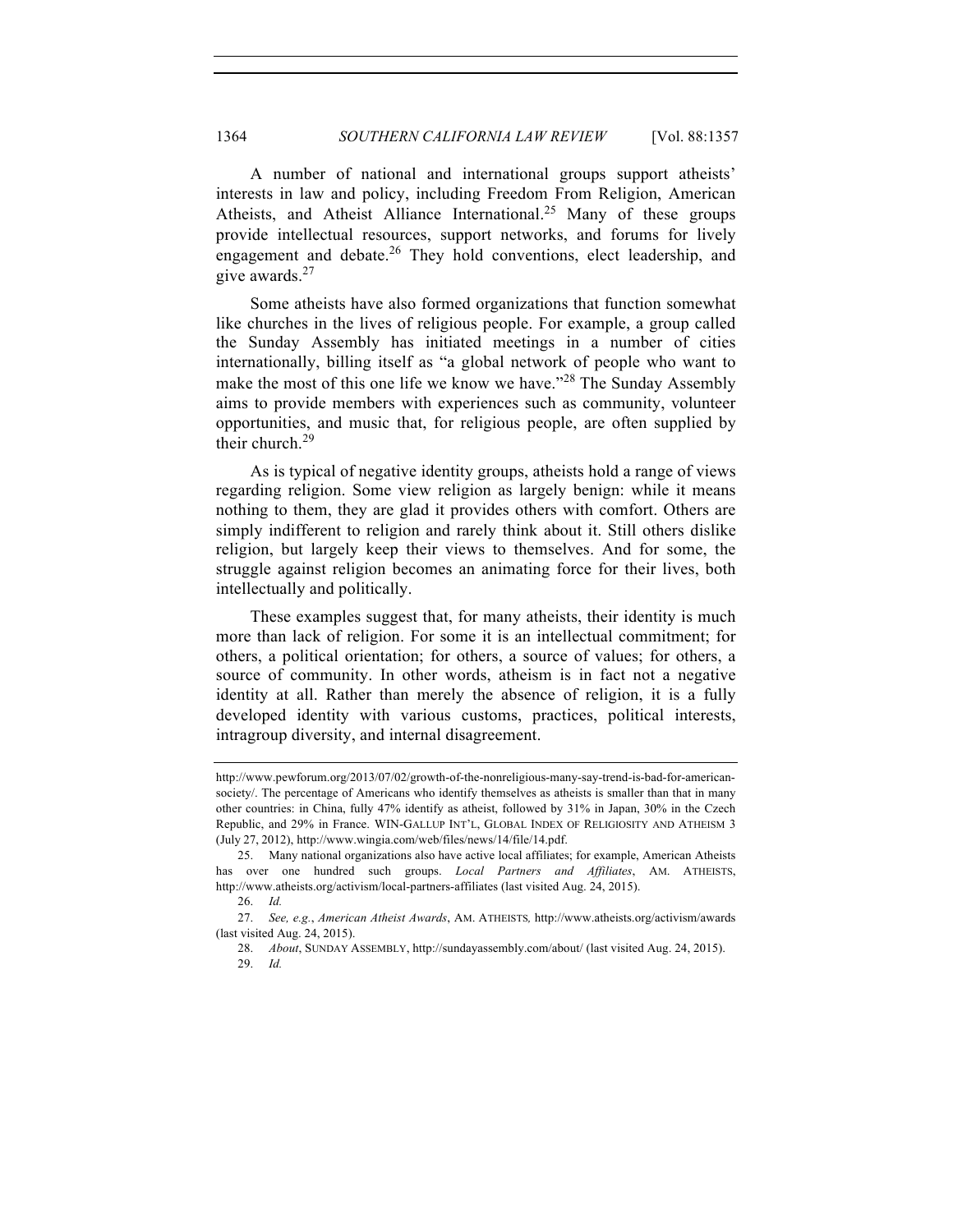A number of national and international groups support atheists' interests in law and policy, including Freedom From Religion, American Atheists, and Atheist Alliance International.[25] Many of these groups provide intellectual resources, support networks, and forums for lively engagement and debate.[26] They hold conventions, elect leadership, and give awards.[27]

Some atheists have also formed organizations that function somewhat like churches in the lives of religious people. For example, a group called the Sunday Assembly has initiated meetings in a number of cities internationally, billing itself as "a global network of people who want to make the most of this one life we know we have."[28] The Sunday Assembly aims to provide members with experiences such as community, volunteer opportunities, and music that, for religious people, are often supplied by their church.[29]

As is typical of negative identity groups, atheists hold a range of views regarding religion. Some view religion as largely benign: while it means nothing to them, they are glad it provides others with comfort. Others are simply indifferent to religion and rarely think about it. Still others dislike religion, but largely keep their views to themselves. And for some, the struggle against religion becomes an animating force for their lives, both intellectually and politically.

These examples suggest that, for many atheists, their identity is much more than lack of religion. For some it is an intellectual commitment; for others, a political orientation; for others, a source of values; for others, a source of community. In other words, atheism is in fact not a negative identity at all. Rather than merely the absence of religion, it is a fully developed identity with various customs, practices, political interests, intragroup diversity, and internal disagreement.

---

http://www.pewforum.org/2013/07/02/growth-of-the-nonreligious-many-say-trend-is-bad-for-american-society/. The percentage of Americans who identify themselves as atheists is smaller than that in many other countries: in China, fully 47% identify as atheist, followed by 31% in Japan, 30% in the Czech Republic, and 29% in France. WIN-GALLUP INT'L, GLOBAL INDEX OF RELIGIOSITY AND ATHEISM 3 (July 27, 2012), http://www.wingia.com/web/files/news/14/file/14.pdf.

25. Many national organizations also have active local affiliates; for example, American Atheists has over one hundred such groups. *Local Partners and Affiliates*, AM. ATHEISTS, http://www.atheists.org/activism/local-partners-affiliates (last visited Aug. 24, 2015).

26. *Id.*

27. *See, e.g.*, *American Atheist Awards*, AM. ATHEISTS, http://www.atheists.org/activism/awards (last visited Aug. 24, 2015).

28. *About*, SUNDAY ASSEMBLY, http://sundayassembly.com/about/ (last visited Aug. 24, 2015).

29. *Id.*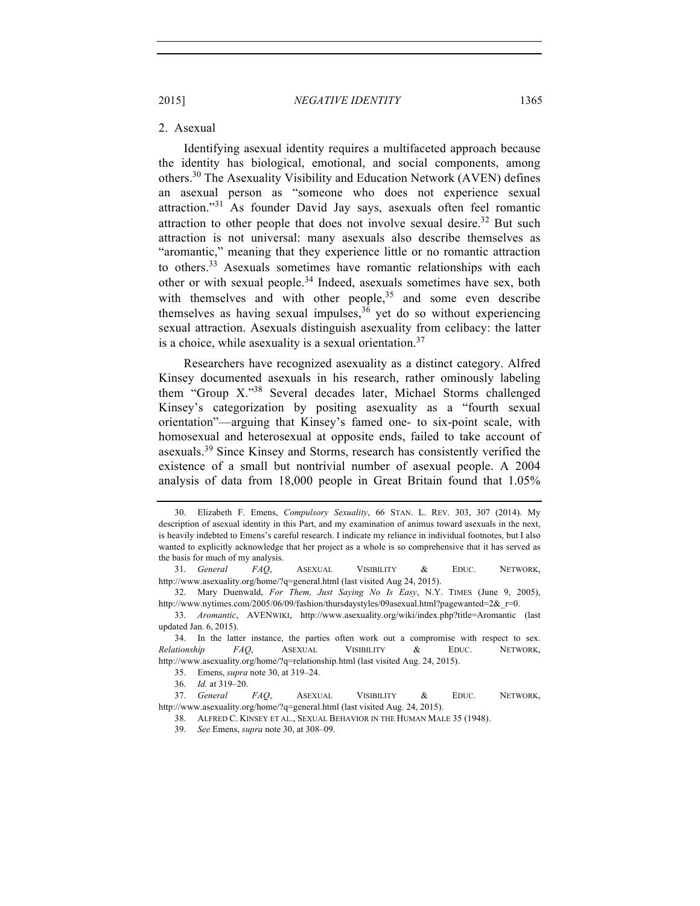### 2. Asexual

Identifying asexual identity requires a multifaceted approach because the identity has biological, emotional, and social components, among others.[30] The Asexuality Visibility and Education Network (AVEN) defines an asexual person as "someone who does not experience sexual attraction."[31] As founder David Jay says, asexuals often feel romantic attraction to other people that does not involve sexual desire.[32] But such attraction is not universal: many asexuals also describe themselves as "aromantic," meaning that they experience little or no romantic attraction to others.[33] Asexuals sometimes have romantic relationships with each other or with sexual people.[34] Indeed, asexuals sometimes have sex, both with themselves and with other people,[35] and some even describe themselves as having sexual impulses,[36] yet do so without experiencing sexual attraction. Asexuals distinguish asexuality from celibacy: the latter is a choice, while asexuality is a sexual orientation.[37]

Researchers have recognized asexuality as a distinct category. Alfred Kinsey documented asexuals in his research, rather ominously labeling them "Group X."[38] Several decades later, Michael Storms challenged Kinsey's categorization by positing asexuality as a "fourth sexual orientation"—arguing that Kinsey's famed one- to six-point scale, with homosexual and heterosexual at opposite ends, failed to take account of asexuals.[39] Since Kinsey and Storms, research has consistently verified the existence of a small but nontrivial number of asexual people. A 2004 analysis of data from 18,000 people in Great Britain found that 1.05%

---

30. Elizabeth F. Emens, *Compulsory Sexuality*, 66 STAN. L. REV. 303, 307 (2014). My description of asexual identity in this Part, and my examination of animus toward asexuals in the next, is heavily indebted to Emens's careful research. I indicate my reliance in individual footnotes, but I also wanted to explicitly acknowledge that her project as a whole is so comprehensive that it has served as the basis for much of my analysis.

31. *General FAQ*, ASEXUAL VISIBILITY & EDUC. NETWORK, http://www.asexuality.org/home/?q=general.html (last visited Aug 24, 2015).

32. Mary Duenwald, *For Them, Just Saying No Is Easy*, N.Y. TIMES (June 9, 2005), http://www.nytimes.com/2005/06/09/fashion/thursdaystyles/09asexual.html?pagewanted=2&_r=0.

33. *Aromantic*, AVENWIKI, http://www.asexuality.org/wiki/index.php?title=Aromantic (last updated Jan. 6, 2015).

34. In the latter instance, the parties often work out a compromise with respect to sex. *Relationship FAQ*, ASEXUAL VISIBILITY & EDUC. NETWORK, http://www.asexuality.org/home/?q=relationship.html (last visited Aug. 24, 2015).

35. Emens, *supra* note 30, at 319–24.

36. *Id.* at 319–20.

37. *General FAQ*, ASEXUAL VISIBILITY & EDUC. NETWORK, http://www.asexuality.org/home/?q=general.html (last visited Aug. 24, 2015).

38. ALFRED C. KINSEY ET AL., SEXUAL BEHAVIOR IN THE HUMAN MALE 35 (1948).

39. *See* Emens, *supra* note 30, at 308–09.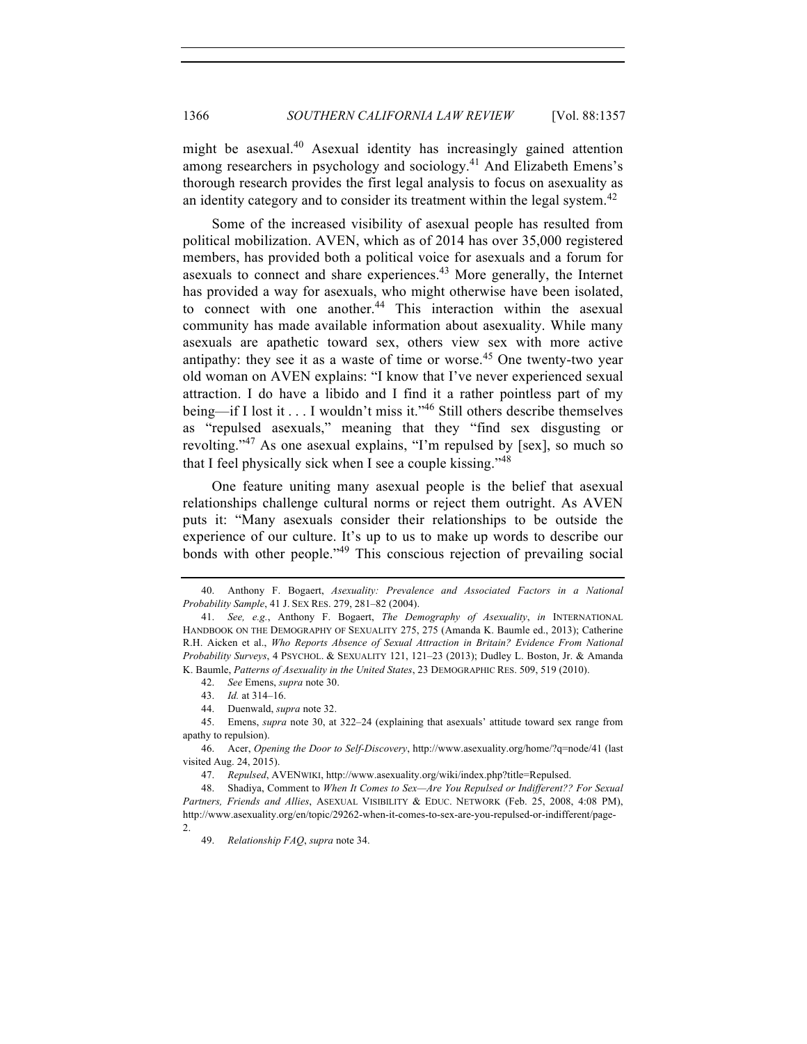might be asexual.[40] Asexual identity has increasingly gained attention among researchers in psychology and sociology.[41] And Elizabeth Emens's thorough research provides the first legal analysis to focus on asexuality as an identity category and to consider its treatment within the legal system.[42]

Some of the increased visibility of asexual people has resulted from political mobilization. AVEN, which as of 2014 has over 35,000 registered members, has provided both a political voice for asexuals and a forum for asexuals to connect and share experiences.[43] More generally, the Internet has provided a way for asexuals, who might otherwise have been isolated, to connect with one another.[44] This interaction within the asexual community has made available information about asexuality. While many asexuals are apathetic toward sex, others view sex with more active antipathy: they see it as a waste of time or worse.[45] One twenty-two year old woman on AVEN explains: "I know that I've never experienced sexual attraction. I do have a libido and I find it a rather pointless part of my being—if I lost it . . . I wouldn't miss it."[46] Still others describe themselves as "repulsed asexuals," meaning that they "find sex disgusting or revolting."[47] As one asexual explains, "I'm repulsed by [sex], so much so that I feel physically sick when I see a couple kissing."[48]

One feature uniting many asexual people is the belief that asexual relationships challenge cultural norms or reject them outright. As AVEN puts it: "Many asexuals consider their relationships to be outside the experience of our culture. It's up to us to make up words to describe our bonds with other people."[49] This conscious rejection of prevailing social

---

40. Anthony F. Bogaert, *Asexuality: Prevalence and Associated Factors in a National Probability Sample*, 41 J. SEX RES. 279, 281–82 (2004).

41. *See, e.g.*, Anthony F. Bogaert, *The Demography of Asexuality*, *in* INTERNATIONAL HANDBOOK ON THE DEMOGRAPHY OF SEXUALITY 275, 275 (Amanda K. Baumle ed., 2013); Catherine R.H. Aicken et al., *Who Reports Absence of Sexual Attraction in Britain? Evidence From National Probability Surveys*, 4 PSYCHOL. & SEXUALITY 121, 121–23 (2013); Dudley L. Boston, Jr. & Amanda K. Baumle, *Patterns of Asexuality in the United States*, 23 DEMOGRAPHIC RES. 509, 519 (2010).

42. *See* Emens, *supra* note 30.

43. *Id.* at 314–16.

44. Duenwald, *supra* note 32.

45. Emens, *supra* note 30, at 322–24 (explaining that asexuals' attitude toward sex range from apathy to repulsion).

46. Acer, *Opening the Door to Self-Discovery*, http://www.asexuality.org/home/?q=node/41 (last visited Aug. 24, 2015).

47. *Repulsed*, AVENWIKI, http://www.asexuality.org/wiki/index.php?title=Repulsed.

48. Shadiya, Comment to *When It Comes to Sex—Are You Repulsed or Indifferent?? For Sexual Partners, Friends and Allies*, ASEXUAL VISIBILITY & EDUC. NETWORK (Feb. 25, 2008, 4:08 PM), http://www.asexuality.org/en/topic/29262-when-it-comes-to-sex-are-you-repulsed-or-indifferent/page-2.

49. *Relationship FAQ*, *supra* note 34.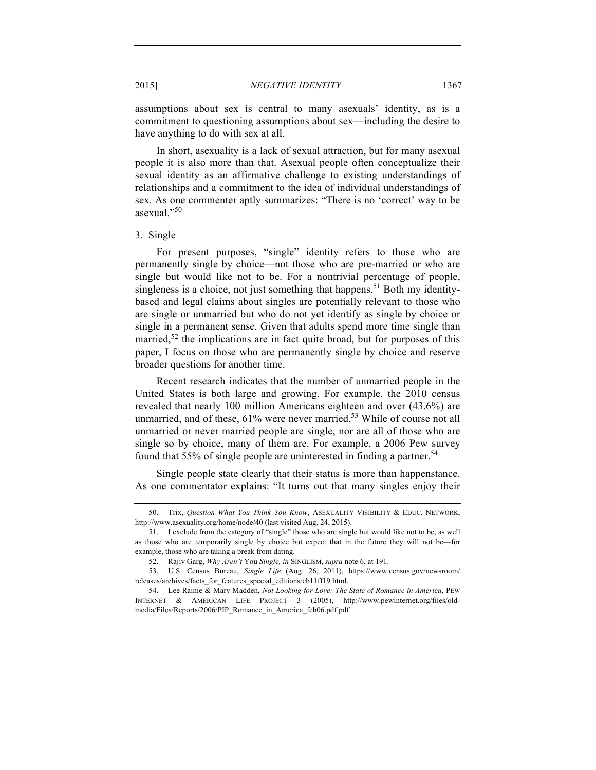assumptions about sex is central to many asexuals' identity, as is a commitment to questioning assumptions about sex—including the desire to have anything to do with sex at all.

In short, asexuality is a lack of sexual attraction, but for many asexual people it is also more than that. Asexual people often conceptualize their sexual identity as an affirmative challenge to existing understandings of relationships and a commitment to the idea of individual understandings of sex. As one commenter aptly summarizes: "There is no 'correct' way to be asexual."[50]

### 3. Single

For present purposes, "single" identity refers to those who are permanently single by choice—not those who are pre-married or who are single but would like not to be. For a nontrivial percentage of people, singleness is a choice, not just something that happens.[51] Both my identity-based and legal claims about singles are potentially relevant to those who are single or unmarried but who do not yet identify as single by choice or single in a permanent sense. Given that adults spend more time single than married,[52] the implications are in fact quite broad, but for purposes of this paper, I focus on those who are permanently single by choice and reserve broader questions for another time.

Recent research indicates that the number of unmarried people in the United States is both large and growing. For example, the 2010 census revealed that nearly 100 million Americans eighteen and over (43.6%) are unmarried, and of these, 61% were never married.[53] While of course not all unmarried or never married people are single, nor are all of those who are single so by choice, many of them are. For example, a 2006 Pew survey found that 55% of single people are uninterested in finding a partner.[54]

Single people state clearly that their status is more than happenstance. As one commentator explains: "It turns out that many singles enjoy their

---

50. Trix, *Question What You Think You Know*, ASEXUALITY VISIBILITY & EDUC. NETWORK, http://www.asexuality.org/home/node/40 (last visited Aug. 24, 2015).

51. I exclude from the category of "single" those who are single but would like not to be, as well as those who are temporarily single by choice but expect that in the future they will not be—for example, those who are taking a break from dating.

52. Rajiv Garg, *Why Aren't* You *Single, in* SINGLISM, *supra* note 6, at 191.

53. U.S. Census Bureau, *Single Life* (Aug. 26, 2011), https://www.census.gov/newsroom/releases/archives/facts_for_features_special_editions/cb11ff19.html.

54. Lee Rainie & Mary Madden, *Not Looking for Love: The State of Romance in America*, PEW INTERNET & AMERICAN LIFE PROJECT 3 (2005), http://www.pewinternet.org/files/old-media/Files/Reports/2006/PIP_Romance_in_America_feb06.pdf.pdf.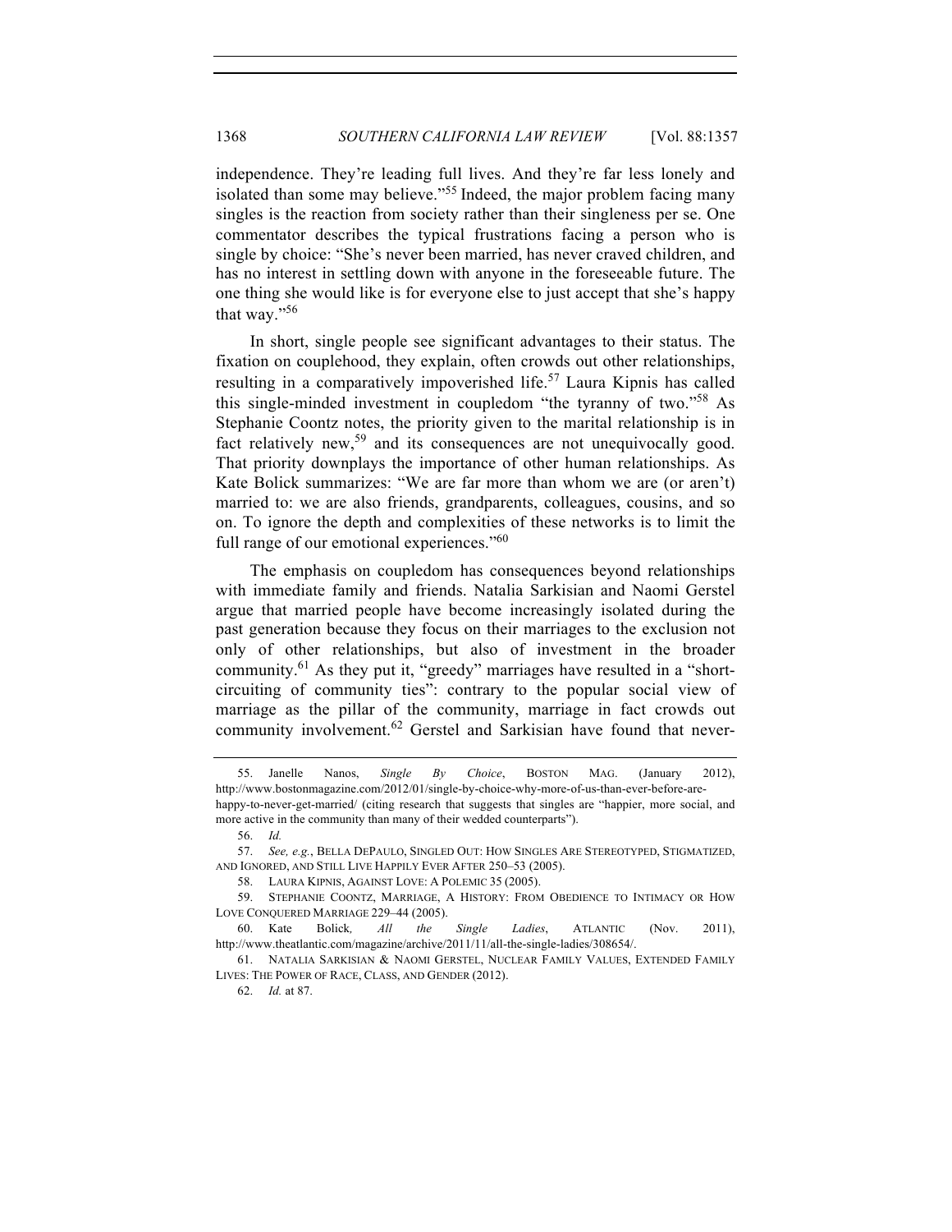independence. They're leading full lives. And they're far less lonely and isolated than some may believe."[55] Indeed, the major problem facing many singles is the reaction from society rather than their singleness per se. One commentator describes the typical frustrations facing a person who is single by choice: "She's never been married, has never craved children, and has no interest in settling down with anyone in the foreseeable future. The one thing she would like is for everyone else to just accept that she's happy that way."[56]

In short, single people see significant advantages to their status. The fixation on couplehood, they explain, often crowds out other relationships, resulting in a comparatively impoverished life.[57] Laura Kipnis has called this single-minded investment in coupledom "the tyranny of two."[58] As Stephanie Coontz notes, the priority given to the marital relationship is in fact relatively new,[59] and its consequences are not unequivocally good. That priority downplays the importance of other human relationships. As Kate Bolick summarizes: "We are far more than whom we are (or aren't) married to: we are also friends, grandparents, colleagues, cousins, and so on. To ignore the depth and complexities of these networks is to limit the full range of our emotional experiences."[60]

The emphasis on coupledom has consequences beyond relationships with immediate family and friends. Natalia Sarkisian and Naomi Gerstel argue that married people have become increasingly isolated during the past generation because they focus on their marriages to the exclusion not only of other relationships, but also of investment in the broader community.[61] As they put it, "greedy" marriages have resulted in a "short-circuiting of community ties": contrary to the popular social view of marriage as the pillar of the community, marriage in fact crowds out community involvement.[62] Gerstel and Sarkisian have found that never-

---

55. Janelle Nanos, *Single By Choice*, BOSTON MAG. (January 2012), http://www.bostonmagazine.com/2012/01/single-by-choice-why-more-of-us-than-ever-before-are-happy-to-never-get-married/ (citing research that suggests that singles are "happier, more social, and more active in the community than many of their wedded counterparts").

56. *Id.*

57. *See, e.g.*, BELLA DEPAULO, SINGLED OUT: HOW SINGLES ARE STEREOTYPED, STIGMATIZED, AND IGNORED, AND STILL LIVE HAPPILY EVER AFTER 250–53 (2005).

58. LAURA KIPNIS, AGAINST LOVE: A POLEMIC 35 (2005).

59. STEPHANIE COONTZ, MARRIAGE, A HISTORY: FROM OBEDIENCE TO INTIMACY OR HOW LOVE CONQUERED MARRIAGE 229–44 (2005).

60. Kate Bolick*, All the Single Ladies*, ATLANTIC (Nov. 2011), http://www.theatlantic.com/magazine/archive/2011/11/all-the-single-ladies/308654/.

61. NATALIA SARKISIAN & NAOMI GERSTEL, NUCLEAR FAMILY VALUES, EXTENDED FAMILY LIVES: THE POWER OF RACE, CLASS, AND GENDER (2012).

62. *Id.* at 87.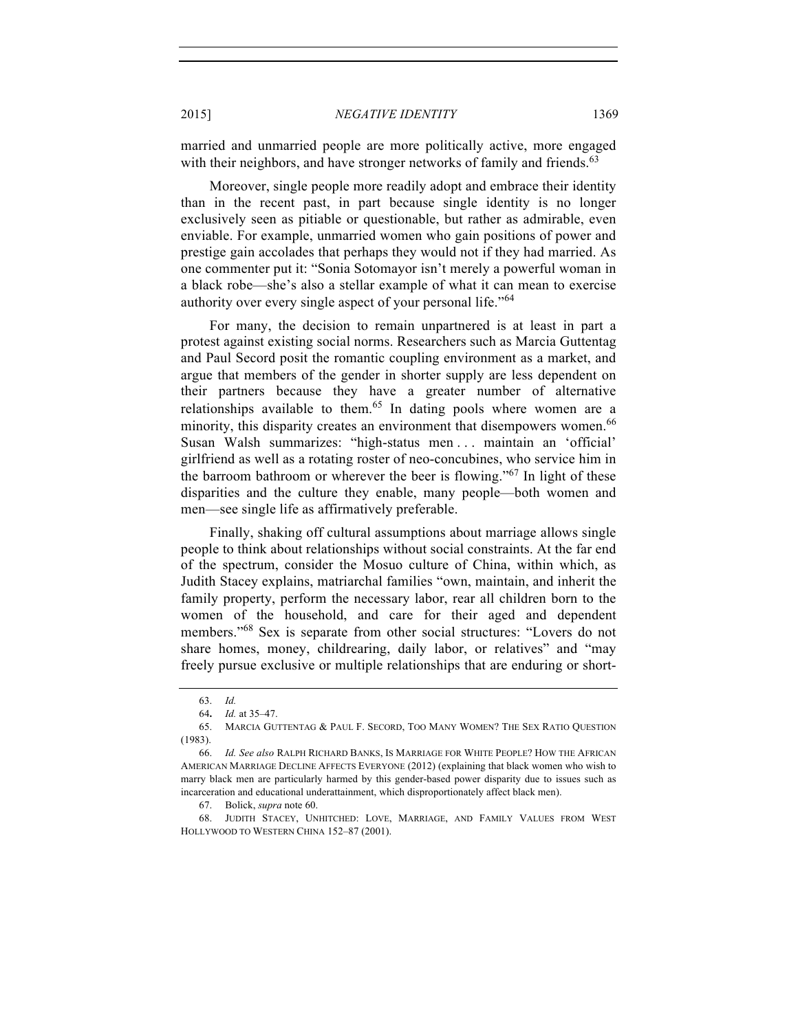married and unmarried people are more politically active, more engaged with their neighbors, and have stronger networks of family and friends.[63]

Moreover, single people more readily adopt and embrace their identity than in the recent past, in part because single identity is no longer exclusively seen as pitiable or questionable, but rather as admirable, even enviable. For example, unmarried women who gain positions of power and prestige gain accolades that perhaps they would not if they had married. As one commenter put it: "Sonia Sotomayor isn't merely a powerful woman in a black robe—she's also a stellar example of what it can mean to exercise authority over every single aspect of your personal life."[64]

For many, the decision to remain unpartnered is at least in part a protest against existing social norms. Researchers such as Marcia Guttentag and Paul Secord posit the romantic coupling environment as a market, and argue that members of the gender in shorter supply are less dependent on their partners because they have a greater number of alternative relationships available to them.[65] In dating pools where women are a minority, this disparity creates an environment that disempowers women.[66] Susan Walsh summarizes: "high-status men . . . maintain an 'official' girlfriend as well as a rotating roster of neo-concubines, who service him in the barroom bathroom or wherever the beer is flowing."[67] In light of these disparities and the culture they enable, many people—both women and men—see single life as affirmatively preferable.

Finally, shaking off cultural assumptions about marriage allows single people to think about relationships without social constraints. At the far end of the spectrum, consider the Mosuo culture of China, within which, as Judith Stacey explains, matriarchal families "own, maintain, and inherit the family property, perform the necessary labor, rear all children born to the women of the household, and care for their aged and dependent members."[68] Sex is separate from other social structures: "Lovers do not share homes, money, childrearing, daily labor, or relatives" and "may freely pursue exclusive or multiple relationships that are enduring or short-

---

63. *Id.*

64. *Id.* at 35–47.

65. MARCIA GUTTENTAG & PAUL F. SECORD, TOO MANY WOMEN? THE SEX RATIO QUESTION (1983).

66. *Id. See also* RALPH RICHARD BANKS, IS MARRIAGE FOR WHITE PEOPLE? HOW THE AFRICAN AMERICAN MARRIAGE DECLINE AFFECTS EVERYONE (2012) (explaining that black women who wish to marry black men are particularly harmed by this gender-based power disparity due to issues such as incarceration and educational underattainment, which disproportionately affect black men).

67. Bolick, *supra* note 60.

68. JUDITH STACEY, UNHITCHED: LOVE, MARRIAGE, AND FAMILY VALUES FROM WEST HOLLYWOOD TO WESTERN CHINA 152–87 (2001).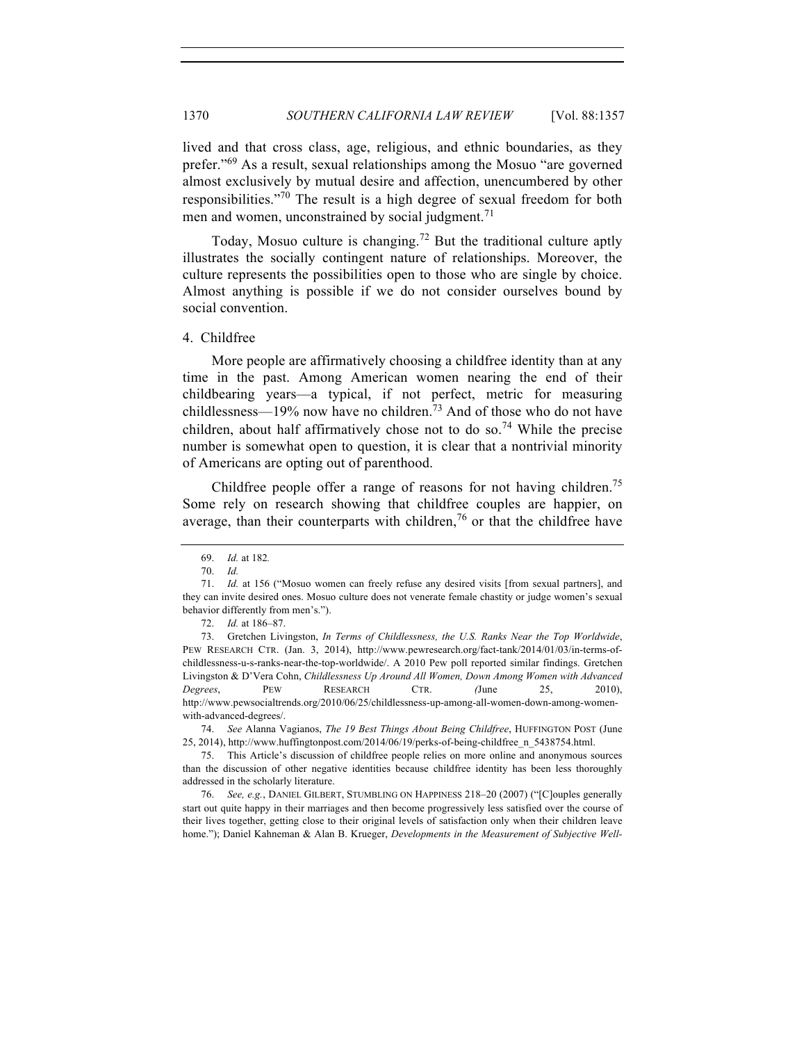lived and that cross class, age, religious, and ethnic boundaries, as they prefer."[69] As a result, sexual relationships among the Mosuo "are governed almost exclusively by mutual desire and affection, unencumbered by other responsibilities."[70] The result is a high degree of sexual freedom for both men and women, unconstrained by social judgment.[71]

Today, Mosuo culture is changing.[72] But the traditional culture aptly illustrates the socially contingent nature of relationships. Moreover, the culture represents the possibilities open to those who are single by choice. Almost anything is possible if we do not consider ourselves bound by social convention.

#### 4. Childfree

More people are affirmatively choosing a childfree identity than at any time in the past. Among American women nearing the end of their childbearing years—a typical, if not perfect, metric for measuring childlessness—19% now have no children.[73] And of those who do not have children, about half affirmatively chose not to do so.[74] While the precise number is somewhat open to question, it is clear that a nontrivial minority of Americans are opting out of parenthood.

Childfree people offer a range of reasons for not having children.[75] Some rely on research showing that childfree couples are happier, on average, than their counterparts with children,[76] or that the childfree have

---

69. *Id.* at 182.

70. *Id.*

71. *Id.* at 156 ("Mosuo women can freely refuse any desired visits [from sexual partners], and they can invite desired ones. Mosuo culture does not venerate female chastity or judge women's sexual behavior differently from men's.").

72. *Id.* at 186–87.

73. Gretchen Livingston, *In Terms of Childlessness, the U.S. Ranks Near the Top Worldwide*, PEW RESEARCH CTR. (Jan. 3, 2014), http://www.pewresearch.org/fact-tank/2014/01/03/in-terms-of-childlessness-u-s-ranks-near-the-top-worldwide/. A 2010 Pew poll reported similar findings. Gretchen Livingston & D'Vera Cohn, *Childlessness Up Around All Women, Down Among Women with Advanced Degrees*, PEW RESEARCH CTR. (June 25, 2010), http://www.pewsocialtrends.org/2010/06/25/childlessness-up-among-all-women-down-among-women-with-advanced-degrees/.

74. *See* Alanna Vagianos, *The 19 Best Things About Being Childfree*, HUFFINGTON POST (June 25, 2014), http://www.huffingtonpost.com/2014/06/19/perks-of-being-childfree_n_5438754.html.

75. This Article's discussion of childfree people relies on more online and anonymous sources than the discussion of other negative identities because childfree identity has been less thoroughly addressed in the scholarly literature.

76. *See, e.g.*, DANIEL GILBERT, STUMBLING ON HAPPINESS 218–20 (2007) ("[C]ouples generally start out quite happy in their marriages and then become progressively less satisfied over the course of their lives together, getting close to their original levels of satisfaction only when their children leave home."); Daniel Kahneman & Alan B. Krueger, *Developments in the Measurement of Subjective Well-*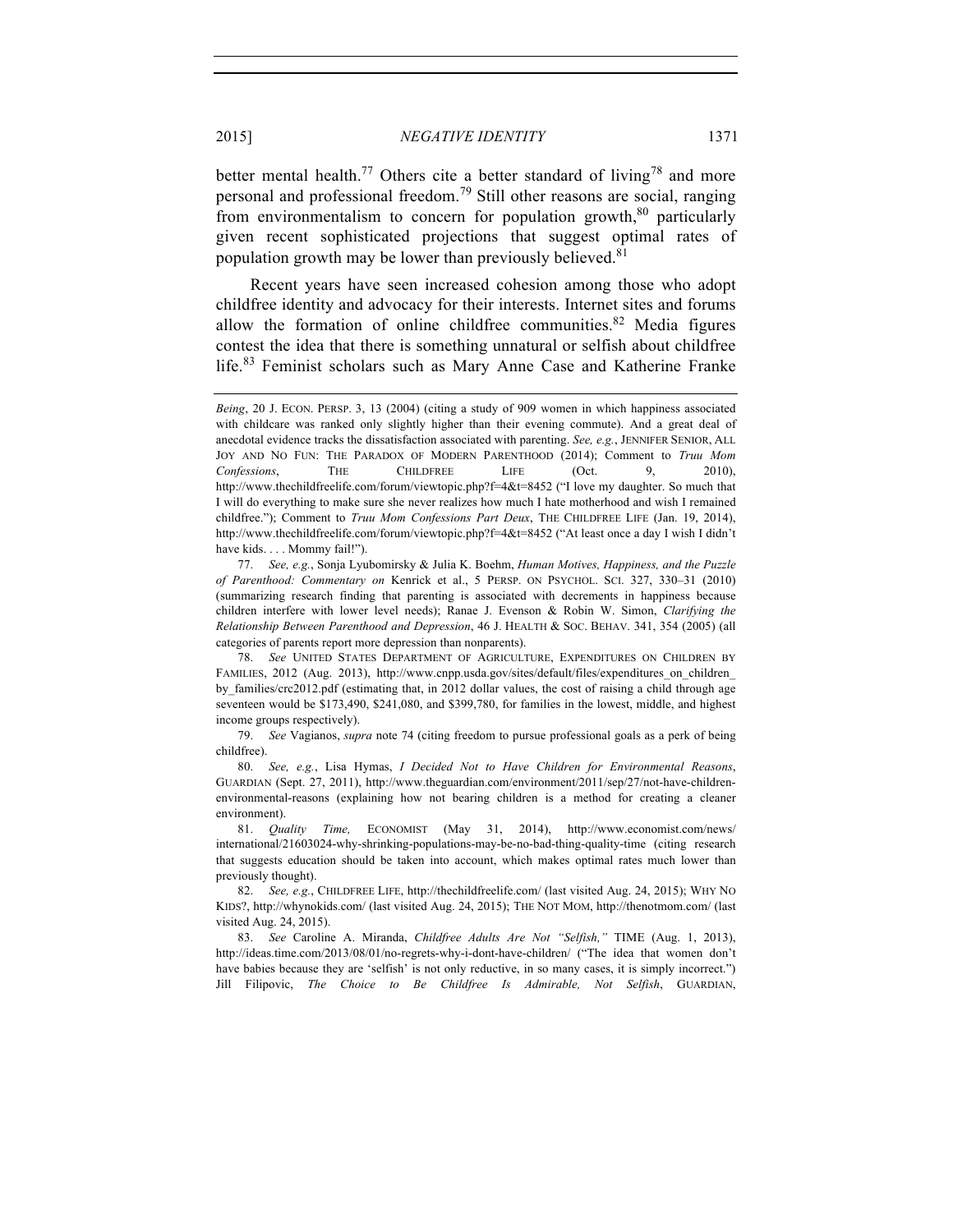better mental health.[77] Others cite a better standard of living[78] and more personal and professional freedom.[79] Still other reasons are social, ranging from environmentalism to concern for population growth,[80] particularly given recent sophisticated projections that suggest optimal rates of population growth may be lower than previously believed.[81]

Recent years have seen increased cohesion among those who adopt childfree identity and advocacy for their interests. Internet sites and forums allow the formation of online childfree communities.[82] Media figures contest the idea that there is something unnatural or selfish about childfree life.[83] Feminist scholars such as Mary Anne Case and Katherine Franke

---

*Being*, 20 J. ECON. PERSP. 3, 13 (2004) (citing a study of 909 women in which happiness associated with childcare was ranked only slightly higher than their evening commute). And a great deal of anecdotal evidence tracks the dissatisfaction associated with parenting. *See, e.g.*, JENNIFER SENIOR, ALL JOY AND NO FUN: THE PARADOX OF MODERN PARENTHOOD (2014); Comment to *Truu Mom Confessions*, THE CHILDFREE LIFE (Oct. 9, 2010), http://www.thechildfreelife.com/forum/viewtopic.php?f=4&t=8452 ("I love my daughter. So much that I will do everything to make sure she never realizes how much I hate motherhood and wish I remained childfree."); Comment to *Truu Mom Confessions Part Deux*, THE CHILDFREE LIFE (Jan. 19, 2014), http://www.thechildfreelife.com/forum/viewtopic.php?f=4&t=8452 ("At least once a day I wish I didn't have kids. . . . Mommy fail!").

77. *See, e.g.*, Sonja Lyubomirsky & Julia K. Boehm, *Human Motives, Happiness, and the Puzzle of Parenthood: Commentary on* Kenrick et al., 5 PERSP. ON PSYCHOL. SCI. 327, 330–31 (2010) (summarizing research finding that parenting is associated with decrements in happiness because children interfere with lower level needs); Ranae J. Evenson & Robin W. Simon, *Clarifying the Relationship Between Parenthood and Depression*, 46 J. HEALTH & SOC. BEHAV. 341, 354 (2005) (all categories of parents report more depression than nonparents).

78. *See* UNITED STATES DEPARTMENT OF AGRICULTURE, EXPENDITURES ON CHILDREN BY FAMILIES, 2012 (Aug. 2013), http://www.cnpp.usda.gov/sites/default/files/expenditures_on_children_by_families/crc2012.pdf (estimating that, in 2012 dollar values, the cost of raising a child through age seventeen would be $173,490, $241,080, and $399,780, for families in the lowest, middle, and highest income groups respectively).

79. *See* Vagianos, *supra* note 74 (citing freedom to pursue professional goals as a perk of being childfree).

80. *See, e.g.*, Lisa Hymas, *I Decided Not to Have Children for Environmental Reasons*, GUARDIAN (Sept. 27, 2011), http://www.theguardian.com/environment/2011/sep/27/not-have-children-environmental-reasons (explaining how not bearing children is a method for creating a cleaner environment).

81. *Quality Time,* ECONOMIST (May 31, 2014), http://www.economist.com/news/international/21603024-why-shrinking-populations-may-be-no-bad-thing-quality-time (citing research that suggests education should be taken into account, which makes optimal rates much lower than previously thought).

82. *See, e.g.*, CHILDFREE LIFE, http://thechildfreelife.com/ (last visited Aug. 24, 2015); WHY NO KIDS?, http://whynokids.com/ (last visited Aug. 24, 2015); THE NOT MOM, http://thenotmom.com/ (last visited Aug. 24, 2015).

83. *See* Caroline A. Miranda, *Childfree Adults Are Not "Selfish,"* TIME (Aug. 1, 2013), http://ideas.time.com/2013/08/01/no-regrets-why-i-dont-have-children/ ("The idea that women don't have babies because they are 'selfish' is not only reductive, in so many cases, it is simply incorrect.") Jill Filipovic, *The Choice to Be Childfree Is Admirable, Not Selfish*, GUARDIAN,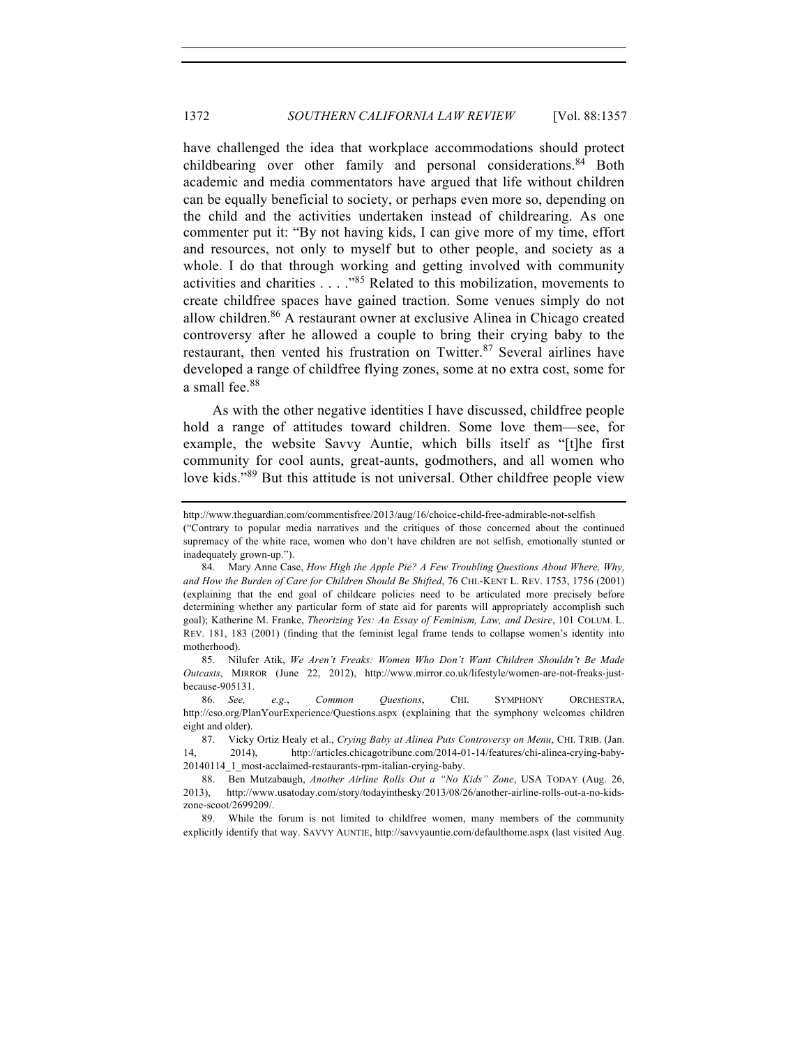have challenged the idea that workplace accommodations should protect childbearing over other family and personal considerations.[84] Both academic and media commentators have argued that life without children can be equally beneficial to society, or perhaps even more so, depending on the child and the activities undertaken instead of childrearing. As one commenter put it: "By not having kids, I can give more of my time, effort and resources, not only to myself but to other people, and society as a whole. I do that through working and getting involved with community activities and charities . . . ."[85] Related to this mobilization, movements to create childfree spaces have gained traction. Some venues simply do not allow children.[86] A restaurant owner at exclusive Alinea in Chicago created controversy after he allowed a couple to bring their crying baby to the restaurant, then vented his frustration on Twitter.[87] Several airlines have developed a range of childfree flying zones, some at no extra cost, some for a small fee.[88]

As with the other negative identities I have discussed, childfree people hold a range of attitudes toward children. Some love them—see, for example, the website Savvy Auntie, which bills itself as "[t]he first community for cool aunts, great-aunts, godmothers, and all women who love kids."[89] But this attitude is not universal. Other childfree people view

---

http://www.theguardian.com/commentisfree/2013/aug/16/choice-child-free-admirable-not-selfish ("Contrary to popular media narratives and the critiques of those concerned about the continued supremacy of the white race, women who don't have children are not selfish, emotionally stunted or inadequately grown-up.").

84. Mary Anne Case, *How High the Apple Pie? A Few Troubling Questions About Where, Why, and How the Burden of Care for Children Should Be Shifted*, 76 CHI.-KENT L. REV. 1753, 1756 (2001) (explaining that the end goal of childcare policies need to be articulated more precisely before determining whether any particular form of state aid for parents will appropriately accomplish such goal); Katherine M. Franke, *Theorizing Yes: An Essay of Feminism, Law, and Desire*, 101 COLUM. L. REV. 181, 183 (2001) (finding that the feminist legal frame tends to collapse women's identity into motherhood).

85. Nilufer Atik, *We Aren't Freaks: Women Who Don't Want Children Shouldn't Be Made Outcasts*, MIRROR (June 22, 2012), http://www.mirror.co.uk/lifestyle/women-are-not-freaks-just-because-905131.

86. *See, e.g.*, *Common Questions*, CHI. SYMPHONY ORCHESTRA, http://cso.org/PlanYourExperience/Questions.aspx (explaining that the symphony welcomes children eight and older).

87. Vicky Ortiz Healy et al., *Crying Baby at Alinea Puts Controversy on Menu*, CHI. TRIB. (Jan. 14, 2014), http://articles.chicagotribune.com/2014-01-14/features/chi-alinea-crying-baby-20140114_1_most-acclaimed-restaurants-rpm-italian-crying-baby.

88. Ben Mutzabaugh, *Another Airline Rolls Out a "No Kids" Zone*, USA TODAY (Aug. 26, 2013), http://www.usatoday.com/story/todayinthesky/2013/08/26/another-airline-rolls-out-a-no-kids-zone-scoot/2699209/.

89. While the forum is not limited to childfree women, many members of the community explicitly identify that way. SAVVY AUNTIE, http://savvyauntie.com/defaulthome.aspx (last visited Aug.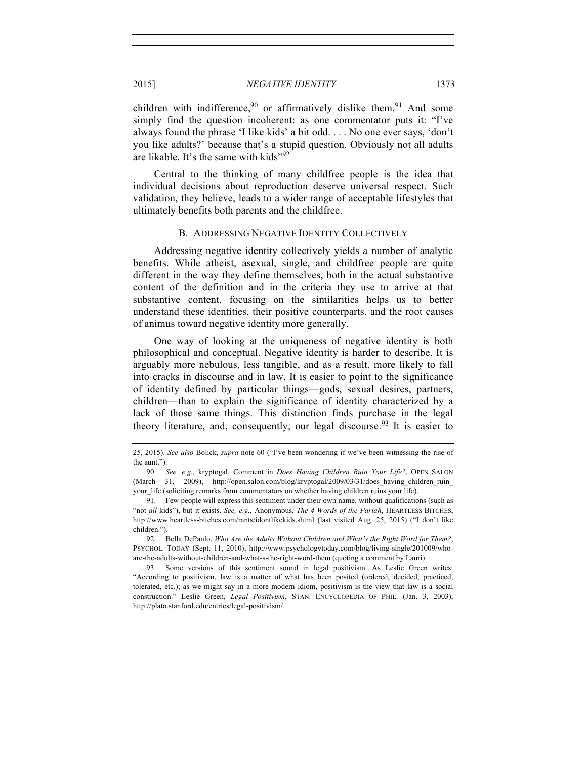children with indifference,[90] or affirmatively dislike them.[91] And some simply find the question incoherent: as one commentator puts it: "I've always found the phrase 'I like kids' a bit odd. . . . No one ever says, 'don't you like adults?' because that's a stupid question. Obviously not all adults are likable. It's the same with kids"[92]

Central to the thinking of many childfree people is the idea that individual decisions about reproduction deserve universal respect. Such validation, they believe, leads to a wider range of acceptable lifestyles that ultimately benefits both parents and the childfree.

### B. ADDRESSING NEGATIVE IDENTITY COLLECTIVELY

Addressing negative identity collectively yields a number of analytic benefits. While atheist, asexual, single, and childfree people are quite different in the way they define themselves, both in the actual substantive content of the definition and in the criteria they use to arrive at that substantive content, focusing on the similarities helps us to better understand these identities, their positive counterparts, and the root causes of animus toward negative identity more generally.

One way of looking at the uniqueness of negative identity is both philosophical and conceptual. Negative identity is harder to describe. It is arguably more nebulous, less tangible, and as a result, more likely to fall into cracks in discourse and in law. It is easier to point to the significance of identity defined by particular things—gods, sexual desires, partners, children—than to explain the significance of identity characterized by a lack of those same things. This distinction finds purchase in the legal theory literature, and, consequently, our legal discourse.[93] It is easier to

---

25, 2015). *See also* Bolick, *supra* note 60 ("I've been wondering if we've been witnessing the rise of the aunt.").

90. *See, e.g.*, kryptogal, Comment in *Does Having Children Ruin Your Life?*, OPEN SALON (March 31, 2009), http://open.salon.com/blog/kryptogal/2009/03/31/does_having_children_ruin_your_life (soliciting remarks from commentators on whether having children ruins your life).

91. Few people will express this sentiment under their own name, without qualifications (such as "not *all* kids"), but it exists. *See, e.g.*, Anonymous, *The 4 Words of the Pariah*, HEARTLESS BITCHES, http://www.heartless-bitches.com/rants/idontlikekids.shtml (last visited Aug. 25, 2015) ("I don't like children.").

92. Bella DePaulo, *Who Are the Adults Without Children and What's the Right Word for Them?*, PSYCHOL. TODAY (Sept. 11, 2010), http://www.psychologytoday.com/blog/living-single/201009/who-are-the-adults-without-children-and-what-s-the-right-word-them (quoting a comment by Lauri).

93. Some versions of this sentiment sound in legal positivism. As Leslie Green writes: "According to positivism, law is a matter of what has been posited (ordered, decided, practiced, tolerated, etc.); as we might say in a more modern idiom, positivism is the view that law is a social construction." Leslie Green, *Legal Positivism*, STAN. ENCYCLOPEDIA OF PHIL. (Jan. 3, 2003), http://plato.stanford.edu/entries/legal-positivism/.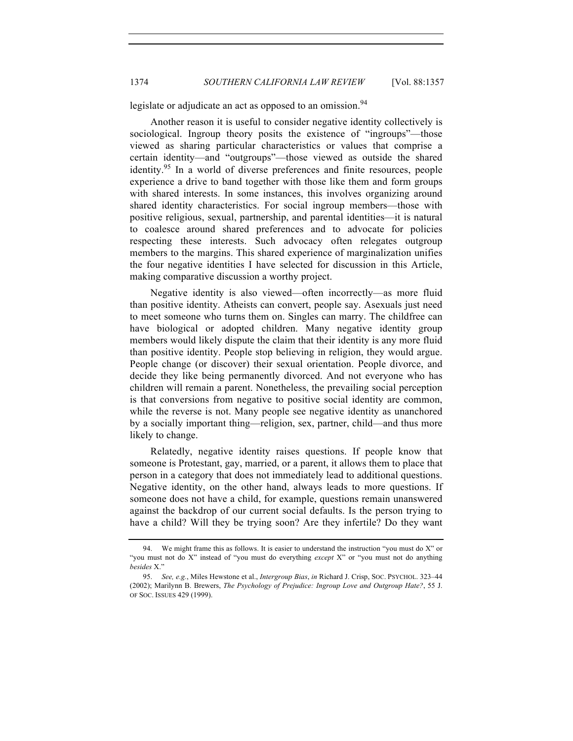legislate or adjudicate an act as opposed to an omission.[94]

Another reason it is useful to consider negative identity collectively is sociological. Ingroup theory posits the existence of "ingroups"—those viewed as sharing particular characteristics or values that comprise a certain identity—and "outgroups"—those viewed as outside the shared identity.[95] In a world of diverse preferences and finite resources, people experience a drive to band together with those like them and form groups with shared interests. In some instances, this involves organizing around shared identity characteristics. For social ingroup members—those with positive religious, sexual, partnership, and parental identities—it is natural to coalesce around shared preferences and to advocate for policies respecting these interests. Such advocacy often relegates outgroup members to the margins. This shared experience of marginalization unifies the four negative identities I have selected for discussion in this Article, making comparative discussion a worthy project.

Negative identity is also viewed—often incorrectly—as more fluid than positive identity. Atheists can convert, people say. Asexuals just need to meet someone who turns them on. Singles can marry. The childfree can have biological or adopted children. Many negative identity group members would likely dispute the claim that their identity is any more fluid than positive identity. People stop believing in religion, they would argue. People change (or discover) their sexual orientation. People divorce, and decide they like being permanently divorced. And not everyone who has children will remain a parent. Nonetheless, the prevailing social perception is that conversions from negative to positive social identity are common, while the reverse is not. Many people see negative identity as unanchored by a socially important thing—religion, sex, partner, child—and thus more likely to change.

Relatedly, negative identity raises questions. If people know that someone is Protestant, gay, married, or a parent, it allows them to place that person in a category that does not immediately lead to additional questions. Negative identity, on the other hand, always leads to more questions. If someone does not have a child, for example, questions remain unanswered against the backdrop of our current social defaults. Is the person trying to have a child? Will they be trying soon? Are they infertile? Do they want

---

94. We might frame this as follows. It is easier to understand the instruction "you must do X" or "you must not do X" instead of "you must do everything *except* X" or "you must not do anything *besides* X."

95. *See, e.g.*, Miles Hewstone et al., *Intergroup Bias*, *in* Richard J. Crisp, SOC. PSYCHOL. 323–44 (2002); Marilynn B. Brewers, *The Psychology of Prejudice: Ingroup Love and Outgroup Hate?*, 55 J. OF SOC. ISSUES 429 (1999).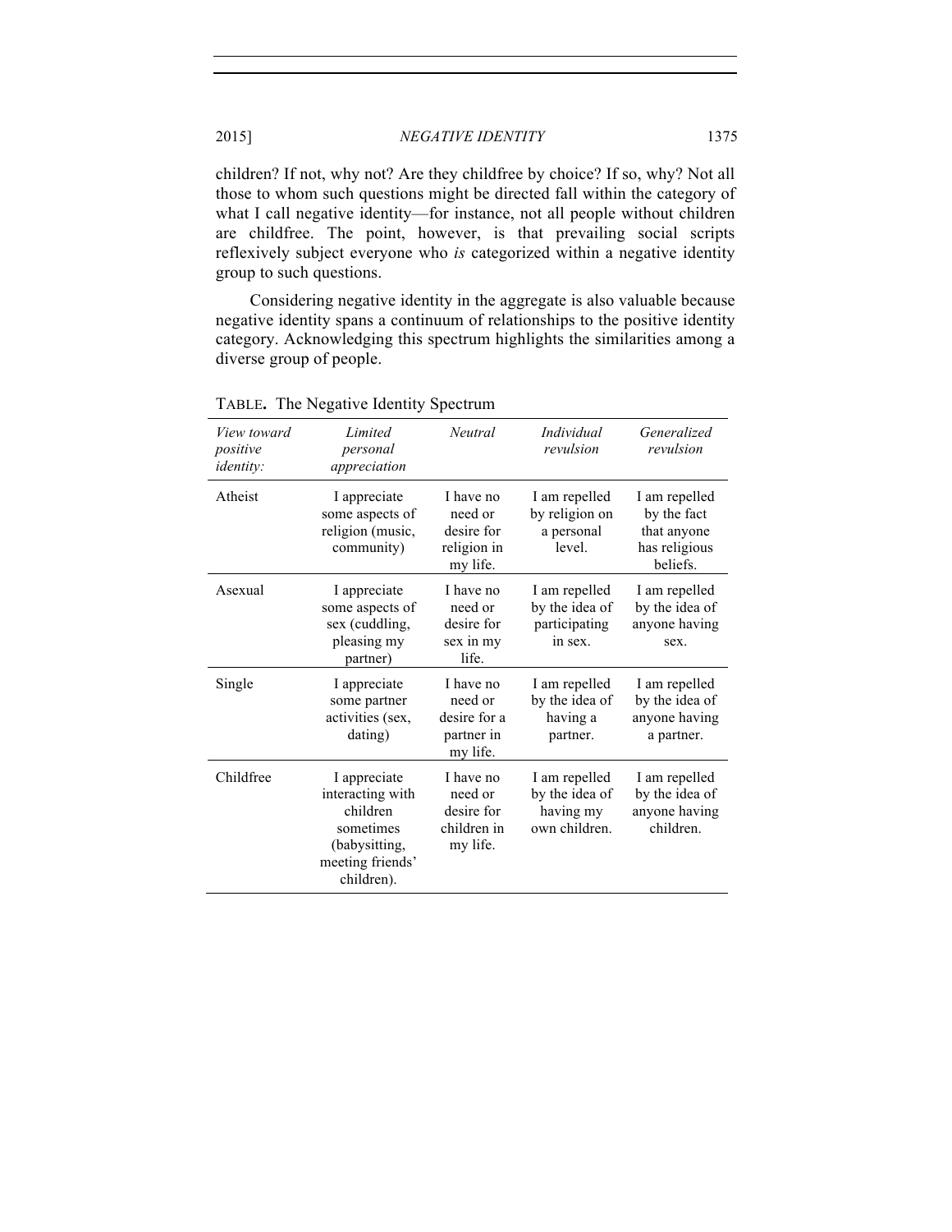children? If not, why not? Are they childfree by choice? If so, why? Not all those to whom such questions might be directed fall within the category of what I call negative identity—for instance, not all people without children are childfree. The point, however, is that prevailing social scripts reflexively subject everyone who *is* categorized within a negative identity group to such questions.

Considering negative identity in the aggregate is also valuable because negative identity spans a continuum of relationships to the positive identity category. Acknowledging this spectrum highlights the similarities among a diverse group of people.

TABLE. The Negative Identity Spectrum

| *View toward positive identity:* | *Limited personal appreciation* | *Neutral* | *Individual revulsion* | *Generalized revulsion* |
|---|---|---|---|---|
| Atheist | I appreciate some aspects of religion (music, community) | I have no need or desire for religion in my life. | I am repelled by religion on a personal level. | I am repelled by the fact that anyone has religious beliefs. |
| Asexual | I appreciate some aspects of sex (cuddling, pleasing my partner) | I have no need or desire for sex in my life. | I am repelled by the idea of participating in sex. | I am repelled by the idea of anyone having sex. |
| Single | I appreciate some partner activities (sex, dating) | I have no need or desire for a partner in my life. | I am repelled by the idea of having a partner. | I am repelled by the idea of anyone having a partner. |
| Childfree | I appreciate interacting with children sometimes (babysitting, meeting friends' children). | I have no need or desire for children in my life. | I am repelled by the idea of having my own children. | I am repelled by the idea of anyone having children. |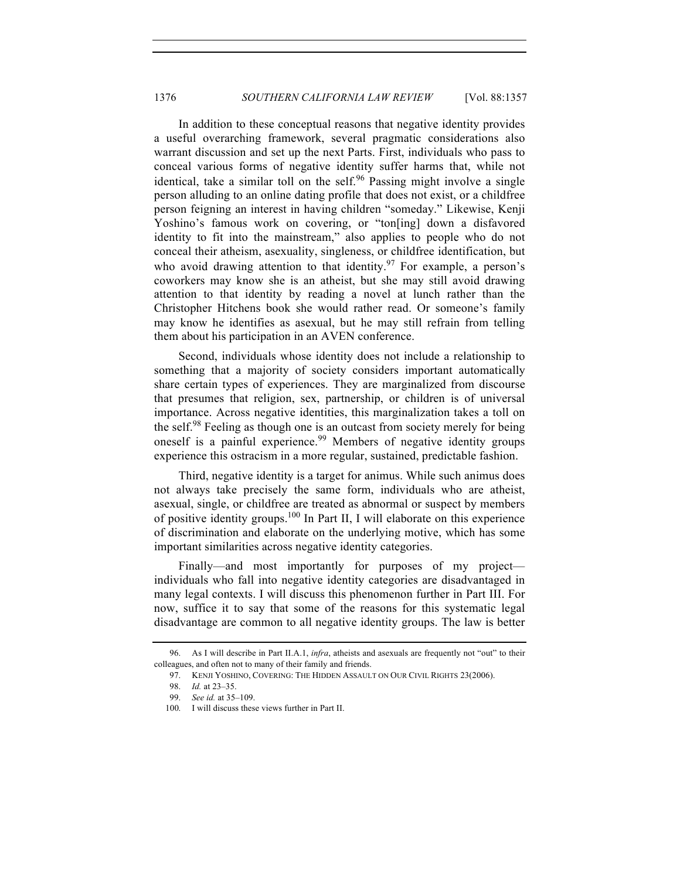In addition to these conceptual reasons that negative identity provides a useful overarching framework, several pragmatic considerations also warrant discussion and set up the next Parts. First, individuals who pass to conceal various forms of negative identity suffer harms that, while not identical, take a similar toll on the self.[96] Passing might involve a single person alluding to an online dating profile that does not exist, or a childfree person feigning an interest in having children "someday." Likewise, Kenji Yoshino's famous work on covering, or "ton[ing] down a disfavored identity to fit into the mainstream," also applies to people who do not conceal their atheism, asexuality, singleness, or childfree identification, but who avoid drawing attention to that identity.[97] For example, a person's coworkers may know she is an atheist, but she may still avoid drawing attention to that identity by reading a novel at lunch rather than the Christopher Hitchens book she would rather read. Or someone's family may know he identifies as asexual, but he may still refrain from telling them about his participation in an AVEN conference.

Second, individuals whose identity does not include a relationship to something that a majority of society considers important automatically share certain types of experiences. They are marginalized from discourse that presumes that religion, sex, partnership, or children is of universal importance. Across negative identities, this marginalization takes a toll on the self.[98] Feeling as though one is an outcast from society merely for being oneself is a painful experience.[99] Members of negative identity groups experience this ostracism in a more regular, sustained, predictable fashion.

Third, negative identity is a target for animus. While such animus does not always take precisely the same form, individuals who are atheist, asexual, single, or childfree are treated as abnormal or suspect by members of positive identity groups.[100] In Part II, I will elaborate on this experience of discrimination and elaborate on the underlying motive, which has some important similarities across negative identity categories.

Finally—and most importantly for purposes of my project—individuals who fall into negative identity categories are disadvantaged in many legal contexts. I will discuss this phenomenon further in Part III. For now, suffice it to say that some of the reasons for this systematic legal disadvantage are common to all negative identity groups. The law is better

---

96. As I will describe in Part II.A.1, *infra*, atheists and asexuals are frequently not "out" to their colleagues, and often not to many of their family and friends.

97. KENJI YOSHINO, COVERING: THE HIDDEN ASSAULT ON OUR CIVIL RIGHTS 23(2006).

98. *Id.* at 23–35.

99. *See id.* at 35–109.

100. I will discuss these views further in Part II.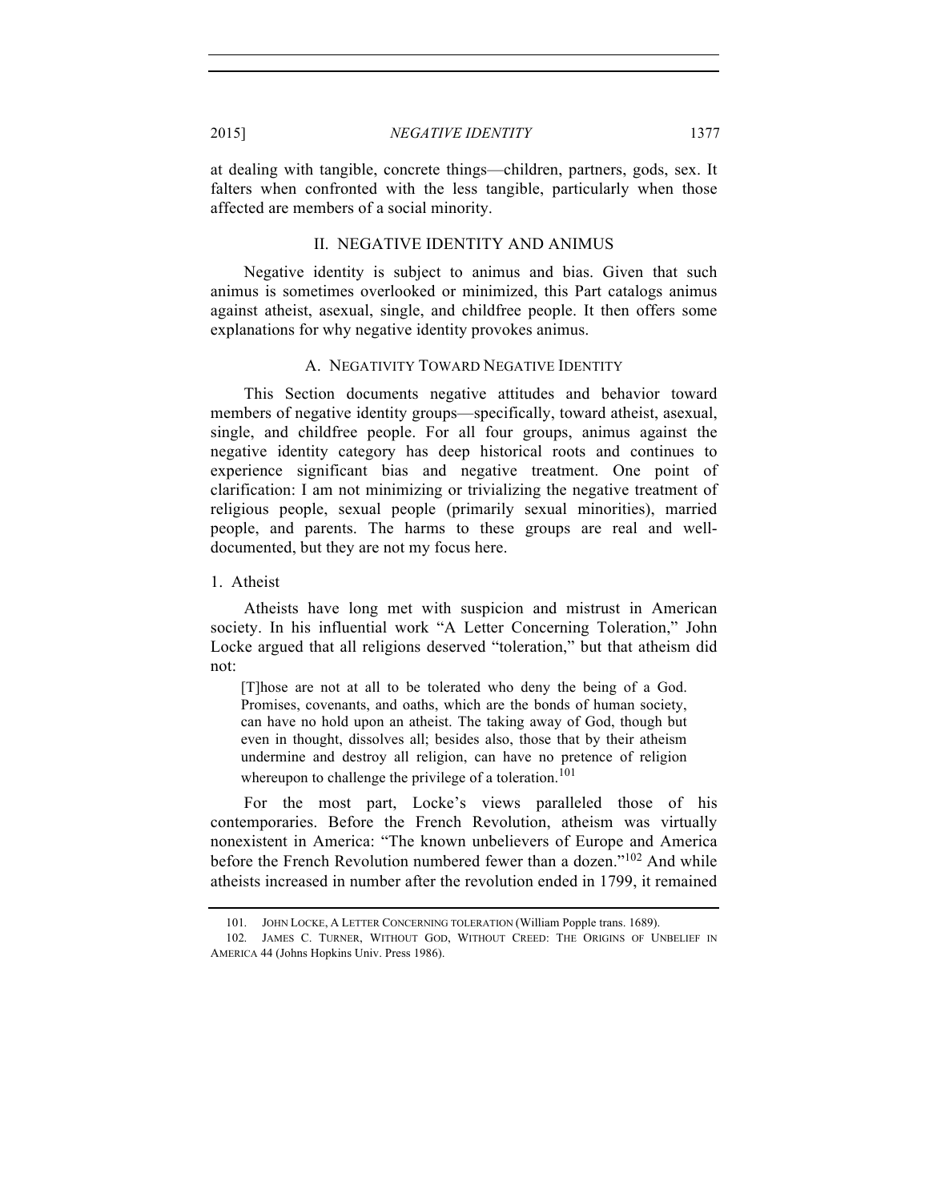at dealing with tangible, concrete things—children, partners, gods, sex. It falters when confronted with the less tangible, particularly when those affected are members of a social minority.

## II. NEGATIVE IDENTITY AND ANIMUS

Negative identity is subject to animus and bias. Given that such animus is sometimes overlooked or minimized, this Part catalogs animus against atheist, asexual, single, and childfree people. It then offers some explanations for why negative identity provokes animus.

### A. NEGATIVITY TOWARD NEGATIVE IDENTITY

This Section documents negative attitudes and behavior toward members of negative identity groups—specifically, toward atheist, asexual, single, and childfree people. For all four groups, animus against the negative identity category has deep historical roots and continues to experience significant bias and negative treatment. One point of clarification: I am not minimizing or trivializing the negative treatment of religious people, sexual people (primarily sexual minorities), married people, and parents. The harms to these groups are real and well-documented, but they are not my focus here.

#### 1. Atheist

Atheists have long met with suspicion and mistrust in American society. In his influential work "A Letter Concerning Toleration," John Locke argued that all religions deserved "toleration," but that atheism did not:

> [T]hose are not at all to be tolerated who deny the being of a God. Promises, covenants, and oaths, which are the bonds of human society, can have no hold upon an atheist. The taking away of God, though but even in thought, dissolves all; besides also, those that by their atheism undermine and destroy all religion, can have no pretence of religion whereupon to challenge the privilege of a toleration.[101]

For the most part, Locke's views paralleled those of his contemporaries. Before the French Revolution, atheism was virtually nonexistent in America: "The known unbelievers of Europe and America before the French Revolution numbered fewer than a dozen."[102] And while atheists increased in number after the revolution ended in 1799, it remained

---

101. JOHN LOCKE, A LETTER CONCERNING TOLERATION (William Popple trans. 1689).

102. JAMES C. TURNER, WITHOUT GOD, WITHOUT CREED: THE ORIGINS OF UNBELIEF IN AMERICA 44 (Johns Hopkins Univ. Press 1986).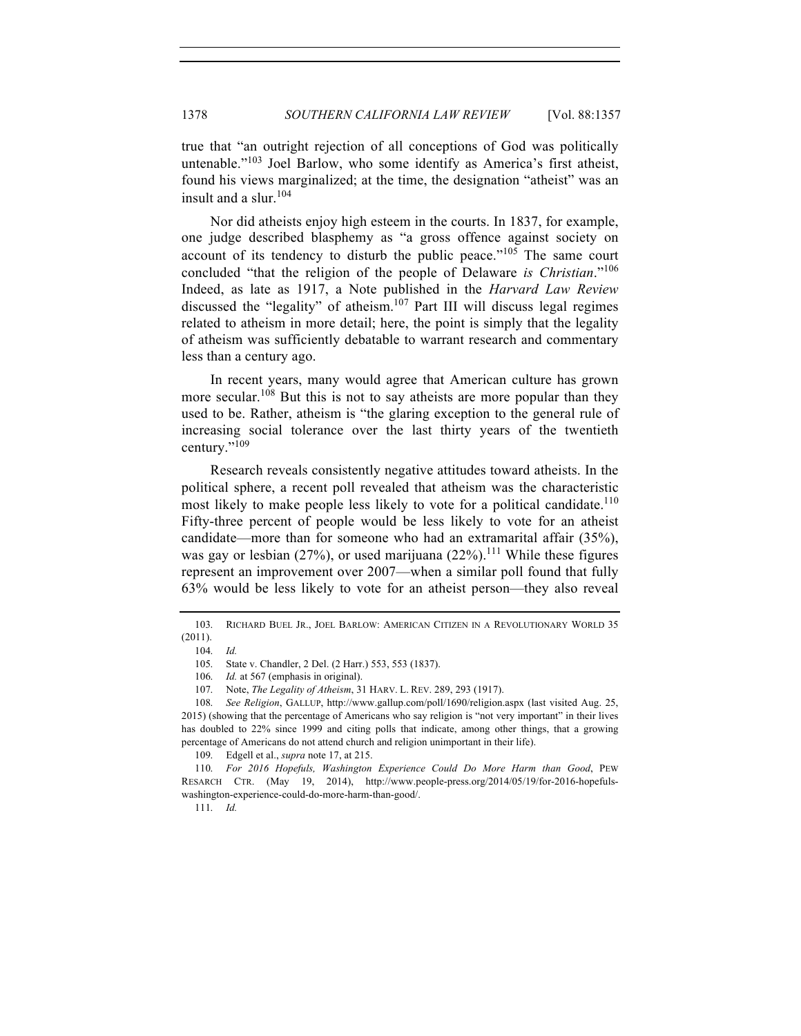true that "an outright rejection of all conceptions of God was politically untenable."[103] Joel Barlow, who some identify as America's first atheist, found his views marginalized; at the time, the designation "atheist" was an insult and a slur.[104]

Nor did atheists enjoy high esteem in the courts. In 1837, for example, one judge described blasphemy as "a gross offence against society on account of its tendency to disturb the public peace."[105] The same court concluded "that the religion of the people of Delaware *is Christian*."[106] Indeed, as late as 1917, a Note published in the *Harvard Law Review* discussed the "legality" of atheism.[107] Part III will discuss legal regimes related to atheism in more detail; here, the point is simply that the legality of atheism was sufficiently debatable to warrant research and commentary less than a century ago.

In recent years, many would agree that American culture has grown more secular.[108] But this is not to say atheists are more popular than they used to be. Rather, atheism is "the glaring exception to the general rule of increasing social tolerance over the last thirty years of the twentieth century."[109]

Research reveals consistently negative attitudes toward atheists. In the political sphere, a recent poll revealed that atheism was the characteristic most likely to make people less likely to vote for a political candidate.[110] Fifty-three percent of people would be less likely to vote for an atheist candidate—more than for someone who had an extramarital affair (35%), was gay or lesbian (27%), or used marijuana (22%).[111] While these figures represent an improvement over 2007—when a similar poll found that fully 63% would be less likely to vote for an atheist person—they also reveal

---

103. RICHARD BUEL JR., JOEL BARLOW: AMERICAN CITIZEN IN A REVOLUTIONARY WORLD 35 (2011).

104. *Id.*

105. State v. Chandler, 2 Del. (2 Harr.) 553, 553 (1837).

106. *Id.* at 567 (emphasis in original).

107. Note, *The Legality of Atheism*, 31 HARV. L. REV. 289, 293 (1917).

108. *See Religion*, GALLUP, http://www.gallup.com/poll/1690/religion.aspx (last visited Aug. 25, 2015) (showing that the percentage of Americans who say religion is "not very important" in their lives has doubled to 22% since 1999 and citing polls that indicate, among other things, that a growing percentage of Americans do not attend church and religion unimportant in their life).

109. Edgell et al., *supra* note 17, at 215.

110. *For 2016 Hopefuls, Washington Experience Could Do More Harm than Good*, PEW RESEARCH CTR. (May 19, 2014), http://www.people-press.org/2014/05/19/for-2016-hopefuls-washington-experience-could-do-more-harm-than-good/.

111. *Id.*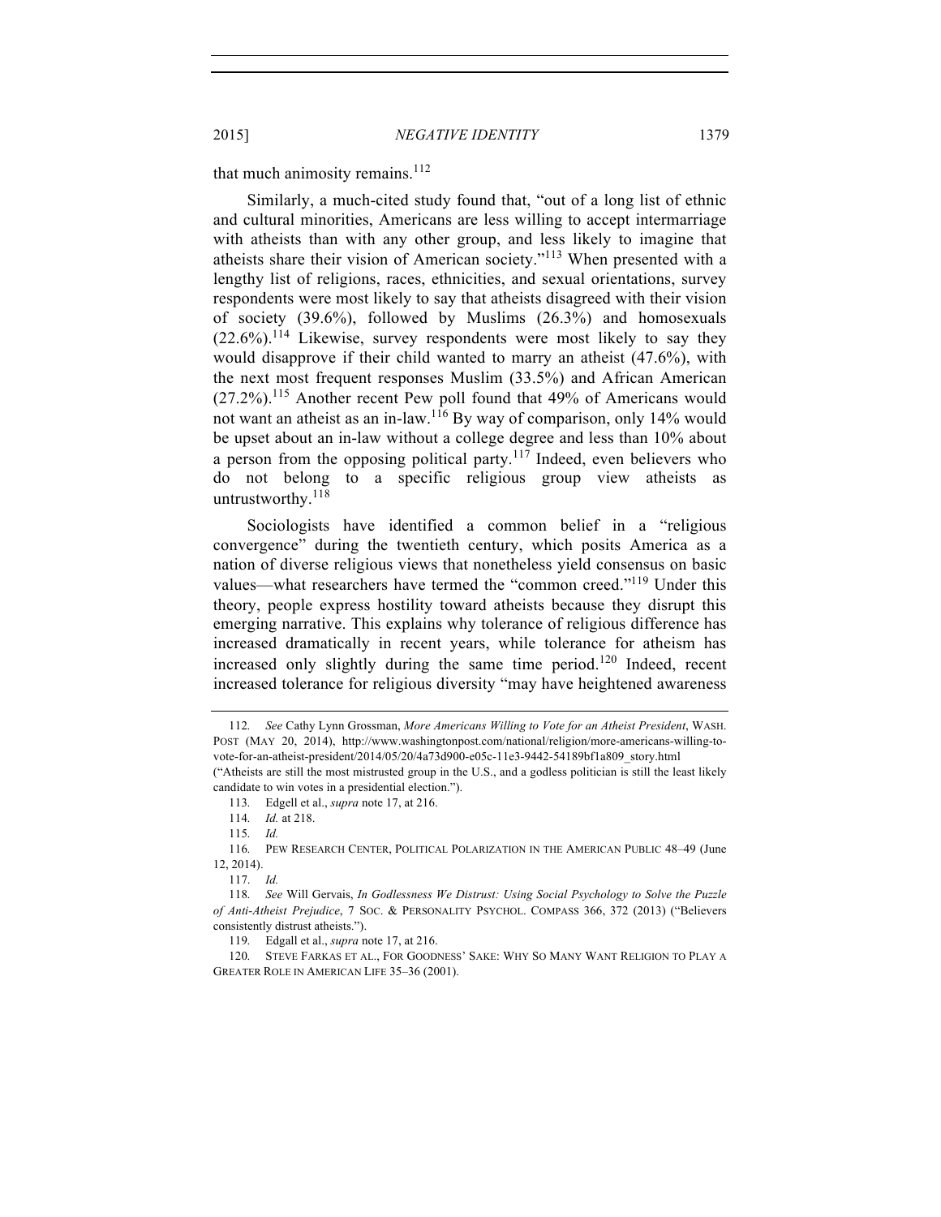that much animosity remains.[112]

Similarly, a much-cited study found that, "out of a long list of ethnic and cultural minorities, Americans are less willing to accept intermarriage with atheists than with any other group, and less likely to imagine that atheists share their vision of American society."[113] When presented with a lengthy list of religions, races, ethnicities, and sexual orientations, survey respondents were most likely to say that atheists disagreed with their vision of society (39.6%), followed by Muslims (26.3%) and homosexuals (22.6%).[114] Likewise, survey respondents were most likely to say they would disapprove if their child wanted to marry an atheist (47.6%), with the next most frequent responses Muslim (33.5%) and African American (27.2%).[115] Another recent Pew poll found that 49% of Americans would not want an atheist as an in-law.[116] By way of comparison, only 14% would be upset about an in-law without a college degree and less than 10% about a person from the opposing political party.[117] Indeed, even believers who do not belong to a specific religious group view atheists as untrustworthy.[118]

Sociologists have identified a common belief in a "religious convergence" during the twentieth century, which posits America as a nation of diverse religious views that nonetheless yield consensus on basic values—what researchers have termed the "common creed."[119] Under this theory, people express hostility toward atheists because they disrupt this emerging narrative. This explains why tolerance of religious difference has increased dramatically in recent years, while tolerance for atheism has increased only slightly during the same time period.[120] Indeed, recent increased tolerance for religious diversity "may have heightened awareness

---

112. *See* Cathy Lynn Grossman, *More Americans Willing to Vote for an Atheist President*, WASH. POST (MAY 20, 2014), http://www.washingtonpost.com/national/religion/more-americans-willing-to-vote-for-an-atheist-president/2014/05/20/4a73d900-e05c-11e3-9442-54189bf1a809_story.html ("Atheists are still the most mistrusted group in the U.S., and a godless politician is still the least likely candidate to win votes in a presidential election.").

113. Edgell et al., *supra* note 17, at 216.

114. *Id.* at 218.

115. *Id.*

116. PEW RESEARCH CENTER, POLITICAL POLARIZATION IN THE AMERICAN PUBLIC 48–49 (June 12, 2014).

117. *Id.*

118. *See* Will Gervais, *In Godlessness We Distrust: Using Social Psychology to Solve the Puzzle of Anti-Atheist Prejudice*, 7 SOC. & PERSONALITY PSYCHOL. COMPASS 366, 372 (2013) ("Believers consistently distrust atheists.").

119. Edgall et al., *supra* note 17, at 216.

120. STEVE FARKAS ET AL., FOR GOODNESS' SAKE: WHY SO MANY WANT RELIGION TO PLAY A GREATER ROLE IN AMERICAN LIFE 35–36 (2001).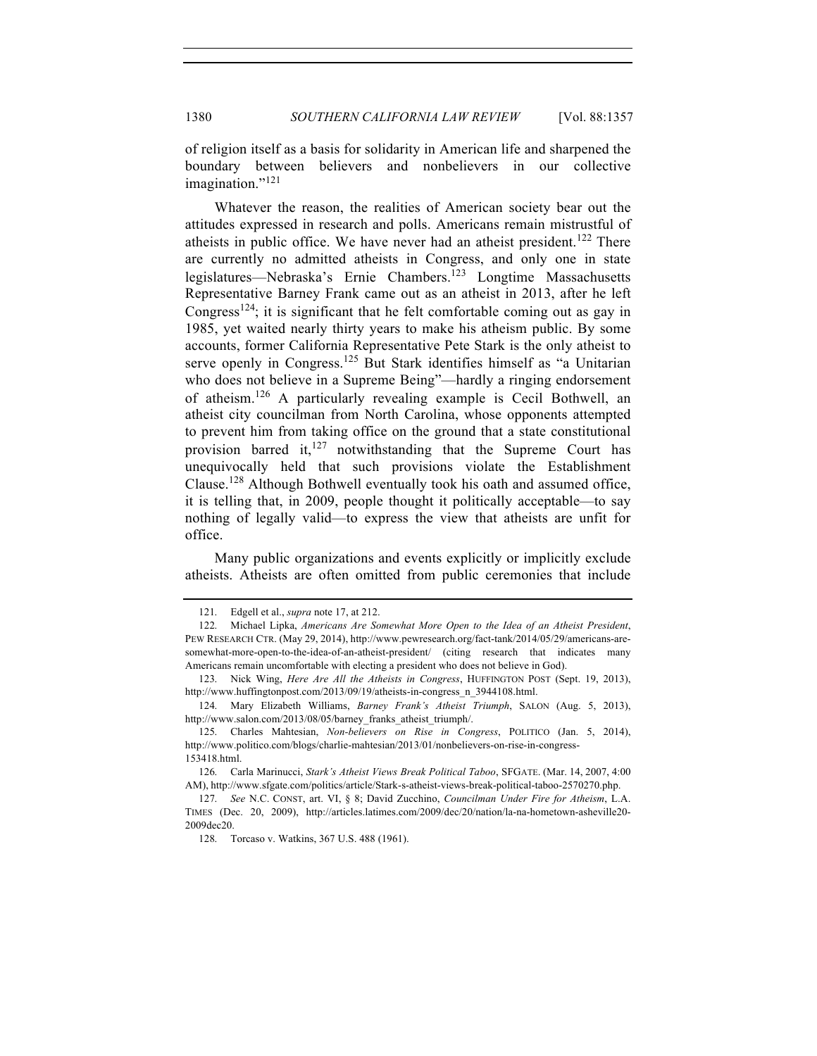of religion itself as a basis for solidarity in American life and sharpened the boundary between believers and nonbelievers in our collective imagination."[121]

Whatever the reason, the realities of American society bear out the attitudes expressed in research and polls. Americans remain mistrustful of atheists in public office. We have never had an atheist president.[122] There are currently no admitted atheists in Congress, and only one in state legislatures—Nebraska's Ernie Chambers.[123] Longtime Massachusetts Representative Barney Frank came out as an atheist in 2013, after he left Congress[124]; it is significant that he felt comfortable coming out as gay in 1985, yet waited nearly thirty years to make his atheism public. By some accounts, former California Representative Pete Stark is the only atheist to serve openly in Congress.[125] But Stark identifies himself as "a Unitarian who does not believe in a Supreme Being"—hardly a ringing endorsement of atheism.[126] A particularly revealing example is Cecil Bothwell, an atheist city councilman from North Carolina, whose opponents attempted to prevent him from taking office on the ground that a state constitutional provision barred it,[127] notwithstanding that the Supreme Court has unequivocally held that such provisions violate the Establishment Clause.[128] Although Bothwell eventually took his oath and assumed office, it is telling that, in 2009, people thought it politically acceptable—to say nothing of legally valid—to express the view that atheists are unfit for office.

Many public organizations and events explicitly or implicitly exclude atheists. Atheists are often omitted from public ceremonies that include

121. Edgell et al., *supra* note 17, at 212.

122. Michael Lipka, *Americans Are Somewhat More Open to the Idea of an Atheist President*, PEW RESEARCH CTR. (May 29, 2014), http://www.pewresearch.org/fact-tank/2014/05/29/americans-are-somewhat-more-open-to-the-idea-of-an-atheist-president/ (citing research that indicates many Americans remain uncomfortable with electing a president who does not believe in God).

123. Nick Wing, *Here Are All the Atheists in Congress*, HUFFINGTON POST (Sept. 19, 2013), http://www.huffingtonpost.com/2013/09/19/atheists-in-congress_n_3944108.html.

124. Mary Elizabeth Williams, *Barney Frank's Atheist Triumph*, SALON (Aug. 5, 2013), http://www.salon.com/2013/08/05/barney_franks_atheist_triumph/.

125. Charles Mahtesian, *Non-believers on Rise in Congress*, POLITICO (Jan. 5, 2014), http://www.politico.com/blogs/charlie-mahtesian/2013/01/nonbelievers-on-rise-in-congress-153418.html.

126. Carla Marinucci, *Stark's Atheist Views Break Political Taboo*, SFGATE. (Mar. 14, 2007, 4:00 AM), http://www.sfgate.com/politics/article/Stark-s-atheist-views-break-political-taboo-2570270.php.

127. *See* N.C. CONST, art. VI, § 8; David Zucchino, *Councilman Under Fire for Atheism*, L.A. TIMES (Dec. 20, 2009), http://articles.latimes.com/2009/dec/20/nation/la-na-hometown-asheville20-2009dec20.

128. Torcaso v. Watkins, 367 U.S. 488 (1961).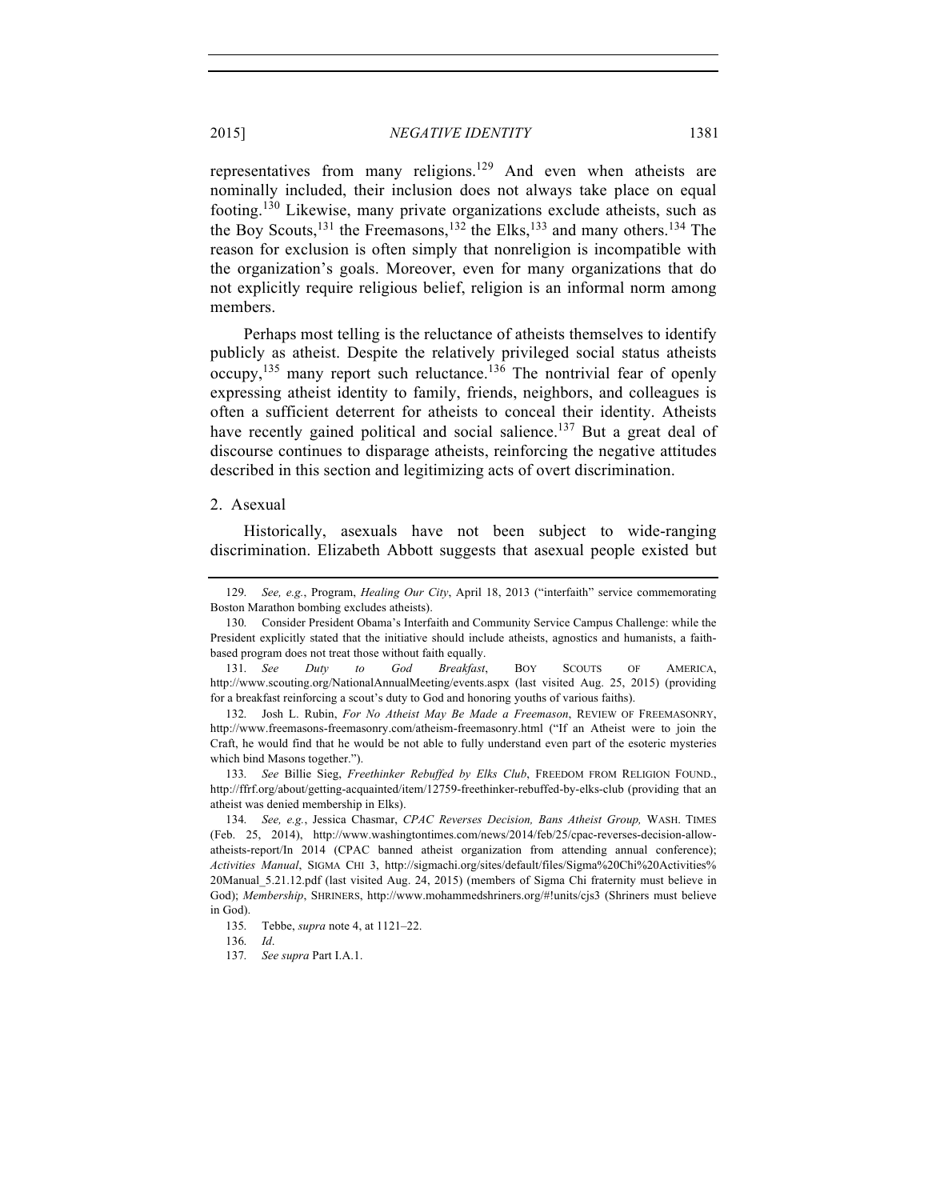representatives from many religions.[129] And even when atheists are nominally included, their inclusion does not always take place on equal footing.[130] Likewise, many private organizations exclude atheists, such as the Boy Scouts,[131] the Freemasons,[132] the Elks,[133] and many others.[134] The reason for exclusion is often simply that nonreligion is incompatible with the organization's goals. Moreover, even for many organizations that do not explicitly require religious belief, religion is an informal norm among members.

Perhaps most telling is the reluctance of atheists themselves to identify publicly as atheist. Despite the relatively privileged social status atheists occupy,[135] many report such reluctance.[136] The nontrivial fear of openly expressing atheist identity to family, friends, neighbors, and colleagues is often a sufficient deterrent for atheists to conceal their identity. Atheists have recently gained political and social salience.[137] But a great deal of discourse continues to disparage atheists, reinforcing the negative attitudes described in this section and legitimizing acts of overt discrimination.

### 2. Asexual

Historically, asexuals have not been subject to wide-ranging discrimination. Elizabeth Abbott suggests that asexual people existed but

---

129. *See, e.g.*, Program, *Healing Our City*, April 18, 2013 ("interfaith" service commemorating Boston Marathon bombing excludes atheists).

130. Consider President Obama's Interfaith and Community Service Campus Challenge: while the President explicitly stated that the initiative should include atheists, agnostics and humanists, a faith-based program does not treat those without faith equally.

131. *See Duty to God Breakfast*, BOY SCOUTS OF AMERICA, http://www.scouting.org/NationalAnnualMeeting/events.aspx (last visited Aug. 25, 2015) (providing for a breakfast reinforcing a scout's duty to God and honoring youths of various faiths).

132. Josh L. Rubin, *For No Atheist May Be Made a Freemason*, REVIEW OF FREEMASONRY, http://www.freemasons-freemasonry.com/atheism-freemasonry.html ("If an Atheist were to join the Craft, he would find that he would be not able to fully understand even part of the esoteric mysteries which bind Masons together.").

133. *See* Billie Sieg, *Freethinker Rebuffed by Elks Club*, FREEDOM FROM RELIGION FOUND., http://ffrf.org/about/getting-acquainted/item/12759-freethinker-rebuffed-by-elks-club (providing that an atheist was denied membership in Elks).

134. *See, e.g.*, Jessica Chasmar, *CPAC Reverses Decision, Bans Atheist Group,* WASH. TIMES (Feb. 25, 2014), http://www.washingtontimes.com/news/2014/feb/25/cpac-reverses-decision-allow-atheists-report/In 2014 (CPAC banned atheist organization from attending annual conference); *Activities Manual*, SIGMA CHI 3, http://sigmachi.org/sites/default/files/Sigma%20Chi%20Activities%20Manual_5.21.12.pdf (last visited Aug. 24, 2015) (members of Sigma Chi fraternity must believe in God); *Membership*, SHRINERS, http://www.mohammedshriners.org/#!units/cjs3 (Shriners must believe in God).

135. Tebbe, *supra* note 4, at 1121–22.

136. *Id.*

137. *See supra* Part I.A.1.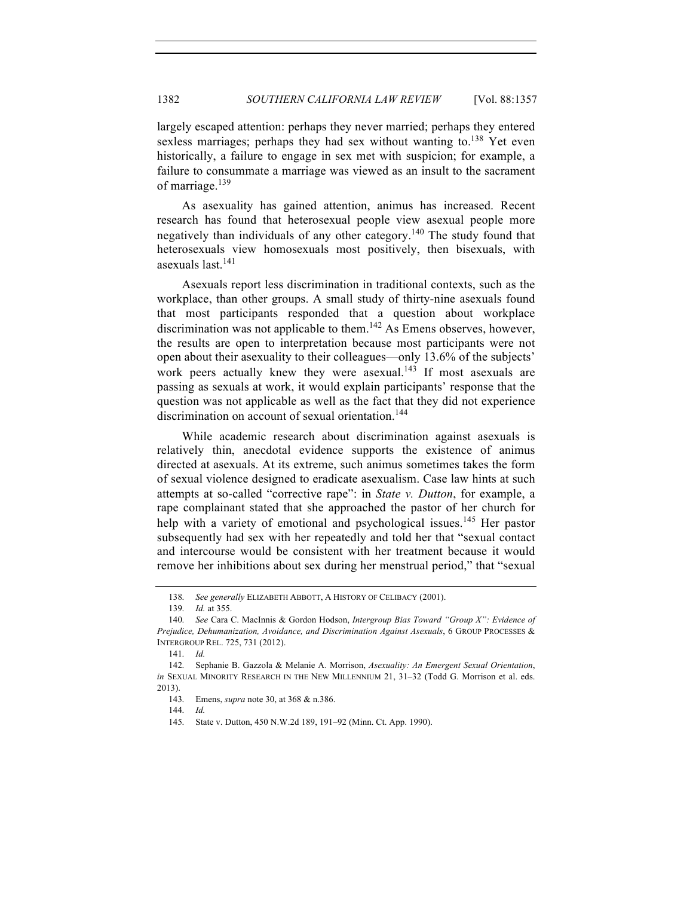largely escaped attention: perhaps they never married; perhaps they entered sexless marriages; perhaps they had sex without wanting to.[138] Yet even historically, a failure to engage in sex met with suspicion; for example, a failure to consummate a marriage was viewed as an insult to the sacrament of marriage.[139]

As asexuality has gained attention, animus has increased. Recent research has found that heterosexual people view asexual people more negatively than individuals of any other category.[140] The study found that heterosexuals view homosexuals most positively, then bisexuals, with asexuals last.[141]

Asexuals report less discrimination in traditional contexts, such as the workplace, than other groups. A small study of thirty-nine asexuals found that most participants responded that a question about workplace discrimination was not applicable to them.[142] As Emens observes, however, the results are open to interpretation because most participants were not open about their asexuality to their colleagues—only 13.6% of the subjects' work peers actually knew they were asexual.[143] If most asexuals are passing as sexuals at work, it would explain participants' response that the question was not applicable as well as the fact that they did not experience discrimination on account of sexual orientation.[144]

While academic research about discrimination against asexuals is relatively thin, anecdotal evidence supports the existence of animus directed at asexuals. At its extreme, such animus sometimes takes the form of sexual violence designed to eradicate asexualism. Case law hints at such attempts at so-called "corrective rape": in *State v. Dutton*, for example, a rape complainant stated that she approached the pastor of her church for help with a variety of emotional and psychological issues.[145] Her pastor subsequently had sex with her repeatedly and told her that "sexual contact and intercourse would be consistent with her treatment because it would remove her inhibitions about sex during her menstrual period," that "sexual

---

138. *See generally* ELIZABETH ABBOTT, A HISTORY OF CELIBACY (2001).

139. *Id.* at 355.

140. *See* Cara C. MacInnis & Gordon Hodson, *Intergroup Bias Toward "Group X": Evidence of Prejudice, Dehumanization, Avoidance, and Discrimination Against Asexuals*, 6 GROUP PROCESSES & INTERGROUP REL. 725, 731 (2012).

141. *Id.*

142. Sephanie B. Gazzola & Melanie A. Morrison, *Asexuality: An Emergent Sexual Orientation*, *in* SEXUAL MINORITY RESEARCH IN THE NEW MILLENNIUM 21, 31–32 (Todd G. Morrison et al. eds. 2013).

143. Emens, *supra* note 30, at 368 & n.386.

144. *Id.*

145. State v. Dutton, 450 N.W.2d 189, 191–92 (Minn. Ct. App. 1990).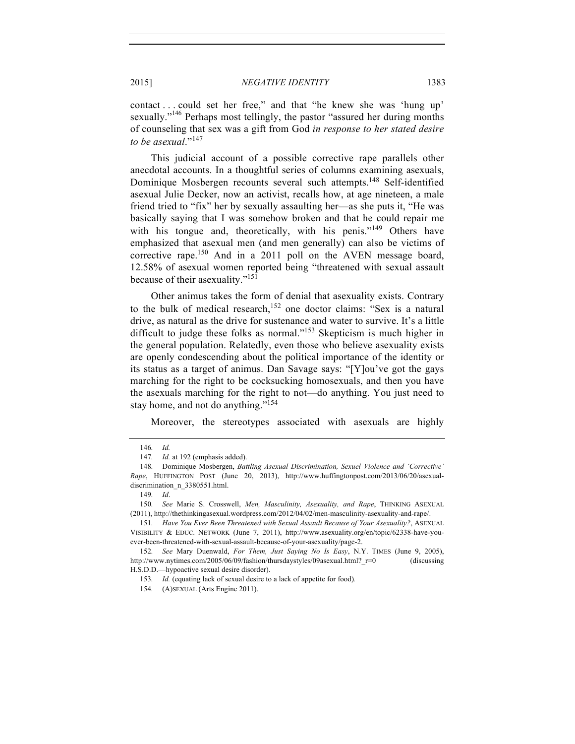contact . . . could set her free," and that "he knew she was 'hung up' sexually."[146] Perhaps most tellingly, the pastor "assured her during months of counseling that sex was a gift from God *in response to her stated desire to be asexual*."[147]

This judicial account of a possible corrective rape parallels other anecdotal accounts. In a thoughtful series of columns examining asexuals, Dominique Mosbergen recounts several such attempts.[148] Self-identified asexual Julie Decker, now an activist, recalls how, at age nineteen, a male friend tried to "fix" her by sexually assaulting her—as she puts it, "He was basically saying that I was somehow broken and that he could repair me with his tongue and, theoretically, with his penis."[149] Others have emphasized that asexual men (and men generally) can also be victims of corrective rape.[150] And in a 2011 poll on the AVEN message board, 12.58% of asexual women reported being "threatened with sexual assault because of their asexuality."[151]

Other animus takes the form of denial that asexuality exists. Contrary to the bulk of medical research,[152] one doctor claims: "Sex is a natural drive, as natural as the drive for sustenance and water to survive. It's a little difficult to judge these folks as normal."[153] Skepticism is much higher in the general population. Relatedly, even those who believe asexuality exists are openly condescending about the political importance of the identity or its status as a target of animus. Dan Savage says: "[Y]ou've got the gays marching for the right to be cocksucking homosexuals, and then you have the asexuals marching for the right to not—do anything. You just need to stay home, and not do anything."[154]

Moreover, the stereotypes associated with asexuals are highly

---

146. *Id.*

147. *Id.* at 192 (emphasis added).

148. Dominique Mosbergen, *Battling Asexual Discrimination, Sexuel Violence and 'Corrective' Rape*, HUFFINGTON POST (June 20, 2013), http://www.huffingtonpost.com/2013/06/20/asexual-discrimination_n_3380551.html.

149. *Id*.

150. *See* Marie S. Crosswell, *Men, Masculinity, Asexuality, and Rape*, THINKING ASEXUAL (2011), http://thethinkingasexual.wordpress.com/2012/04/02/men-masculinity-asexuality-and-rape/.

151. *Have You Ever Been Threatened with Sexual Assault Because of Your Asexuality?*, ASEXUAL VISIBILITY & EDUC. NETWORK (June 7, 2011), http://www.asexuality.org/en/topic/62338-have-you-ever-been-threatened-with-sexual-assault-because-of-your-asexuality/page-2.

152. *See* Mary Duenwald, *For Them, Just Saying No Is Easy*, N.Y. TIMES (June 9, 2005), http://www.nytimes.com/2005/06/09/fashion/thursdaystyles/09asexual.html?_r=0 (discussing H.S.D.D.—hypoactive sexual desire disorder).

153. *Id.* (equating lack of sexual desire to a lack of appetite for food).

154. (A)SEXUAL (Arts Engine 2011).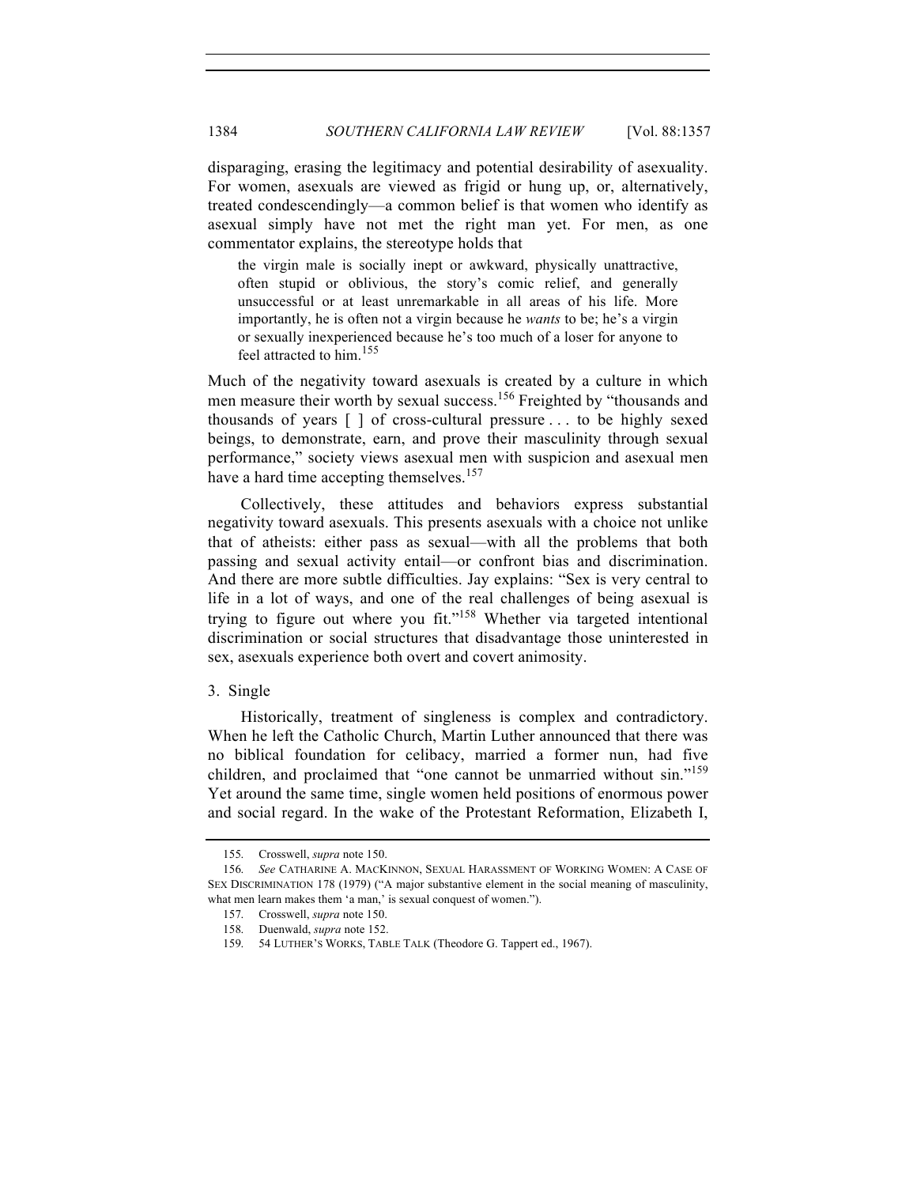disparaging, erasing the legitimacy and potential desirability of asexuality. For women, asexuals are viewed as frigid or hung up, or, alternatively, treated condescendingly—a common belief is that women who identify as asexual simply have not met the right man yet. For men, as one commentator explains, the stereotype holds that

> the virgin male is socially inept or awkward, physically unattractive, often stupid or oblivious, the story's comic relief, and generally unsuccessful or at least unremarkable in all areas of his life. More importantly, he is often not a virgin because he *wants* to be; he's a virgin or sexually inexperienced because he's too much of a loser for anyone to feel attracted to him.[155]

Much of the negativity toward asexuals is created by a culture in which men measure their worth by sexual success.[156] Freighted by "thousands and thousands of years [ ] of cross-cultural pressure . . . to be highly sexed beings, to demonstrate, earn, and prove their masculinity through sexual performance," society views asexual men with suspicion and asexual men have a hard time accepting themselves.[157]

Collectively, these attitudes and behaviors express substantial negativity toward asexuals. This presents asexuals with a choice not unlike that of atheists: either pass as sexual—with all the problems that both passing and sexual activity entail—or confront bias and discrimination. And there are more subtle difficulties. Jay explains: "Sex is very central to life in a lot of ways, and one of the real challenges of being asexual is trying to figure out where you fit."[158] Whether via targeted intentional discrimination or social structures that disadvantage those uninterested in sex, asexuals experience both overt and covert animosity.

### 3. Single

Historically, treatment of singleness is complex and contradictory. When he left the Catholic Church, Martin Luther announced that there was no biblical foundation for celibacy, married a former nun, had five children, and proclaimed that "one cannot be unmarried without sin."[159] Yet around the same time, single women held positions of enormous power and social regard. In the wake of the Protestant Reformation, Elizabeth I,

---

155. Crosswell, *supra* note 150.

156. *See* CATHARINE A. MACKINNON, SEXUAL HARASSMENT OF WORKING WOMEN: A CASE OF SEX DISCRIMINATION 178 (1979) ("A major substantive element in the social meaning of masculinity, what men learn makes them 'a man,' is sexual conquest of women.").

157. Crosswell, *supra* note 150.

158. Duenwald, *supra* note 152.

159. 54 LUTHER'S WORKS, TABLE TALK (Theodore G. Tappert ed., 1967).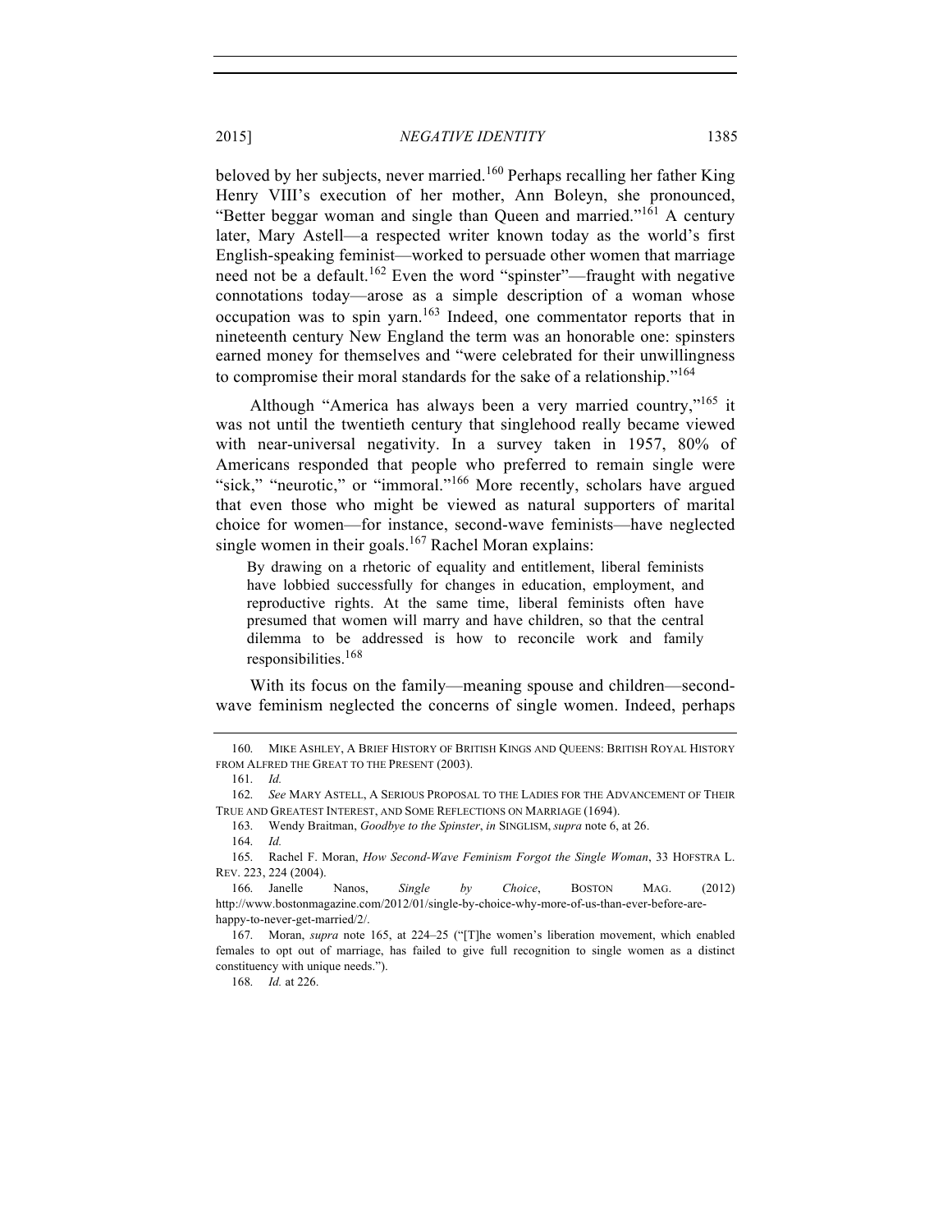beloved by her subjects, never married.[160] Perhaps recalling her father King Henry VIII's execution of her mother, Ann Boleyn, she pronounced, "Better beggar woman and single than Queen and married."[161] A century later, Mary Astell—a respected writer known today as the world's first English-speaking feminist—worked to persuade other women that marriage need not be a default.[162] Even the word "spinster"—fraught with negative connotations today—arose as a simple description of a woman whose occupation was to spin yarn.[163] Indeed, one commentator reports that in nineteenth century New England the term was an honorable one: spinsters earned money for themselves and "were celebrated for their unwillingness to compromise their moral standards for the sake of a relationship."[164]

Although "America has always been a very married country,"[165] it was not until the twentieth century that singlehood really became viewed with near-universal negativity. In a survey taken in 1957, 80% of Americans responded that people who preferred to remain single were "sick," "neurotic," or "immoral."[166] More recently, scholars have argued that even those who might be viewed as natural supporters of marital choice for women—for instance, second-wave feminists—have neglected single women in their goals.[167] Rachel Moran explains:

> By drawing on a rhetoric of equality and entitlement, liberal feminists have lobbied successfully for changes in education, employment, and reproductive rights. At the same time, liberal feminists often have presumed that women will marry and have children, so that the central dilemma to be addressed is how to reconcile work and family responsibilities.[168]

With its focus on the family—meaning spouse and children—second-wave feminism neglected the concerns of single women. Indeed, perhaps

---

160. MIKE ASHLEY, A BRIEF HISTORY OF BRITISH KINGS AND QUEENS: BRITISH ROYAL HISTORY FROM ALFRED THE GREAT TO THE PRESENT (2003).

161. *Id.*

162. *See* MARY ASTELL, A SERIOUS PROPOSAL TO THE LADIES FOR THE ADVANCEMENT OF THEIR TRUE AND GREATEST INTEREST, AND SOME REFLECTIONS ON MARRIAGE (1694).

163. Wendy Braitman, *Goodbye to the Spinster*, *in* SINGLISM, *supra* note 6, at 26.

164. *Id.*

165. Rachel F. Moran, *How Second-Wave Feminism Forgot the Single Woman*, 33 HOFSTRA L. REV. 223, 224 (2004).

166. Janelle Nanos, *Single by Choice*, BOSTON MAG. (2012) http://www.bostonmagazine.com/2012/01/single-by-choice-why-more-of-us-than-ever-before-are-happy-to-never-get-married/2/.

167. Moran, *supra* note 165, at 224–25 ("[T]he women's liberation movement, which enabled females to opt out of marriage, has failed to give full recognition to single women as a distinct constituency with unique needs.").

168. *Id.* at 226.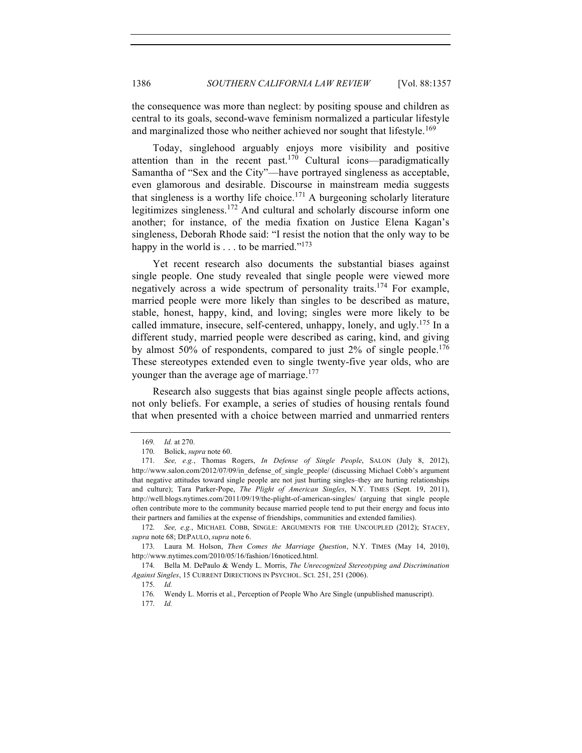the consequence was more than neglect: by positing spouse and children as central to its goals, second-wave feminism normalized a particular lifestyle and marginalized those who neither achieved nor sought that lifestyle.[169]

Today, singlehood arguably enjoys more visibility and positive attention than in the recent past.[170] Cultural icons—paradigmatically Samantha of "Sex and the City"—have portrayed singleness as acceptable, even glamorous and desirable. Discourse in mainstream media suggests that singleness is a worthy life choice.[171] A burgeoning scholarly literature legitimizes singleness.[172] And cultural and scholarly discourse inform one another; for instance, of the media fixation on Justice Elena Kagan's singleness, Deborah Rhode said: "I resist the notion that the only way to be happy in the world is . . . to be married."[173]

Yet recent research also documents the substantial biases against single people. One study revealed that single people were viewed more negatively across a wide spectrum of personality traits.[174] For example, married people were more likely than singles to be described as mature, stable, honest, happy, kind, and loving; singles were more likely to be called immature, insecure, self-centered, unhappy, lonely, and ugly.[175] In a different study, married people were described as caring, kind, and giving by almost 50% of respondents, compared to just 2% of single people.[176] These stereotypes extended even to single twenty-five year olds, who are younger than the average age of marriage.[177]

Research also suggests that bias against single people affects actions, not only beliefs. For example, a series of studies of housing rentals found that when presented with a choice between married and unmarried renters

---

169. *Id.* at 270.

170. Bolick, *supra* note 60.

171. *See, e.g.*, Thomas Rogers, *In Defense of Single People*, SALON (July 8, 2012), http://www.salon.com/2012/07/09/in_defense_of_single_people/ (discussing Michael Cobb's argument that negative attitudes toward single people are not just hurting singles–they are hurting relationships and culture); Tara Parker-Pope, *The Plight of American Singles*, N.Y. TIMES (Sept. 19, 2011), http://well.blogs.nytimes.com/2011/09/19/the-plight-of-american-singles/ (arguing that single people often contribute more to the community because married people tend to put their energy and focus into their partners and families at the expense of friendships, communities and extended families).

172. *See, e.g.*, MICHAEL COBB, SINGLE: ARGUMENTS FOR THE UNCOUPLED (2012); STACEY, *supra* note 68; DEPAULO, *supra* note 6.

173. Laura M. Holson, *Then Comes the Marriage Question*, N.Y. TIMES (May 14, 2010), http://www.nytimes.com/2010/05/16/fashion/16noticed.html.

174. Bella M. DePaulo & Wendy L. Morris, *The Unrecognized Stereotyping and Discrimination Against Singles*, 15 CURRENT DIRECTIONS IN PSYCHOL. SCI. 251, 251 (2006).

175. *Id.*

176. Wendy L. Morris et al., Perception of People Who Are Single (unpublished manuscript).

177. *Id.*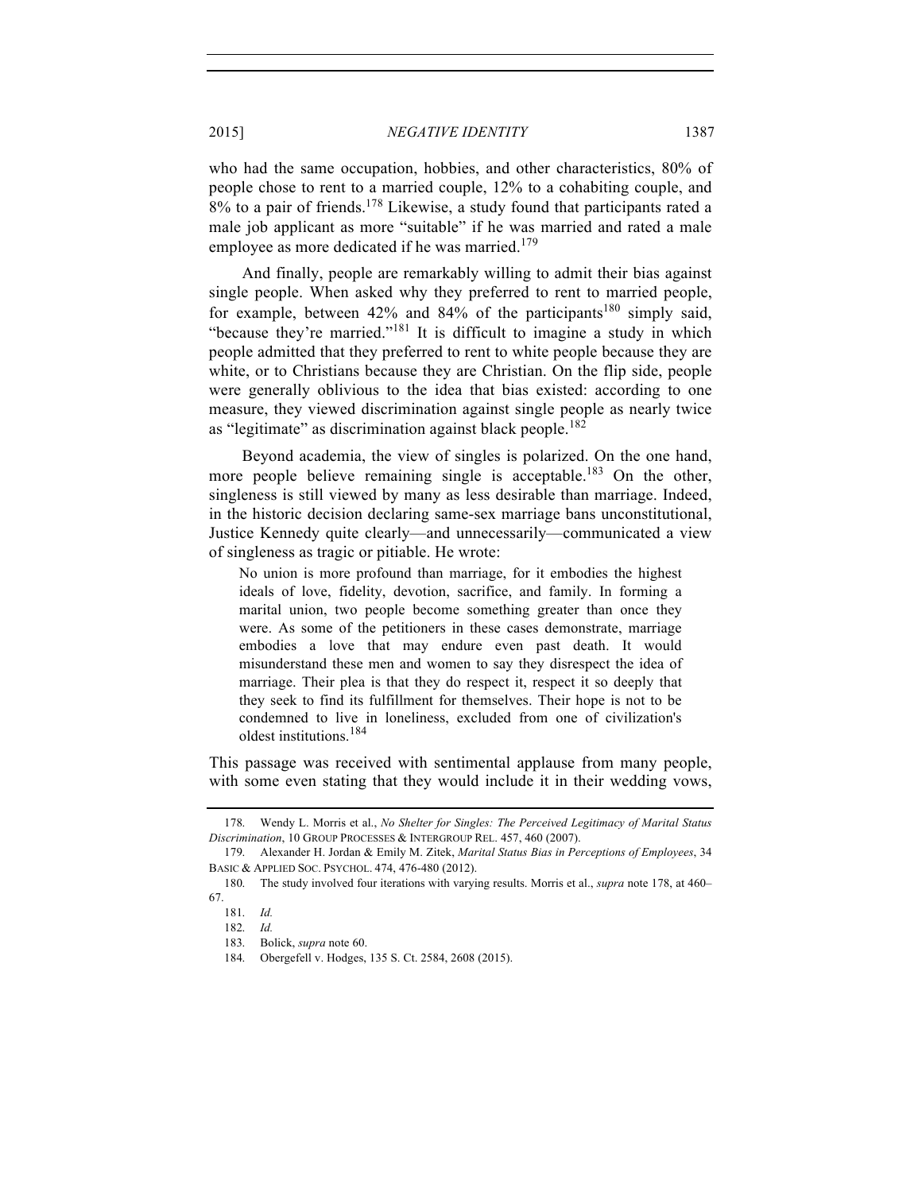who had the same occupation, hobbies, and other characteristics, 80% of people chose to rent to a married couple, 12% to a cohabiting couple, and 8% to a pair of friends.[178] Likewise, a study found that participants rated a male job applicant as more "suitable" if he was married and rated a male employee as more dedicated if he was married.[179]

And finally, people are remarkably willing to admit their bias against single people. When asked why they preferred to rent to married people, for example, between 42% and 84% of the participants[180] simply said, "because they're married."[181] It is difficult to imagine a study in which people admitted that they preferred to rent to white people because they are white, or to Christians because they are Christian. On the flip side, people were generally oblivious to the idea that bias existed: according to one measure, they viewed discrimination against single people as nearly twice as "legitimate" as discrimination against black people.[182]

Beyond academia, the view of singles is polarized. On the one hand, more people believe remaining single is acceptable.[183] On the other, singleness is still viewed by many as less desirable than marriage. Indeed, in the historic decision declaring same-sex marriage bans unconstitutional, Justice Kennedy quite clearly—and unnecessarily—communicated a view of singleness as tragic or pitiable. He wrote:

> No union is more profound than marriage, for it embodies the highest ideals of love, fidelity, devotion, sacrifice, and family. In forming a marital union, two people become something greater than once they were. As some of the petitioners in these cases demonstrate, marriage embodies a love that may endure even past death. It would misunderstand these men and women to say they disrespect the idea of marriage. Their plea is that they do respect it, respect it so deeply that they seek to find its fulfillment for themselves. Their hope is not to be condemned to live in loneliness, excluded from one of civilization's oldest institutions.[184]

This passage was received with sentimental applause from many people, with some even stating that they would include it in their wedding vows,

---

178. Wendy L. Morris et al., *No Shelter for Singles: The Perceived Legitimacy of Marital Status Discrimination*, 10 GROUP PROCESSES & INTERGROUP REL. 457, 460 (2007).

179. Alexander H. Jordan & Emily M. Zitek, *Marital Status Bias in Perceptions of Employees*, 34 BASIC & APPLIED SOC. PSYCHOL. 474, 476-480 (2012).

180. The study involved four iterations with varying results. Morris et al., *supra* note 178, at 460–67.

181. *Id.*

182. *Id.*

183. Bolick, *supra* note 60.

184. Obergefell v. Hodges, 135 S. Ct. 2584, 2608 (2015).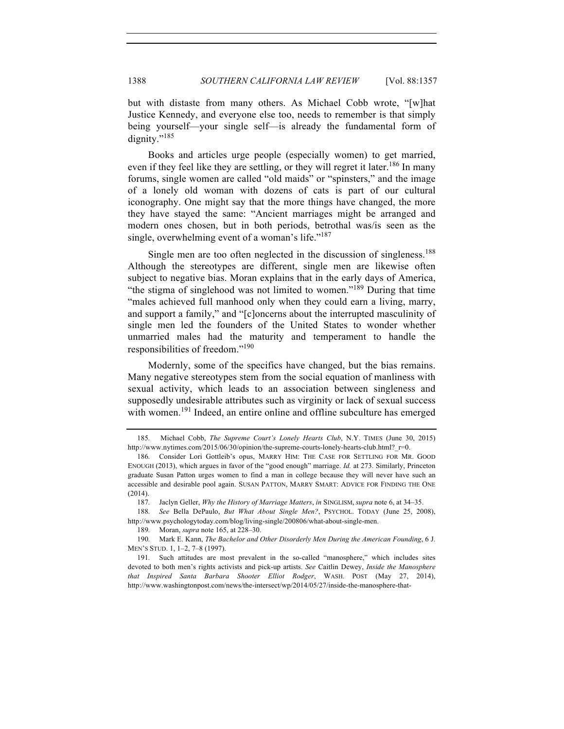but with distaste from many others. As Michael Cobb wrote, "[w]hat Justice Kennedy, and everyone else too, needs to remember is that simply being yourself—your single self—is already the fundamental form of dignity."[185]

Books and articles urge people (especially women) to get married, even if they feel like they are settling, or they will regret it later.[186] In many forums, single women are called "old maids" or "spinsters," and the image of a lonely old woman with dozens of cats is part of our cultural iconography. One might say that the more things have changed, the more they have stayed the same: "Ancient marriages might be arranged and modern ones chosen, but in both periods, betrothal was/is seen as the single, overwhelming event of a woman's life."[187]

Single men are too often neglected in the discussion of singleness.[188] Although the stereotypes are different, single men are likewise often subject to negative bias. Moran explains that in the early days of America, "the stigma of singlehood was not limited to women."[189] During that time "males achieved full manhood only when they could earn a living, marry, and support a family," and "[c]oncerns about the interrupted masculinity of single men led the founders of the United States to wonder whether unmarried males had the maturity and temperament to handle the responsibilities of freedom."[190]

Modernly, some of the specifics have changed, but the bias remains. Many negative stereotypes stem from the social equation of manliness with sexual activity, which leads to an association between singleness and supposedly undesirable attributes such as virginity or lack of sexual success with women.[191] Indeed, an entire online and offline subculture has emerged

---

185. Michael Cobb, *The Supreme Court's Lonely Hearts Club*, N.Y. TIMES (June 30, 2015) http://www.nytimes.com/2015/06/30/opinion/the-supreme-courts-lonely-hearts-club.html?_r=0.

186. Consider Lori Gottleib's opus, MARRY HIM: THE CASE FOR SETTLING FOR MR. GOOD ENOUGH (2013), which argues in favor of the "good enough" marriage. *Id.* at 273. Similarly, Princeton graduate Susan Patton urges women to find a man in college because they will never have such an accessible and desirable pool again. SUSAN PATTON, MARRY SMART: ADVICE FOR FINDING THE ONE (2014).

187. Jaclyn Geller, *Why the History of Marriage Matters*, *in* SINGLISM, *supra* note 6, at 34–35.

188. *See* Bella DePaulo, *But What About Single Men?*, PSYCHOL. TODAY (June 25, 2008), http://www.psychologytoday.com/blog/living-single/200806/what-about-single-men.

189. Moran, *supra* note 165, at 228–30.

190. Mark E. Kann, *The Bachelor and Other Disorderly Men During the American Founding*, 6 J. MEN'S STUD. 1, 1–2, 7–8 (1997).

191. Such attitudes are most prevalent in the so-called "manosphere," which includes sites devoted to both men's rights activists and pick-up artists. *See* Caitlin Dewey, *Inside the Manosphere that Inspired Santa Barbara Shooter Elliot Rodger*, WASH. POST (May 27, 2014), http://www.washingtonpost.com/news/the-intersect/wp/2014/05/27/inside-the-manosphere-that-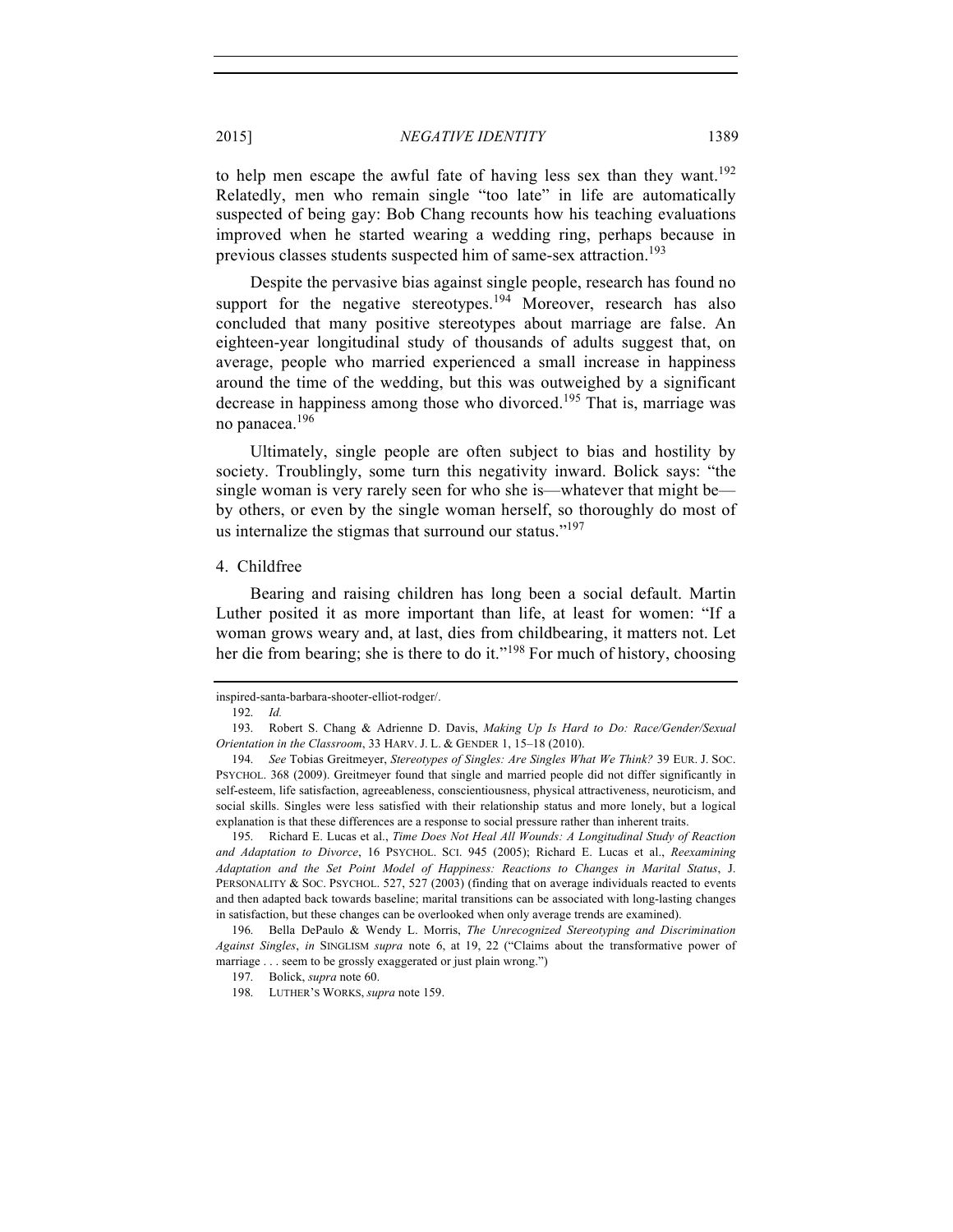to help men escape the awful fate of having less sex than they want.[192] Relatedly, men who remain single "too late" in life are automatically suspected of being gay: Bob Chang recounts how his teaching evaluations improved when he started wearing a wedding ring, perhaps because in previous classes students suspected him of same-sex attraction.[193]

Despite the pervasive bias against single people, research has found no support for the negative stereotypes.[194] Moreover, research has also concluded that many positive stereotypes about marriage are false. An eighteen-year longitudinal study of thousands of adults suggest that, on average, people who married experienced a small increase in happiness around the time of the wedding, but this was outweighed by a significant decrease in happiness among those who divorced.[195] That is, marriage was no panacea.[196]

Ultimately, single people are often subject to bias and hostility by society. Troublingly, some turn this negativity inward. Bolick says: "the single woman is very rarely seen for who she is—whatever that might be—by others, or even by the single woman herself, so thoroughly do most of us internalize the stigmas that surround our status."[197]

#### 4. Childfree

Bearing and raising children has long been a social default. Martin Luther posited it as more important than life, at least for women: "If a woman grows weary and, at last, dies from childbearing, it matters not. Let her die from bearing; she is there to do it."[198] For much of history, choosing

---

inspired-santa-barbara-shooter-elliot-rodger/.

192. *Id.*

193. Robert S. Chang & Adrienne D. Davis, *Making Up Is Hard to Do: Race/Gender/Sexual Orientation in the Classroom*, 33 HARV. J. L. & GENDER 1, 15–18 (2010).

194. *See* Tobias Greitmeyer, *Stereotypes of Singles: Are Singles What We Think?* 39 EUR. J. SOC. PSYCHOL. 368 (2009). Greitmeyer found that single and married people did not differ significantly in self-esteem, life satisfaction, agreeableness, conscientiousness, physical attractiveness, neuroticism, and social skills. Singles were less satisfied with their relationship status and more lonely, but a logical explanation is that these differences are a response to social pressure rather than inherent traits.

195. Richard E. Lucas et al., *Time Does Not Heal All Wounds: A Longitudinal Study of Reaction and Adaptation to Divorce*, 16 PSYCHOL. SCI. 945 (2005); Richard E. Lucas et al., *Reexamining Adaptation and the Set Point Model of Happiness: Reactions to Changes in Marital Status*, J. PERSONALITY & SOC. PSYCHOL. 527, 527 (2003) (finding that on average individuals reacted to events and then adapted back towards baseline; marital transitions can be associated with long-lasting changes in satisfaction, but these changes can be overlooked when only average trends are examined).

196. Bella DePaulo & Wendy L. Morris, *The Unrecognized Stereotyping and Discrimination Against Singles*, *in* SINGLISM *supra* note 6, at 19, 22 ("Claims about the transformative power of marriage . . . seem to be grossly exaggerated or just plain wrong.")

197. Bolick, *supra* note 60.

198. LUTHER'S WORKS, *supra* note 159.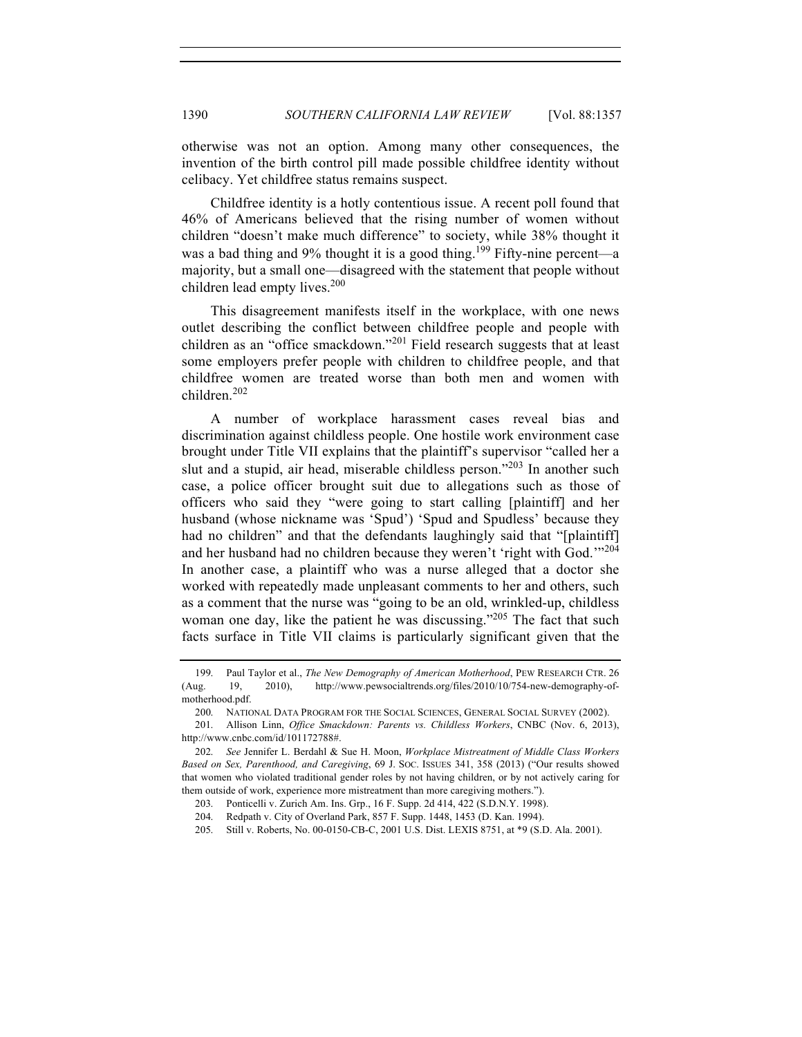otherwise was not an option. Among many other consequences, the invention of the birth control pill made possible childfree identity without celibacy. Yet childfree status remains suspect.

Childfree identity is a hotly contentious issue. A recent poll found that 46% of Americans believed that the rising number of women without children "doesn't make much difference" to society, while 38% thought it was a bad thing and 9% thought it is a good thing.[199] Fifty-nine percent—a majority, but a small one—disagreed with the statement that people without children lead empty lives.[200]

This disagreement manifests itself in the workplace, with one news outlet describing the conflict between childfree people and people with children as an "office smackdown."[201] Field research suggests that at least some employers prefer people with children to childfree people, and that childfree women are treated worse than both men and women with children.[202]

A number of workplace harassment cases reveal bias and discrimination against childless people. One hostile work environment case brought under Title VII explains that the plaintiff's supervisor "called her a slut and a stupid, air head, miserable childless person."[203] In another such case, a police officer brought suit due to allegations such as those of officers who said they "were going to start calling [plaintiff] and her husband (whose nickname was 'Spud') 'Spud and Spudless' because they had no children" and that the defendants laughingly said that "[plaintiff] and her husband had no children because they weren't 'right with God.'"[204] In another case, a plaintiff who was a nurse alleged that a doctor she worked with repeatedly made unpleasant comments to her and others, such as a comment that the nurse was "going to be an old, wrinkled-up, childless woman one day, like the patient he was discussing."[205] The fact that such facts surface in Title VII claims is particularly significant given that the

---

199. Paul Taylor et al., *The New Demography of American Motherhood*, PEW RESEARCH CTR. 26 (Aug. 19, 2010), http://www.pewsocialtrends.org/files/2010/10/754-new-demography-of-motherhood.pdf.

200. NATIONAL DATA PROGRAM FOR THE SOCIAL SCIENCES, GENERAL SOCIAL SURVEY (2002).

201. Allison Linn, *Office Smackdown: Parents vs. Childless Workers*, CNBC (Nov. 6, 2013), http://www.cnbc.com/id/101172788#.

202. *See* Jennifer L. Berdahl & Sue H. Moon, *Workplace Mistreatment of Middle Class Workers Based on Sex, Parenthood, and Caregiving*, 69 J. SOC. ISSUES 341, 358 (2013) ("Our results showed that women who violated traditional gender roles by not having children, or by not actively caring for them outside of work, experience more mistreatment than more caregiving mothers.").

203. Ponticelli v. Zurich Am. Ins. Grp., 16 F. Supp. 2d 414, 422 (S.D.N.Y. 1998).

204. Redpath v. City of Overland Park, 857 F. Supp. 1448, 1453 (D. Kan. 1994).

205. Still v. Roberts, No. 00-0150-CB-C, 2001 U.S. Dist. LEXIS 8751, at *9 (S.D. Ala. 2001).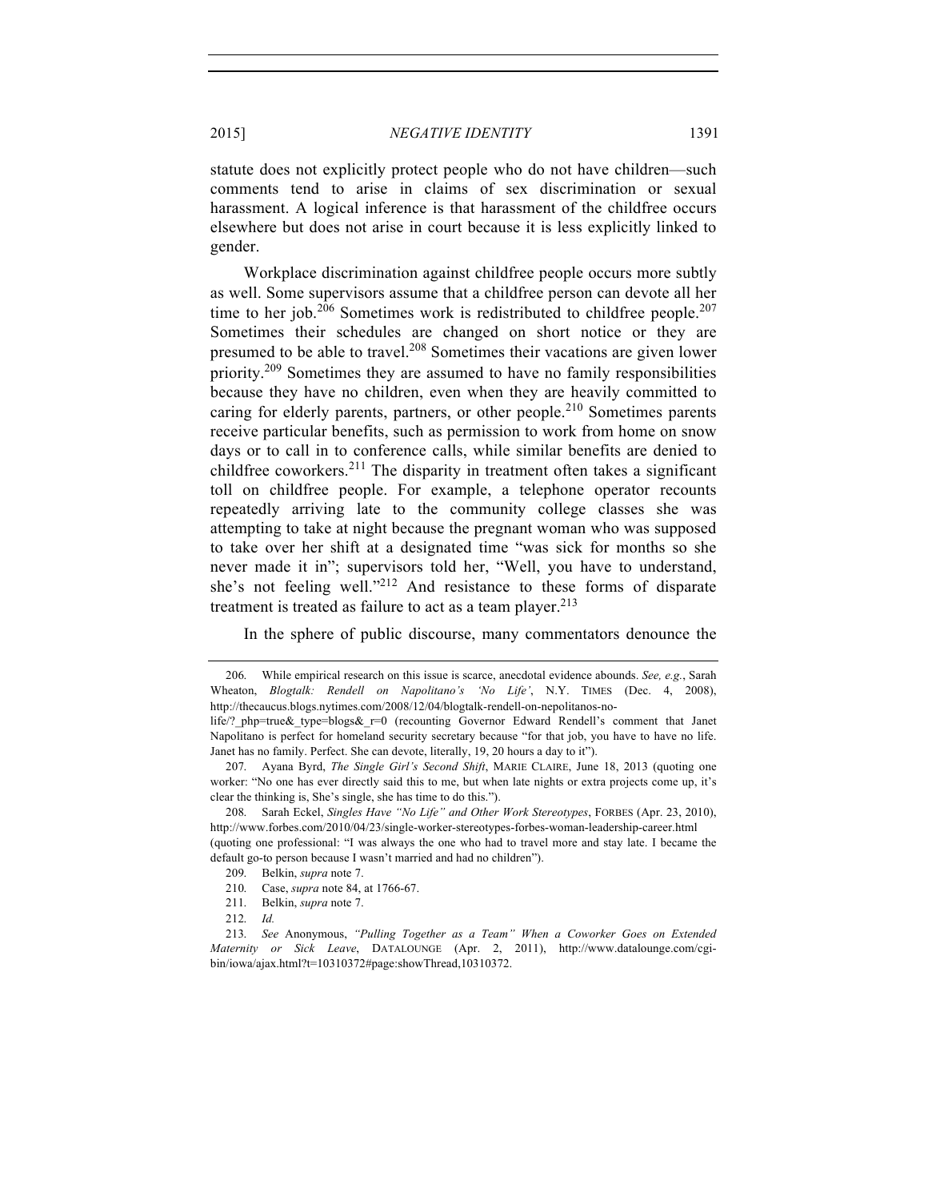statute does not explicitly protect people who do not have children—such comments tend to arise in claims of sex discrimination or sexual harassment. A logical inference is that harassment of the childfree occurs elsewhere but does not arise in court because it is less explicitly linked to gender.

Workplace discrimination against childfree people occurs more subtly as well. Some supervisors assume that a childfree person can devote all her time to her job.[206] Sometimes work is redistributed to childfree people.[207] Sometimes their schedules are changed on short notice or they are presumed to be able to travel.[208] Sometimes their vacations are given lower priority.[209] Sometimes they are assumed to have no family responsibilities because they have no children, even when they are heavily committed to caring for elderly parents, partners, or other people.[210] Sometimes parents receive particular benefits, such as permission to work from home on snow days or to call in to conference calls, while similar benefits are denied to childfree coworkers.[211] The disparity in treatment often takes a significant toll on childfree people. For example, a telephone operator recounts repeatedly arriving late to the community college classes she was attempting to take at night because the pregnant woman who was supposed to take over her shift at a designated time "was sick for months so she never made it in"; supervisors told her, "Well, you have to understand, she's not feeling well."[212] And resistance to these forms of disparate treatment is treated as failure to act as a team player.[213]

In the sphere of public discourse, many commentators denounce the

---

206. While empirical research on this issue is scarce, anecdotal evidence abounds. *See, e.g.*, Sarah Wheaton, *Blogtalk: Rendell on Napolitano's 'No Life'*, N.Y. TIMES (Dec. 4, 2008), http://thecaucus.blogs.nytimes.com/2008/12/04/blogtalk-rendell-on-nepolitanos-no-life/?_php=true&_type=blogs&_r=0 (recounting Governor Edward Rendell's comment that Janet Napolitano is perfect for homeland security secretary because "for that job, you have to have no life. Janet has no family. Perfect. She can devote, literally, 19, 20 hours a day to it").

207. Ayana Byrd, *The Single Girl's Second Shift*, MARIE CLAIRE, June 18, 2013 (quoting one worker: "No one has ever directly said this to me, but when late nights or extra projects come up, it's clear the thinking is, She's single, she has time to do this.").

208. Sarah Eckel, *Singles Have "No Life" and Other Work Stereotypes*, FORBES (Apr. 23, 2010), http://www.forbes.com/2010/04/23/single-worker-stereotypes-forbes-woman-leadership-career.html (quoting one professional: "I was always the one who had to travel more and stay late. I became the default go-to person because I wasn't married and had no children").

209. Belkin, *supra* note 7.

210. Case, *supra* note 84, at 1766-67.

211. Belkin, *supra* note 7.

212. *Id.*

213. *See* Anonymous, *"Pulling Together as a Team" When a Coworker Goes on Extended Maternity or Sick Leave*, DATALOUNGE (Apr. 2, 2011), http://www.datalounge.com/cgi-bin/iowa/ajax.html?t=10310372#page:showThread,10310372.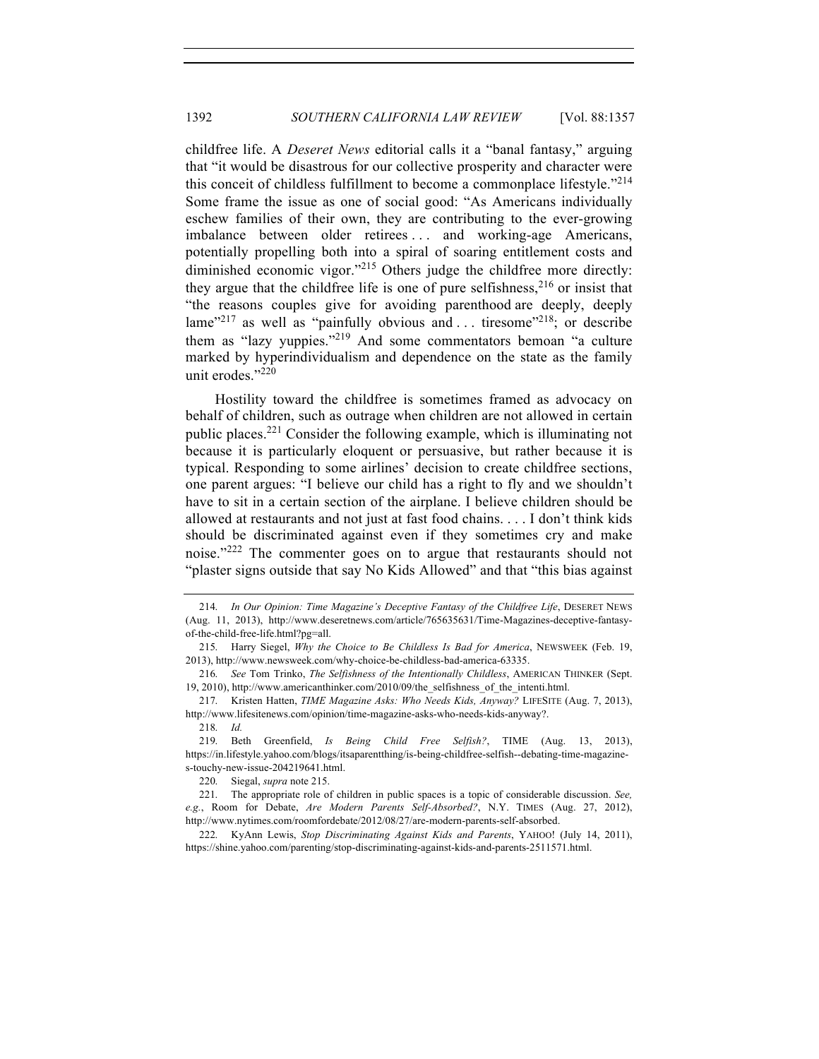childfree life. A *Deseret News* editorial calls it a "banal fantasy," arguing that "it would be disastrous for our collective prosperity and character were this conceit of childless fulfillment to become a commonplace lifestyle."[214] Some frame the issue as one of social good: "As Americans individually eschew families of their own, they are contributing to the ever-growing imbalance between older retirees . . . and working-age Americans, potentially propelling both into a spiral of soaring entitlement costs and diminished economic vigor."[215] Others judge the childfree more directly: they argue that the childfree life is one of pure selfishness,[216] or insist that "the reasons couples give for avoiding parenthood are deeply, deeply lame"[217] as well as "painfully obvious and . . . tiresome"[218]; or describe them as "lazy yuppies."[219] And some commentators bemoan "a culture marked by hyperindividualism and dependence on the state as the family unit erodes."[220]

Hostility toward the childfree is sometimes framed as advocacy on behalf of children, such as outrage when children are not allowed in certain public places.[221] Consider the following example, which is illuminating not because it is particularly eloquent or persuasive, but rather because it is typical. Responding to some airlines' decision to create childfree sections, one parent argues: "I believe our child has a right to fly and we shouldn't have to sit in a certain section of the airplane. I believe children should be allowed at restaurants and not just at fast food chains. . . . I don't think kids should be discriminated against even if they sometimes cry and make noise."[222] The commenter goes on to argue that restaurants should not "plaster signs outside that say No Kids Allowed" and that "this bias against

---

214. *In Our Opinion: Time Magazine's Deceptive Fantasy of the Childfree Life*, DESERET NEWS (Aug. 11, 2013), http://www.deseretnews.com/article/765635631/Time-Magazines-deceptive-fantasy-of-the-child-free-life.html?pg=all.

215. Harry Siegel, *Why the Choice to Be Childless Is Bad for America*, NEWSWEEK (Feb. 19, 2013), http://www.newsweek.com/why-choice-be-childless-bad-america-63335.

216. *See* Tom Trinko, *The Selfishness of the Intentionally Childless*, AMERICAN THINKER (Sept. 19, 2010), http://www.americanthinker.com/2010/09/the_selfishness_of_the_intenti.html.

217. Kristen Hatten, *TIME Magazine Asks: Who Needs Kids, Anyway?* LIFESITE (Aug. 7, 2013), http://www.lifesitenews.com/opinion/time-magazine-asks-who-needs-kids-anyway?.

218. *Id.*

219. Beth Greenfield, *Is Being Child Free Selfish?*, TIME (Aug. 13, 2013), https://in.lifestyle.yahoo.com/blogs/itsaparentthing/is-being-childfree-selfish--debating-time-magazine-s-touchy-new-issue-204219641.html.

220. Siegal, *supra* note 215.

221. The appropriate role of children in public spaces is a topic of considerable discussion. *See, e.g.*, Room for Debate, *Are Modern Parents Self-Absorbed?*, N.Y. TIMES (Aug. 27, 2012), http://www.nytimes.com/roomfordebate/2012/08/27/are-modern-parents-self-absorbed.

222. KyAnn Lewis, *Stop Discriminating Against Kids and Parents*, YAHOO! (July 14, 2011), https://shine.yahoo.com/parenting/stop-discriminating-against-kids-and-parents-2511571.html.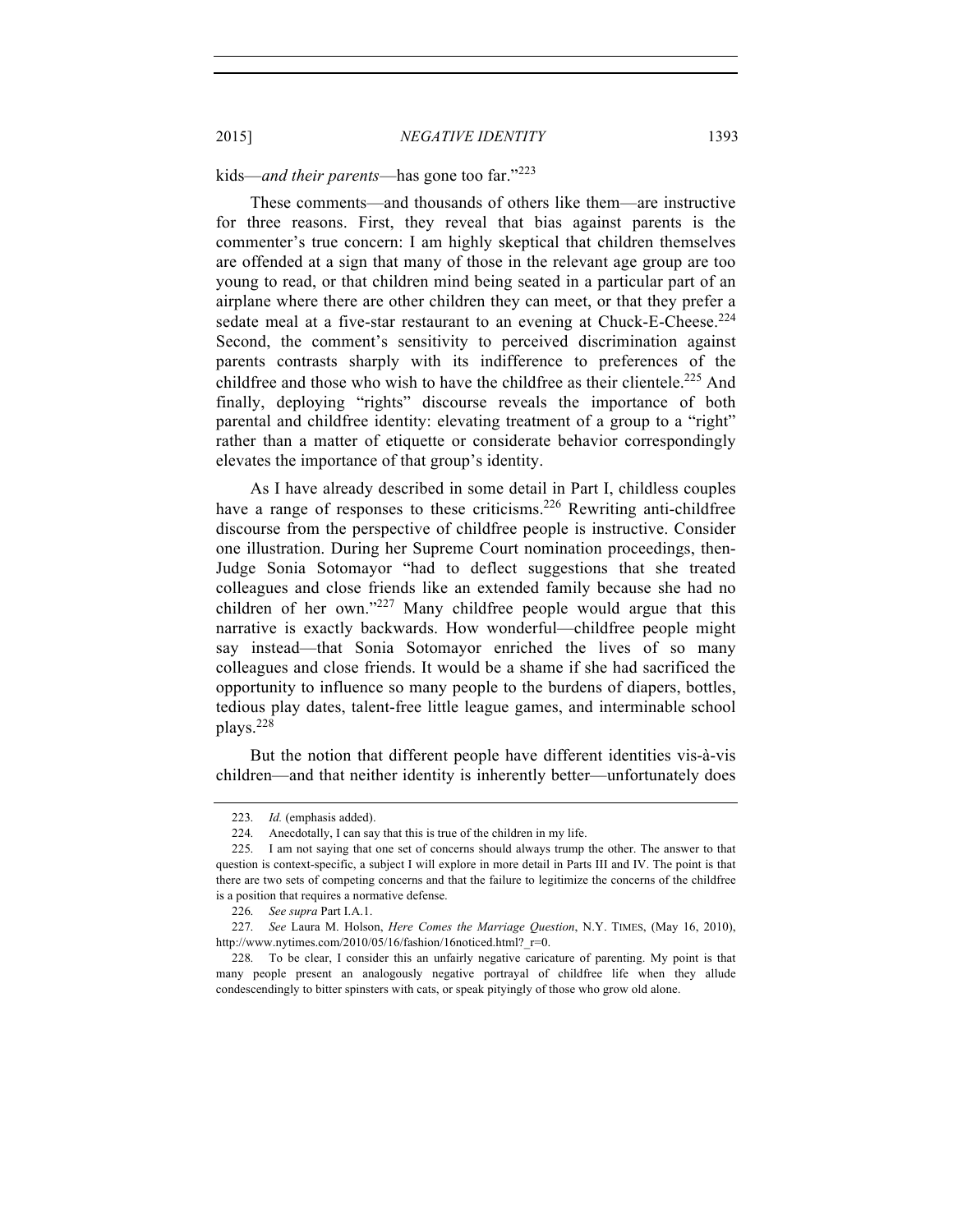kids—*and their parents*—has gone too far."[223]

These comments—and thousands of others like them—are instructive for three reasons. First, they reveal that bias against parents is the commenter's true concern: I am highly skeptical that children themselves are offended at a sign that many of those in the relevant age group are too young to read, or that children mind being seated in a particular part of an airplane where there are other children they can meet, or that they prefer a sedate meal at a five-star restaurant to an evening at Chuck-E-Cheese.[224] Second, the comment's sensitivity to perceived discrimination against parents contrasts sharply with its indifference to preferences of the childfree and those who wish to have the childfree as their clientele.[225] And finally, deploying "rights" discourse reveals the importance of both parental and childfree identity: elevating treatment of a group to a "right" rather than a matter of etiquette or considerate behavior correspondingly elevates the importance of that group's identity.

As I have already described in some detail in Part I, childless couples have a range of responses to these criticisms.[226] Rewriting anti-childfree discourse from the perspective of childfree people is instructive. Consider one illustration. During her Supreme Court nomination proceedings, then-Judge Sonia Sotomayor "had to deflect suggestions that she treated colleagues and close friends like an extended family because she had no children of her own."[227] Many childfree people would argue that this narrative is exactly backwards. How wonderful—childfree people might say instead—that Sonia Sotomayor enriched the lives of so many colleagues and close friends. It would be a shame if she had sacrificed the opportunity to influence so many people to the burdens of diapers, bottles, tedious play dates, talent-free little league games, and interminable school plays.[228]

But the notion that different people have different identities vis-à-vis children—and that neither identity is inherently better—unfortunately does

---

223. *Id.* (emphasis added).

224. Anecdotally, I can say that this is true of the children in my life.

225. I am not saying that one set of concerns should always trump the other. The answer to that question is context-specific, a subject I will explore in more detail in Parts III and IV. The point is that there are two sets of competing concerns and that the failure to legitimize the concerns of the childfree is a position that requires a normative defense.

226. *See supra* Part I.A.1.

227. *See* Laura M. Holson, *Here Comes the Marriage Question*, N.Y. TIMES, (May 16, 2010), http://www.nytimes.com/2010/05/16/fashion/16noticed.html?_r=0.

228. To be clear, I consider this an unfairly negative caricature of parenting. My point is that many people present an analogously negative portrayal of childfree life when they allude condescendingly to bitter spinsters with cats, or speak pityingly of those who grow old alone.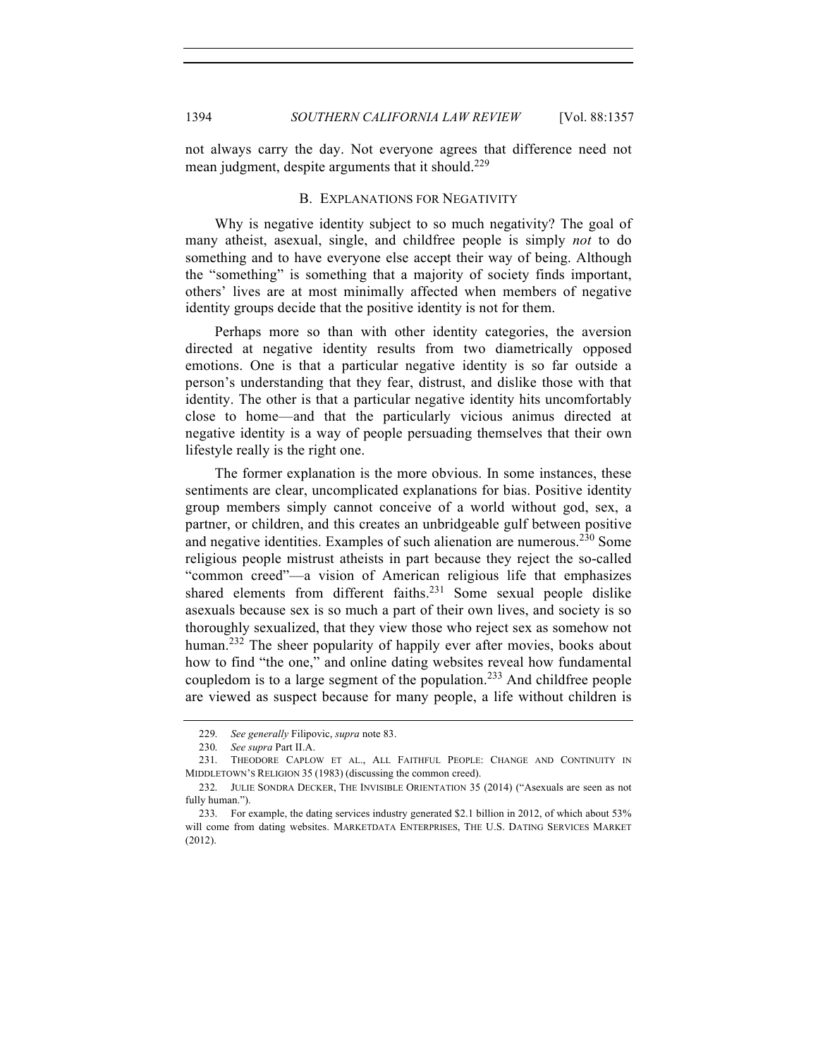not always carry the day. Not everyone agrees that difference need not mean judgment, despite arguments that it should.[229]

### B. EXPLANATIONS FOR NEGATIVITY

Why is negative identity subject to so much negativity? The goal of many atheist, asexual, single, and childfree people is simply *not* to do something and to have everyone else accept their way of being. Although the "something" is something that a majority of society finds important, others' lives are at most minimally affected when members of negative identity groups decide that the positive identity is not for them.

Perhaps more so than with other identity categories, the aversion directed at negative identity results from two diametrically opposed emotions. One is that a particular negative identity is so far outside a person's understanding that they fear, distrust, and dislike those with that identity. The other is that a particular negative identity hits uncomfortably close to home—and that the particularly vicious animus directed at negative identity is a way of people persuading themselves that their own lifestyle really is the right one.

The former explanation is the more obvious. In some instances, these sentiments are clear, uncomplicated explanations for bias. Positive identity group members simply cannot conceive of a world without god, sex, a partner, or children, and this creates an unbridgeable gulf between positive and negative identities. Examples of such alienation are numerous.[230] Some religious people mistrust atheists in part because they reject the so-called "common creed"—a vision of American religious life that emphasizes shared elements from different faiths.[231] Some sexual people dislike asexuals because sex is so much a part of their own lives, and society is so thoroughly sexualized, that they view those who reject sex as somehow not human.[232] The sheer popularity of happily ever after movies, books about how to find "the one," and online dating websites reveal how fundamental coupledom is to a large segment of the population.[233] And childfree people are viewed as suspect because for many people, a life without children is

---

229. *See generally* Filipovic, *supra* note 83.

230. *See supra* Part II.A.

231. THEODORE CAPLOW ET AL., ALL FAITHFUL PEOPLE: CHANGE AND CONTINUITY IN MIDDLETOWN'S RELIGION 35 (1983) (discussing the common creed).

232. JULIE SONDRA DECKER, THE INVISIBLE ORIENTATION 35 (2014) ("Asexuals are seen as not fully human.").

233. For example, the dating services industry generated $2.1 billion in 2012, of which about 53% will come from dating websites. MARKETDATA ENTERPRISES, THE U.S. DATING SERVICES MARKET (2012).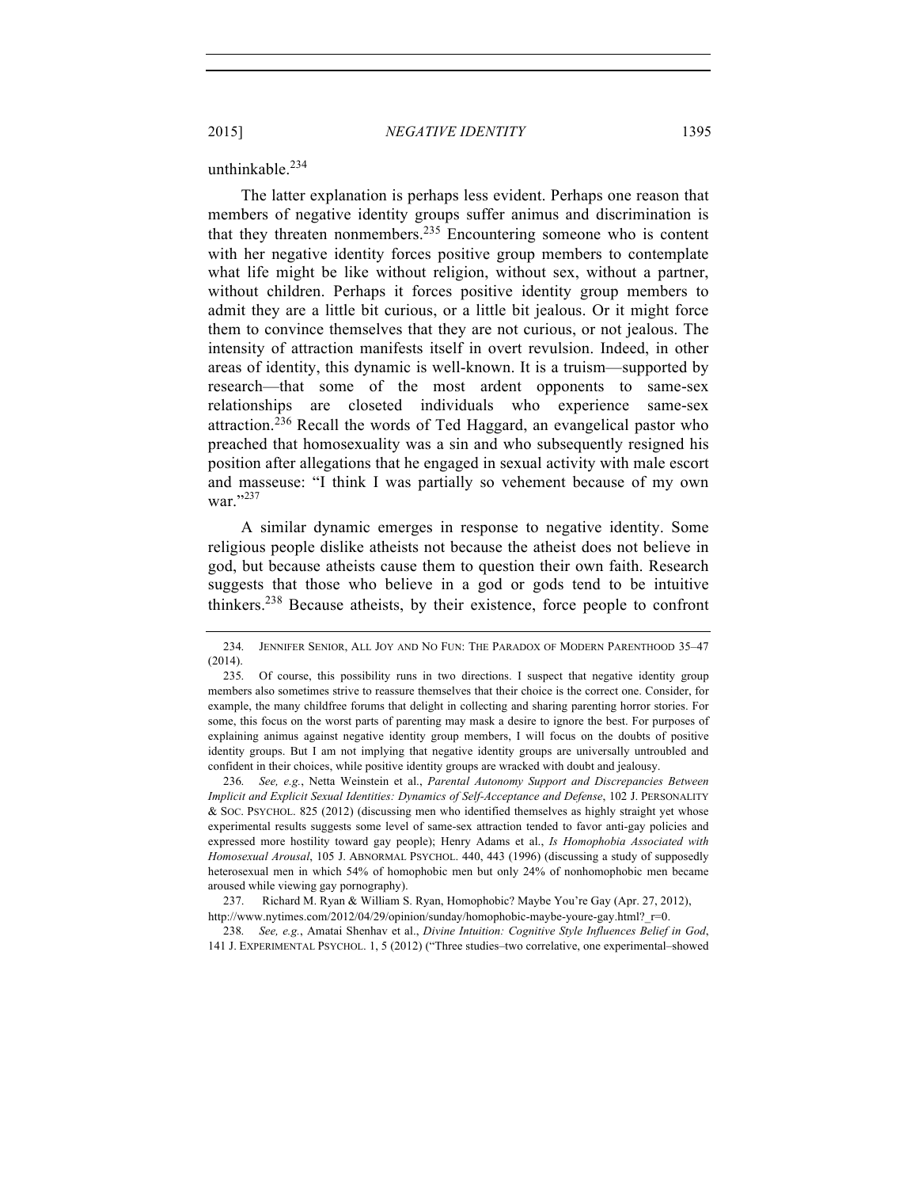unthinkable.[234]

The latter explanation is perhaps less evident. Perhaps one reason that members of negative identity groups suffer animus and discrimination is that they threaten nonmembers.[235] Encountering someone who is content with her negative identity forces positive group members to contemplate what life might be like without religion, without sex, without a partner, without children. Perhaps it forces positive identity group members to admit they are a little bit curious, or a little bit jealous. Or it might force them to convince themselves that they are not curious, or not jealous. The intensity of attraction manifests itself in overt revulsion. Indeed, in other areas of identity, this dynamic is well-known. It is a truism—supported by research—that some of the most ardent opponents to same-sex relationships are closeted individuals who experience same-sex attraction.[236] Recall the words of Ted Haggard, an evangelical pastor who preached that homosexuality was a sin and who subsequently resigned his position after allegations that he engaged in sexual activity with male escort and masseuse: "I think I was partially so vehement because of my own war."[237]

A similar dynamic emerges in response to negative identity. Some religious people dislike atheists not because the atheist does not believe in god, but because atheists cause them to question their own faith. Research suggests that those who believe in a god or gods tend to be intuitive thinkers.[238] Because atheists, by their existence, force people to confront

---

234. JENNIFER SENIOR, ALL JOY AND NO FUN: THE PARADOX OF MODERN PARENTHOOD 35–47 (2014).

235. Of course, this possibility runs in two directions. I suspect that negative identity group members also sometimes strive to reassure themselves that their choice is the correct one. Consider, for example, the many childfree forums that delight in collecting and sharing parenting horror stories. For some, this focus on the worst parts of parenting may mask a desire to ignore the best. For purposes of explaining animus against negative identity group members, I will focus on the doubts of positive identity groups. But I am not implying that negative identity groups are universally untroubled and confident in their choices, while positive identity groups are wracked with doubt and jealousy.

236. *See, e.g.*, Netta Weinstein et al., *Parental Autonomy Support and Discrepancies Between Implicit and Explicit Sexual Identities: Dynamics of Self-Acceptance and Defense*, 102 J. PERSONALITY & SOC. PSYCHOL. 825 (2012) (discussing men who identified themselves as highly straight yet whose experimental results suggests some level of same-sex attraction tended to favor anti-gay policies and expressed more hostility toward gay people); Henry Adams et al., *Is Homophobia Associated with Homosexual Arousal*, 105 J. ABNORMAL PSYCHOL. 440, 443 (1996) (discussing a study of supposedly heterosexual men in which 54% of homophobic men but only 24% of nonhomophobic men became aroused while viewing gay pornography).

237. Richard M. Ryan & William S. Ryan, Homophobic? Maybe You're Gay (Apr. 27, 2012), http://www.nytimes.com/2012/04/29/opinion/sunday/homophobic-maybe-youre-gay.html?_r=0.

238. *See, e.g.*, Amatai Shenhav et al., *Divine Intuition: Cognitive Style Influences Belief in God*, 141 J. EXPERIMENTAL PSYCHOL. 1, 5 (2012) ("Three studies–two correlative, one experimental–showed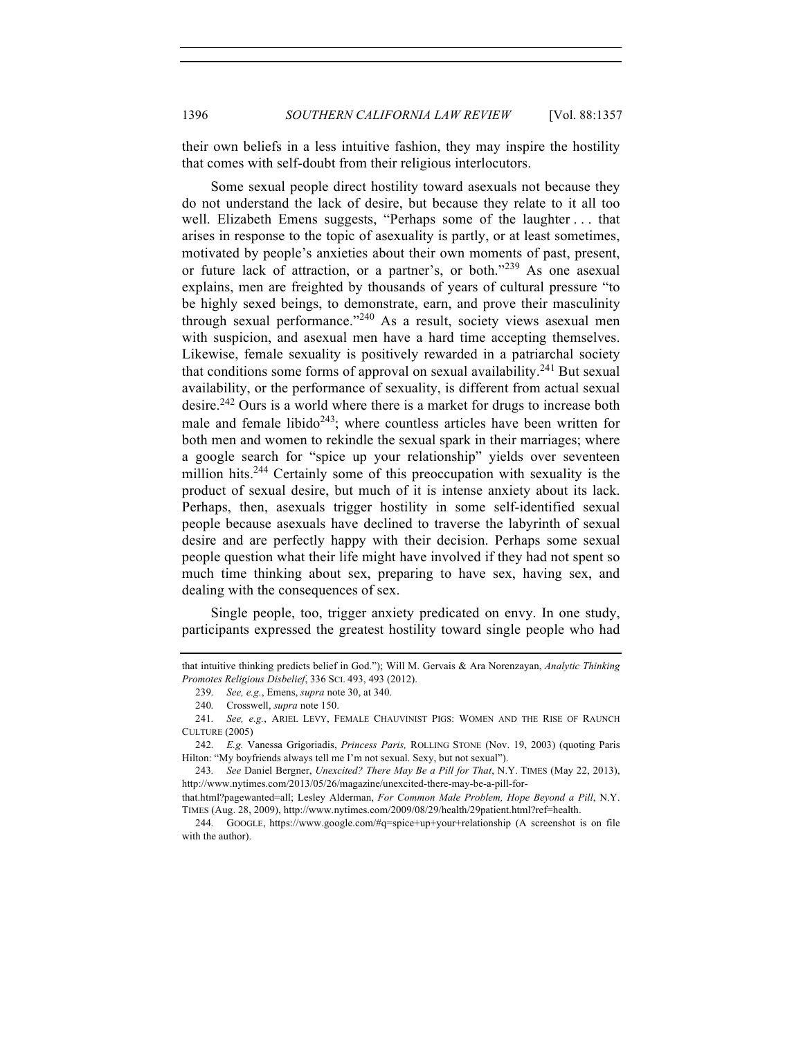their own beliefs in a less intuitive fashion, they may inspire the hostility that comes with self-doubt from their religious interlocutors.

Some sexual people direct hostility toward asexuals not because they do not understand the lack of desire, but because they relate to it all too well. Elizabeth Emens suggests, "Perhaps some of the laughter . . . that arises in response to the topic of asexuality is partly, or at least sometimes, motivated by people's anxieties about their own moments of past, present, or future lack of attraction, or a partner's, or both."[239] As one asexual explains, men are freighted by thousands of years of cultural pressure "to be highly sexed beings, to demonstrate, earn, and prove their masculinity through sexual performance."[240] As a result, society views asexual men with suspicion, and asexual men have a hard time accepting themselves. Likewise, female sexuality is positively rewarded in a patriarchal society that conditions some forms of approval on sexual availability.[241] But sexual availability, or the performance of sexuality, is different from actual sexual desire.[242] Ours is a world where there is a market for drugs to increase both male and female libido[243]; where countless articles have been written for both men and women to rekindle the sexual spark in their marriages; where a google search for "spice up your relationship" yields over seventeen million hits.[244] Certainly some of this preoccupation with sexuality is the product of sexual desire, but much of it is intense anxiety about its lack. Perhaps, then, asexuals trigger hostility in some self-identified sexual people because asexuals have declined to traverse the labyrinth of sexual desire and are perfectly happy with their decision. Perhaps some sexual people question what their life might have involved if they had not spent so much time thinking about sex, preparing to have sex, having sex, and dealing with the consequences of sex.

Single people, too, trigger anxiety predicated on envy. In one study, participants expressed the greatest hostility toward single people who had

---

that intuitive thinking predicts belief in God."); Will M. Gervais & Ara Norenzayan, *Analytic Thinking Promotes Religious Disbelief*, 336 SCI. 493, 493 (2012).

239. *See, e.g.*, Emens, *supra* note 30, at 340.

240. Crosswell, *supra* note 150.

241. *See, e.g.*, ARIEL LEVY, FEMALE CHAUVINIST PIGS: WOMEN AND THE RISE OF RAUNCH CULTURE (2005)

242. *E.g.* Vanessa Grigoriadis, *Princess Paris,* ROLLING STONE (Nov. 19, 2003) (quoting Paris Hilton: "My boyfriends always tell me I'm not sexual. Sexy, but not sexual").

243. *See* Daniel Bergner, *Unexcited? There May Be a Pill for That*, N.Y. TIMES (May 22, 2013), http://www.nytimes.com/2013/05/26/magazine/unexcited-there-may-be-a-pill-for-that.html?pagewanted=all; Lesley Alderman, *For Common Male Problem, Hope Beyond a Pill*, N.Y. TIMES (Aug. 28, 2009), http://www.nytimes.com/2009/08/29/health/29patient.html?ref=health.

244. GOOGLE, https://www.google.com/#q=spice+up+your+relationship (A screenshot is on file with the author).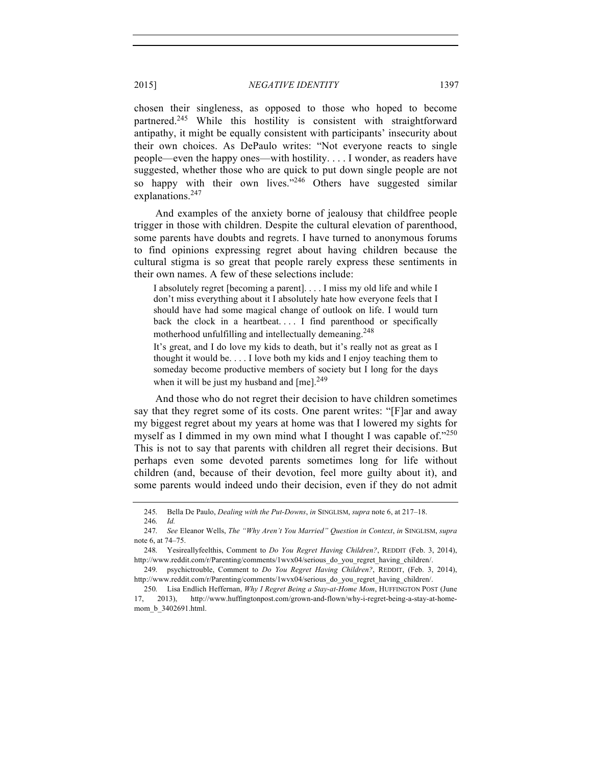chosen their singleness, as opposed to those who hoped to become partnered.[245] While this hostility is consistent with straightforward antipathy, it might be equally consistent with participants' insecurity about their own choices. As DePaulo writes: "Not everyone reacts to single people—even the happy ones—with hostility. . . . I wonder, as readers have suggested, whether those who are quick to put down single people are not so happy with their own lives."[246] Others have suggested similar explanations.[247]

And examples of the anxiety borne of jealousy that childfree people trigger in those with children. Despite the cultural elevation of parenthood, some parents have doubts and regrets. I have turned to anonymous forums to find opinions expressing regret about having children because the cultural stigma is so great that people rarely express these sentiments in their own names. A few of these selections include:

> I absolutely regret [becoming a parent]. . . . I miss my old life and while I don't miss everything about it I absolutely hate how everyone feels that I should have had some magical change of outlook on life. I would turn back the clock in a heartbeat. . . . I find parenthood or specifically motherhood unfulfilling and intellectually demeaning.[248]
>
> It's great, and I do love my kids to death, but it's really not as great as I thought it would be. . . . I love both my kids and I enjoy teaching them to someday become productive members of society but I long for the days when it will be just my husband and [me].[249]

And those who do not regret their decision to have children sometimes say that they regret some of its costs. One parent writes: "[F]ar and away my biggest regret about my years at home was that I lowered my sights for myself as I dimmed in my own mind what I thought I was capable of."[250] This is not to say that parents with children all regret their decisions. But perhaps even some devoted parents sometimes long for life without children (and, because of their devotion, feel more guilty about it), and some parents would indeed undo their decision, even if they do not admit

---

245. Bella De Paulo, *Dealing with the Put-Downs*, *in* SINGLISM, *supra* note 6, at 217–18.

246. *Id.*

247. *See* Eleanor Wells, *The "Why Aren't You Married" Question in Context*, *in* SINGLISM, *supra* note 6, at 74–75.

248. Yesireallyfeelthis, Comment to *Do You Regret Having Children?*, REDDIT (Feb. 3, 2014), http://www.reddit.com/r/Parenting/comments/1wvx04/serious_do_you_regret_having_children/.

249. psychictrouble, Comment to *Do You Regret Having Children?*, REDDIT, (Feb. 3, 2014), http://www.reddit.com/r/Parenting/comments/1wvx04/serious_do_you_regret_having_children/.

250. Lisa Endlich Heffernan, *Why I Regret Being a Stay-at-Home Mom*, HUFFINGTON POST (June 17, 2013), http://www.huffingtonpost.com/grown-and-flown/why-i-regret-being-a-stay-at-home-mom_b_3402691.html.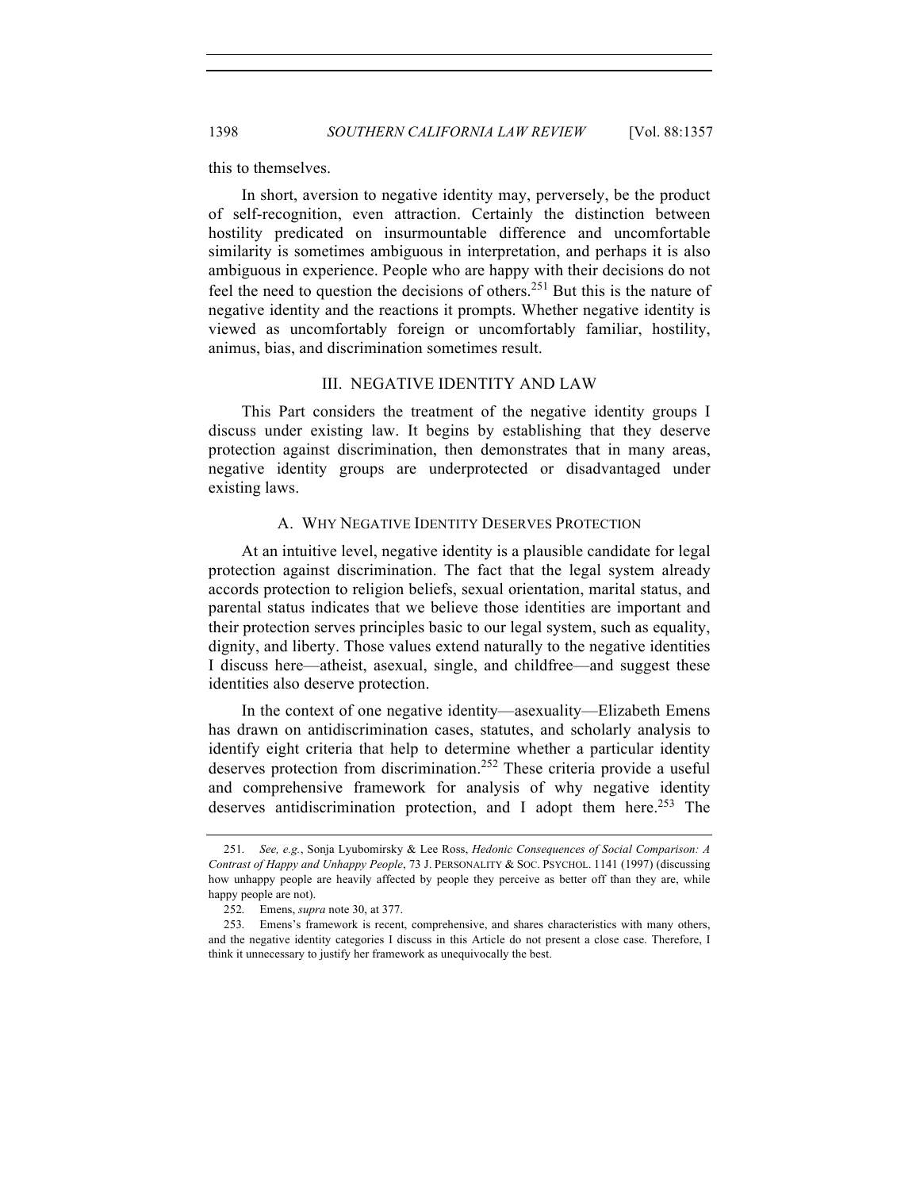this to themselves.

In short, aversion to negative identity may, perversely, be the product of self-recognition, even attraction. Certainly the distinction between hostility predicated on insurmountable difference and uncomfortable similarity is sometimes ambiguous in interpretation, and perhaps it is also ambiguous in experience. People who are happy with their decisions do not feel the need to question the decisions of others.[251] But this is the nature of negative identity and the reactions it prompts. Whether negative identity is viewed as uncomfortably foreign or uncomfortably familiar, hostility, animus, bias, and discrimination sometimes result.

## III. NEGATIVE IDENTITY AND LAW

This Part considers the treatment of the negative identity groups I discuss under existing law. It begins by establishing that they deserve protection against discrimination, then demonstrates that in many areas, negative identity groups are underprotected or disadvantaged under existing laws.

### A. WHY NEGATIVE IDENTITY DESERVES PROTECTION

At an intuitive level, negative identity is a plausible candidate for legal protection against discrimination. The fact that the legal system already accords protection to religion beliefs, sexual orientation, marital status, and parental status indicates that we believe those identities are important and their protection serves principles basic to our legal system, such as equality, dignity, and liberty. Those values extend naturally to the negative identities I discuss here—atheist, asexual, single, and childfree—and suggest these identities also deserve protection.

In the context of one negative identity—asexuality—Elizabeth Emens has drawn on antidiscrimination cases, statutes, and scholarly analysis to identify eight criteria that help to determine whether a particular identity deserves protection from discrimination.[252] These criteria provide a useful and comprehensive framework for analysis of why negative identity deserves antidiscrimination protection, and I adopt them here.[253] The

---

251. *See, e.g.*, Sonja Lyubomirsky & Lee Ross, *Hedonic Consequences of Social Comparison: A Contrast of Happy and Unhappy People*, 73 J. PERSONALITY & SOC. PSYCHOL. 1141 (1997) (discussing how unhappy people are heavily affected by people they perceive as better off than they are, while happy people are not).

252. Emens, *supra* note 30, at 377.

253. Emens's framework is recent, comprehensive, and shares characteristics with many others, and the negative identity categories I discuss in this Article do not present a close case. Therefore, I think it unnecessary to justify her framework as unequivocally the best.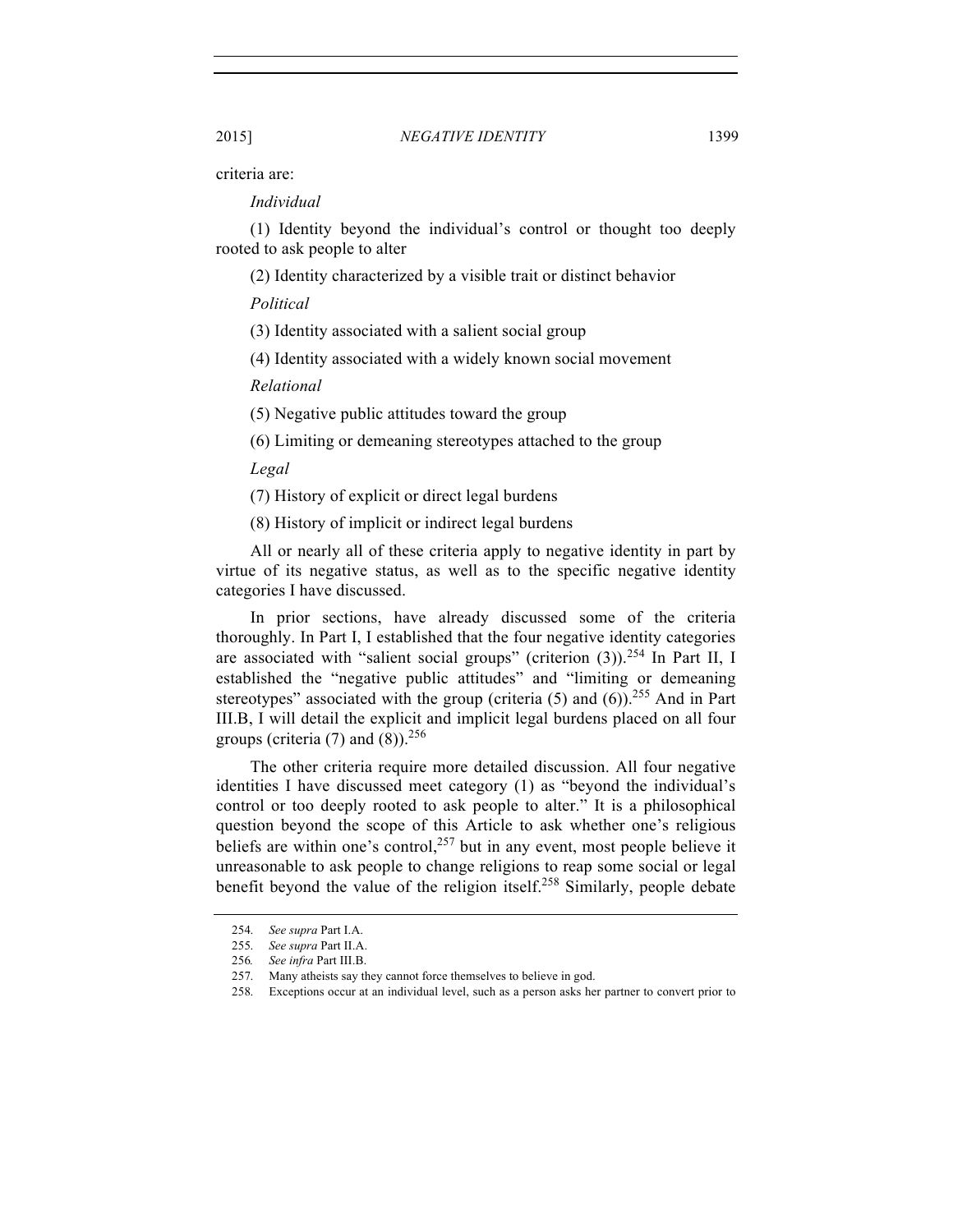criteria are:

*Individual*

(1) Identity beyond the individual's control or thought too deeply rooted to ask people to alter

(2) Identity characterized by a visible trait or distinct behavior

*Political*

(3) Identity associated with a salient social group

(4) Identity associated with a widely known social movement

*Relational*

(5) Negative public attitudes toward the group

(6) Limiting or demeaning stereotypes attached to the group

*Legal*

(7) History of explicit or direct legal burdens

(8) History of implicit or indirect legal burdens

All or nearly all of these criteria apply to negative identity in part by virtue of its negative status, as well as to the specific negative identity categories I have discussed.

In prior sections, have already discussed some of the criteria thoroughly. In Part I, I established that the four negative identity categories are associated with "salient social groups" (criterion (3)).[254] In Part II, I established the "negative public attitudes" and "limiting or demeaning stereotypes" associated with the group (criteria (5) and (6)).[255] And in Part III.B, I will detail the explicit and implicit legal burdens placed on all four groups (criteria (7) and (8)).[256]

The other criteria require more detailed discussion. All four negative identities I have discussed meet category (1) as "beyond the individual's control or too deeply rooted to ask people to alter." It is a philosophical question beyond the scope of this Article to ask whether one's religious beliefs are within one's control,[257] but in any event, most people believe it unreasonable to ask people to change religions to reap some social or legal benefit beyond the value of the religion itself.[258] Similarly, people debate

---

254. *See supra* Part I.A.

255. *See supra* Part II.A.

256. *See infra* Part III.B.

257. Many atheists say they cannot force themselves to believe in god.

258. Exceptions occur at an individual level, such as a person asks her partner to convert prior to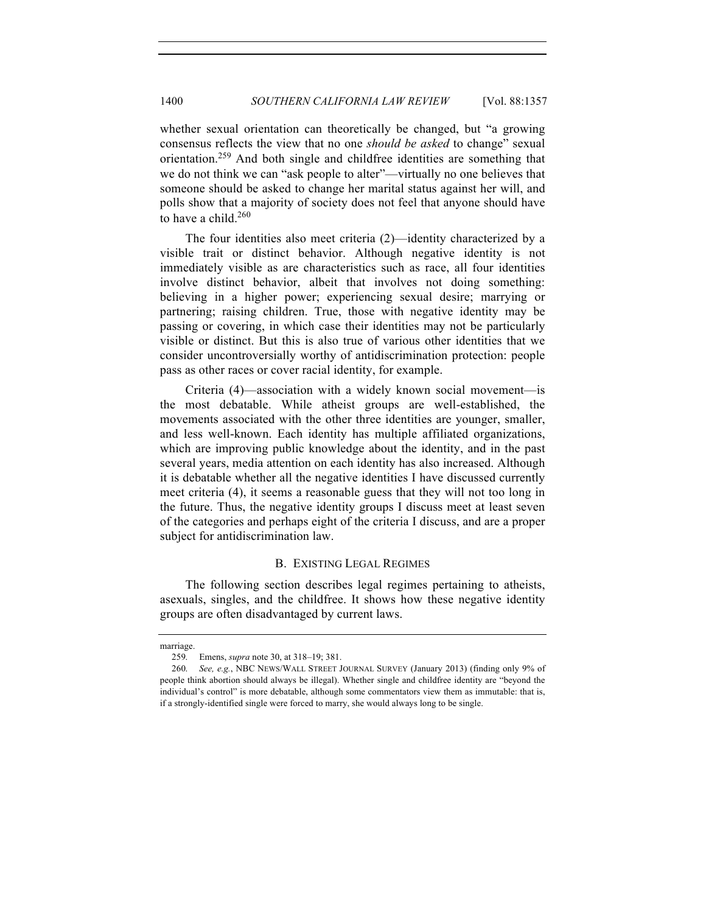whether sexual orientation can theoretically be changed, but "a growing consensus reflects the view that no one *should be asked* to change" sexual orientation.[259] And both single and childfree identities are something that we do not think we can "ask people to alter"—virtually no one believes that someone should be asked to change her marital status against her will, and polls show that a majority of society does not feel that anyone should have to have a child.[260]

The four identities also meet criteria (2)—identity characterized by a visible trait or distinct behavior. Although negative identity is not immediately visible as are characteristics such as race, all four identities involve distinct behavior, albeit that involves not doing something: believing in a higher power; experiencing sexual desire; marrying or partnering; raising children. True, those with negative identity may be passing or covering, in which case their identities may not be particularly visible or distinct. But this is also true of various other identities that we consider uncontroversially worthy of antidiscrimination protection: people pass as other races or cover racial identity, for example.

Criteria (4)—association with a widely known social movement—is the most debatable. While atheist groups are well-established, the movements associated with the other three identities are younger, smaller, and less well-known. Each identity has multiple affiliated organizations, which are improving public knowledge about the identity, and in the past several years, media attention on each identity has also increased. Although it is debatable whether all the negative identities I have discussed currently meet criteria (4), it seems a reasonable guess that they will not too long in the future. Thus, the negative identity groups I discuss meet at least seven of the categories and perhaps eight of the criteria I discuss, and are a proper subject for antidiscrimination law.

## B. Existing Legal Regimes

The following section describes legal regimes pertaining to atheists, asexuals, singles, and the childfree. It shows how these negative identity groups are often disadvantaged by current laws.

---

marriage.

259. Emens, *supra* note 30, at 318–19; 381.

260. *See, e.g.*, NBC NEWS/WALL STREET JOURNAL SURVEY (January 2013) (finding only 9% of people think abortion should always be illegal). Whether single and childfree identity are "beyond the individual's control" is more debatable, although some commentators view them as immutable: that is, if a strongly-identified single were forced to marry, she would always long to be single.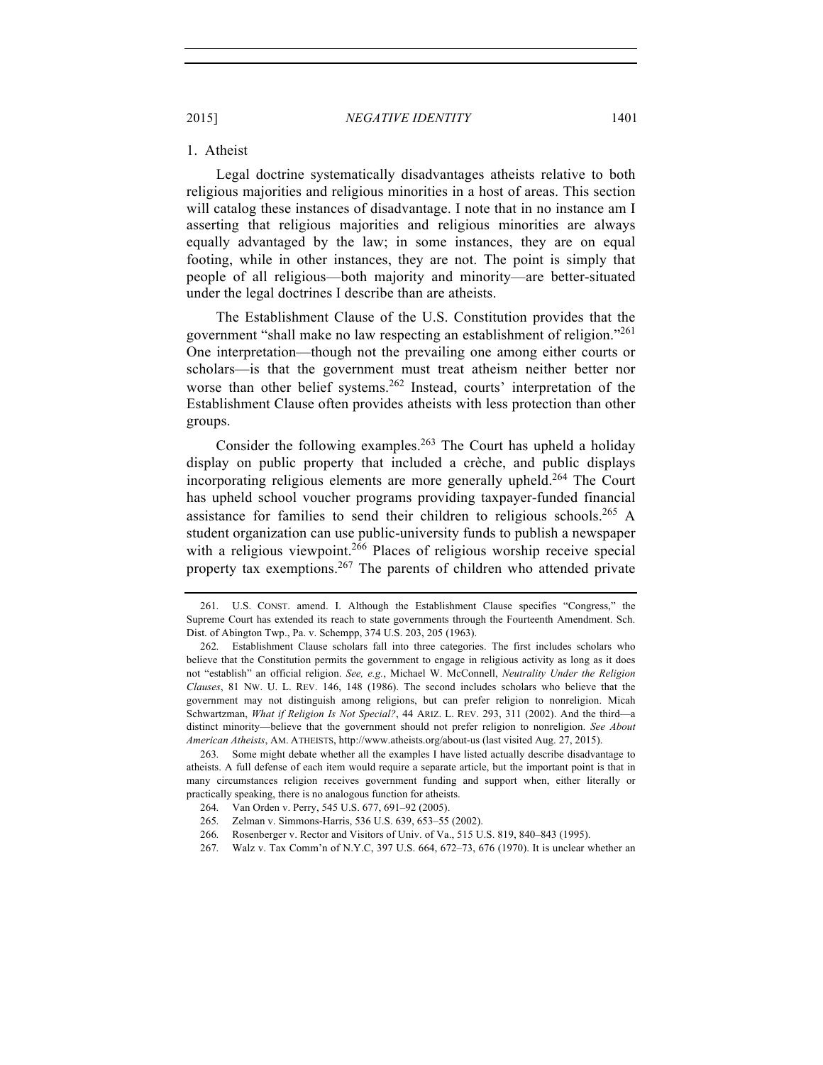### 1. Atheist

Legal doctrine systematically disadvantages atheists relative to both religious majorities and religious minorities in a host of areas. This section will catalog these instances of disadvantage. I note that in no instance am I asserting that religious majorities and religious minorities are always equally advantaged by the law; in some instances, they are on equal footing, while in other instances, they are not. The point is simply that people of all religious—both majority and minority—are better-situated under the legal doctrines I describe than are atheists.

The Establishment Clause of the U.S. Constitution provides that the government "shall make no law respecting an establishment of religion."[261] One interpretation—though not the prevailing one among either courts or scholars—is that the government must treat atheism neither better nor worse than other belief systems.[262] Instead, courts' interpretation of the Establishment Clause often provides atheists with less protection than other groups.

Consider the following examples.[263] The Court has upheld a holiday display on public property that included a crèche, and public displays incorporating religious elements are more generally upheld.[264] The Court has upheld school voucher programs providing taxpayer-funded financial assistance for families to send their children to religious schools.[265] A student organization can use public-university funds to publish a newspaper with a religious viewpoint.[266] Places of religious worship receive special property tax exemptions.[267] The parents of children who attended private

---

261. U.S. CONST. amend. I. Although the Establishment Clause specifies "Congress," the Supreme Court has extended its reach to state governments through the Fourteenth Amendment. Sch. Dist. of Abington Twp., Pa. v. Schempp, 374 U.S. 203, 205 (1963).

262. Establishment Clause scholars fall into three categories. The first includes scholars who believe that the Constitution permits the government to engage in religious activity as long as it does not "establish" an official religion. *See, e.g.*, Michael W. McConnell, *Neutrality Under the Religion Clauses*, 81 NW. U. L. REV. 146, 148 (1986). The second includes scholars who believe that the government may not distinguish among religions, but can prefer religion to nonreligion. Micah Schwartzman, *What if Religion Is Not Special?*, 44 ARIZ. L. REV. 293, 311 (2002). And the third—a distinct minority—believe that the government should not prefer religion to nonreligion. *See About American Atheists*, AM. ATHEISTS, http://www.atheists.org/about-us (last visited Aug. 27, 2015).

263. Some might debate whether all the examples I have listed actually describe disadvantage to atheists. A full defense of each item would require a separate article, but the important point is that in many circumstances religion receives government funding and support when, either literally or practically speaking, there is no analogous function for atheists.

264. Van Orden v. Perry, 545 U.S. 677, 691–92 (2005).

265. Zelman v. Simmons-Harris, 536 U.S. 639, 653–55 (2002).

266. Rosenberger v. Rector and Visitors of Univ. of Va., 515 U.S. 819, 840–843 (1995).

267. Walz v. Tax Comm'n of N.Y.C, 397 U.S. 664, 672–73, 676 (1970). It is unclear whether an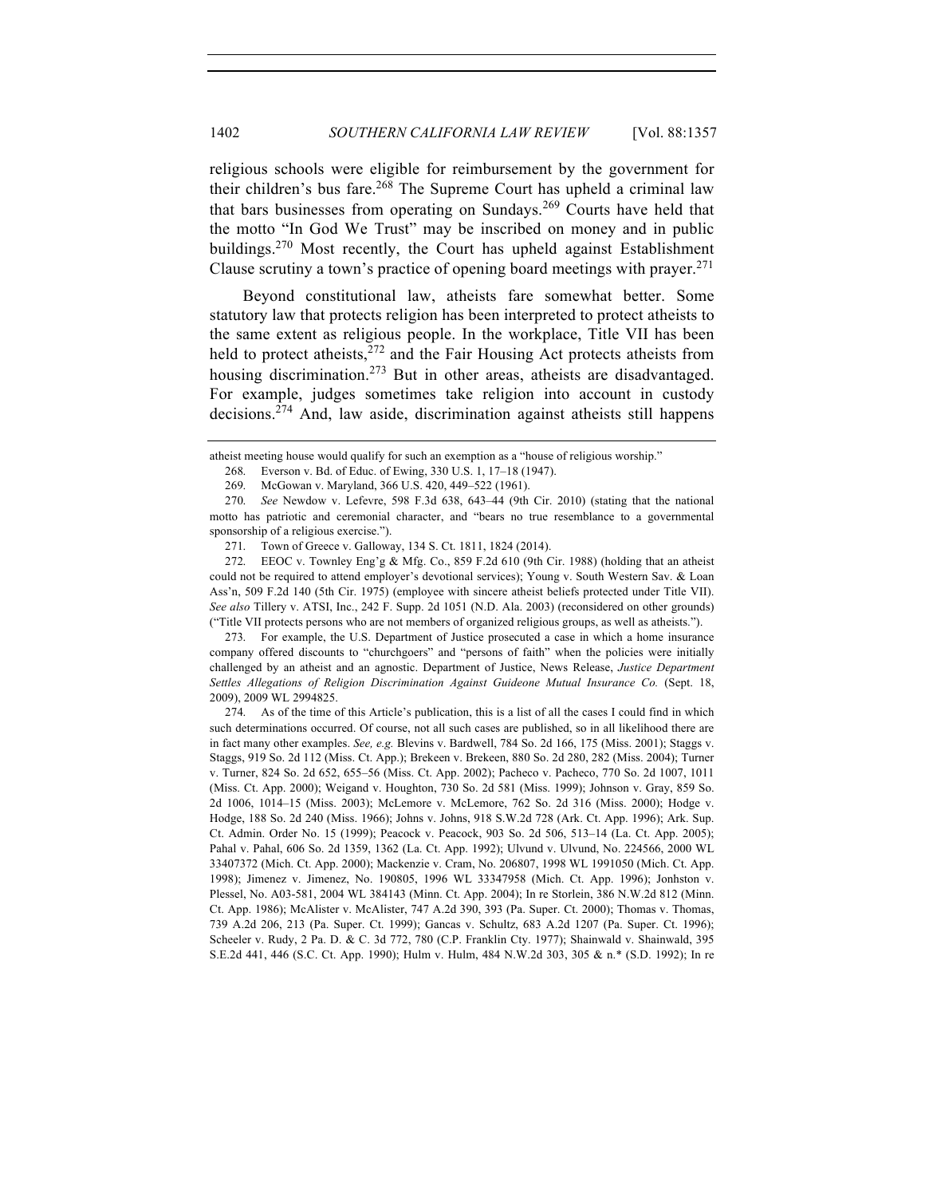religious schools were eligible for reimbursement by the government for their children's bus fare.[268] The Supreme Court has upheld a criminal law that bars businesses from operating on Sundays.[269] Courts have held that the motto "In God We Trust" may be inscribed on money and in public buildings.[270] Most recently, the Court has upheld against Establishment Clause scrutiny a town's practice of opening board meetings with prayer.[271]

Beyond constitutional law, atheists fare somewhat better. Some statutory law that protects religion has been interpreted to protect atheists to the same extent as religious people. In the workplace, Title VII has been held to protect atheists,[272] and the Fair Housing Act protects atheists from housing discrimination.[273] But in other areas, atheists are disadvantaged. For example, judges sometimes take religion into account in custody decisions.[274] And, law aside, discrimination against atheists still happens

---

atheist meeting house would qualify for such an exemption as a "house of religious worship."

268. Everson v. Bd. of Educ. of Ewing, 330 U.S. 1, 17–18 (1947).

269. McGowan v. Maryland, 366 U.S. 420, 449–522 (1961).

270. *See* Newdow v. Lefevre, 598 F.3d 638, 643–44 (9th Cir. 2010) (stating that the national motto has patriotic and ceremonial character, and "bears no true resemblance to a governmental sponsorship of a religious exercise.").

271. Town of Greece v. Galloway, 134 S. Ct. 1811, 1824 (2014).

272. EEOC v. Townley Eng'g & Mfg. Co., 859 F.2d 610 (9th Cir. 1988) (holding that an atheist could not be required to attend employer's devotional services); Young v. South Western Sav. & Loan Ass'n, 509 F.2d 140 (5th Cir. 1975) (employee with sincere atheist beliefs protected under Title VII). *See also* Tillery v. ATSI, Inc., 242 F. Supp. 2d 1051 (N.D. Ala. 2003) (reconsidered on other grounds) ("Title VII protects persons who are not members of organized religious groups, as well as atheists.").

273. For example, the U.S. Department of Justice prosecuted a case in which a home insurance company offered discounts to "churchgoers" and "persons of faith" when the policies were initially challenged by an atheist and an agnostic. Department of Justice, News Release, *Justice Department Settles Allegations of Religion Discrimination Against Guideone Mutual Insurance Co.* (Sept. 18, 2009), 2009 WL 2994825.

274. As of the time of this Article's publication, this is a list of all the cases I could find in which such determinations occurred. Of course, not all such cases are published, so in all likelihood there are in fact many other examples. *See, e.g.* Blevins v. Bardwell, 784 So. 2d 166, 175 (Miss. 2001); Staggs v. Staggs, 919 So. 2d 112 (Miss. Ct. App.); Brekeen v. Brekeen, 880 So. 2d 280, 282 (Miss. 2004); Turner v. Turner, 824 So. 2d 652, 655–56 (Miss. Ct. App. 2002); Pacheco v. Pacheco, 770 So. 2d 1007, 1011 (Miss. Ct. App. 2000); Weigand v. Houghton, 730 So. 2d 581 (Miss. 1999); Johnson v. Gray, 859 So. 2d 1006, 1014–15 (Miss. 2003); McLemore v. McLemore, 762 So. 2d 316 (Miss. 2000); Hodge v. Hodge, 188 So. 2d 240 (Miss. 1966); Johns v. Johns, 918 S.W.2d 728 (Ark. Ct. App. 1996); Ark. Sup. Ct. Admin. Order No. 15 (1999); Peacock v. Peacock, 903 So. 2d 506, 513–14 (La. Ct. App. 2005); Pahal v. Pahal, 606 So. 2d 1359, 1362 (La. Ct. App. 1992); Ulvund v. Ulvund, No. 224566, 2000 WL 33407372 (Mich. Ct. App. 2000); Mackenzie v. Cram, No. 206807, 1998 WL 1991050 (Mich. Ct. App. 1998); Jimenez v. Jimenez, No. 190805, 1996 WL 33347958 (Mich. Ct. App. 1996); Jonhston v. Plessel, No. A03-581, 2004 WL 384143 (Minn. Ct. App. 2004); In re Storlein, 386 N.W.2d 812 (Minn. Ct. App. 1986); McAlister v. McAlister, 747 A.2d 390, 393 (Pa. Super. Ct. 2000); Thomas v. Thomas, 739 A.2d 206, 213 (Pa. Super. Ct. 1999); Gancas v. Schultz, 683 A.2d 1207 (Pa. Super. Ct. 1996); Scheeler v. Rudy, 2 Pa. D. & C. 3d 772, 780 (C.P. Franklin Cty. 1977); Shainwald v. Shainwald, 395 S.E.2d 441, 446 (S.C. Ct. App. 1990); Hulm v. Hulm, 484 N.W.2d 303, 305 & n.* (S.D. 1992); In re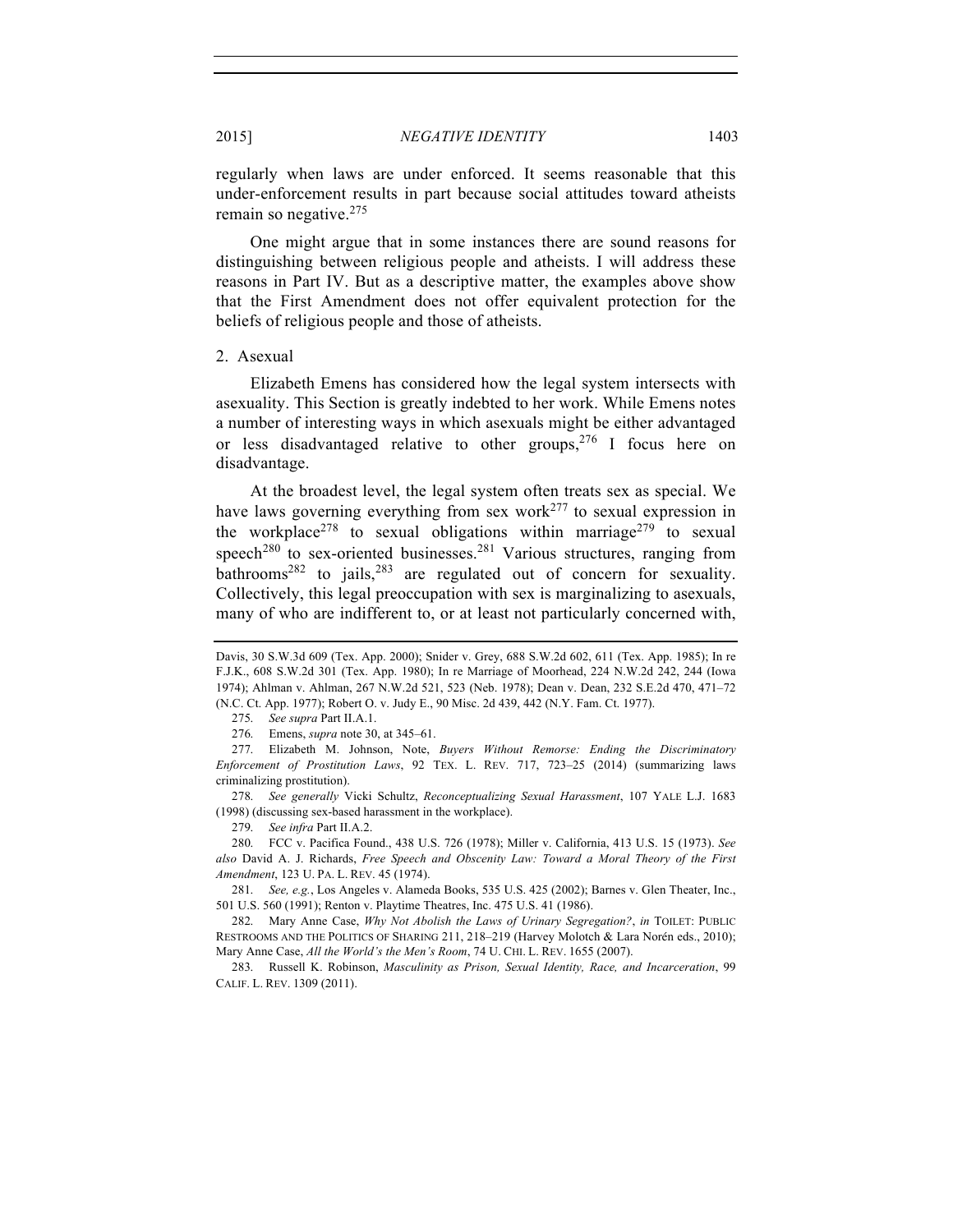regularly when laws are under enforced. It seems reasonable that this under-enforcement results in part because social attitudes toward atheists remain so negative.[275]

One might argue that in some instances there are sound reasons for distinguishing between religious people and atheists. I will address these reasons in Part IV. But as a descriptive matter, the examples above show that the First Amendment does not offer equivalent protection for the beliefs of religious people and those of atheists.

### 2. Asexual

Elizabeth Emens has considered how the legal system intersects with asexuality. This Section is greatly indebted to her work. While Emens notes a number of interesting ways in which asexuals might be either advantaged or less disadvantaged relative to other groups,[276] I focus here on disadvantage.

At the broadest level, the legal system often treats sex as special. We have laws governing everything from sex work[277] to sexual expression in the workplace[278] to sexual obligations within marriage[279] to sexual speech[280] to sex-oriented businesses.[281] Various structures, ranging from bathrooms[282] to jails,[283] are regulated out of concern for sexuality. Collectively, this legal preoccupation with sex is marginalizing to asexuals, many of who are indifferent to, or at least not particularly concerned with,

---

Davis, 30 S.W.3d 609 (Tex. App. 2000); Snider v. Grey, 688 S.W.2d 602, 611 (Tex. App. 1985); In re F.J.K., 608 S.W.2d 301 (Tex. App. 1980); In re Marriage of Moorhead, 224 N.W.2d 242, 244 (Iowa 1974); Ahlman v. Ahlman, 267 N.W.2d 521, 523 (Neb. 1978); Dean v. Dean, 232 S.E.2d 470, 471–72 (N.C. Ct. App. 1977); Robert O. v. Judy E., 90 Misc. 2d 439, 442 (N.Y. Fam. Ct. 1977).

275. *See supra* Part II.A.1.

276. Emens, *supra* note 30, at 345–61.

277. Elizabeth M. Johnson, Note, *Buyers Without Remorse: Ending the Discriminatory Enforcement of Prostitution Laws*, 92 TEX. L. REV. 717, 723–25 (2014) (summarizing laws criminalizing prostitution).

278. *See generally* Vicki Schultz, *Reconceptualizing Sexual Harassment*, 107 YALE L.J. 1683 (1998) (discussing sex-based harassment in the workplace).

279. *See infra* Part II.A.2.

280. FCC v. Pacifica Found., 438 U.S. 726 (1978); Miller v. California, 413 U.S. 15 (1973). *See also* David A. J. Richards, *Free Speech and Obscenity Law: Toward a Moral Theory of the First Amendment*, 123 U. PA. L. REV. 45 (1974).

281. *See, e.g.*, Los Angeles v. Alameda Books, 535 U.S. 425 (2002); Barnes v. Glen Theater, Inc., 501 U.S. 560 (1991); Renton v. Playtime Theatres, Inc. 475 U.S. 41 (1986).

282. Mary Anne Case, *Why Not Abolish the Laws of Urinary Segregation?*, *in* TOILET: PUBLIC RESTROOMS AND THE POLITICS OF SHARING 211, 218–219 (Harvey Molotch & Lara Norén eds., 2010); Mary Anne Case, *All the World's the Men's Room*, 74 U. CHI. L. REV. 1655 (2007).

283. Russell K. Robinson, *Masculinity as Prison, Sexual Identity, Race, and Incarceration*, 99 CALIF. L. REV. 1309 (2011).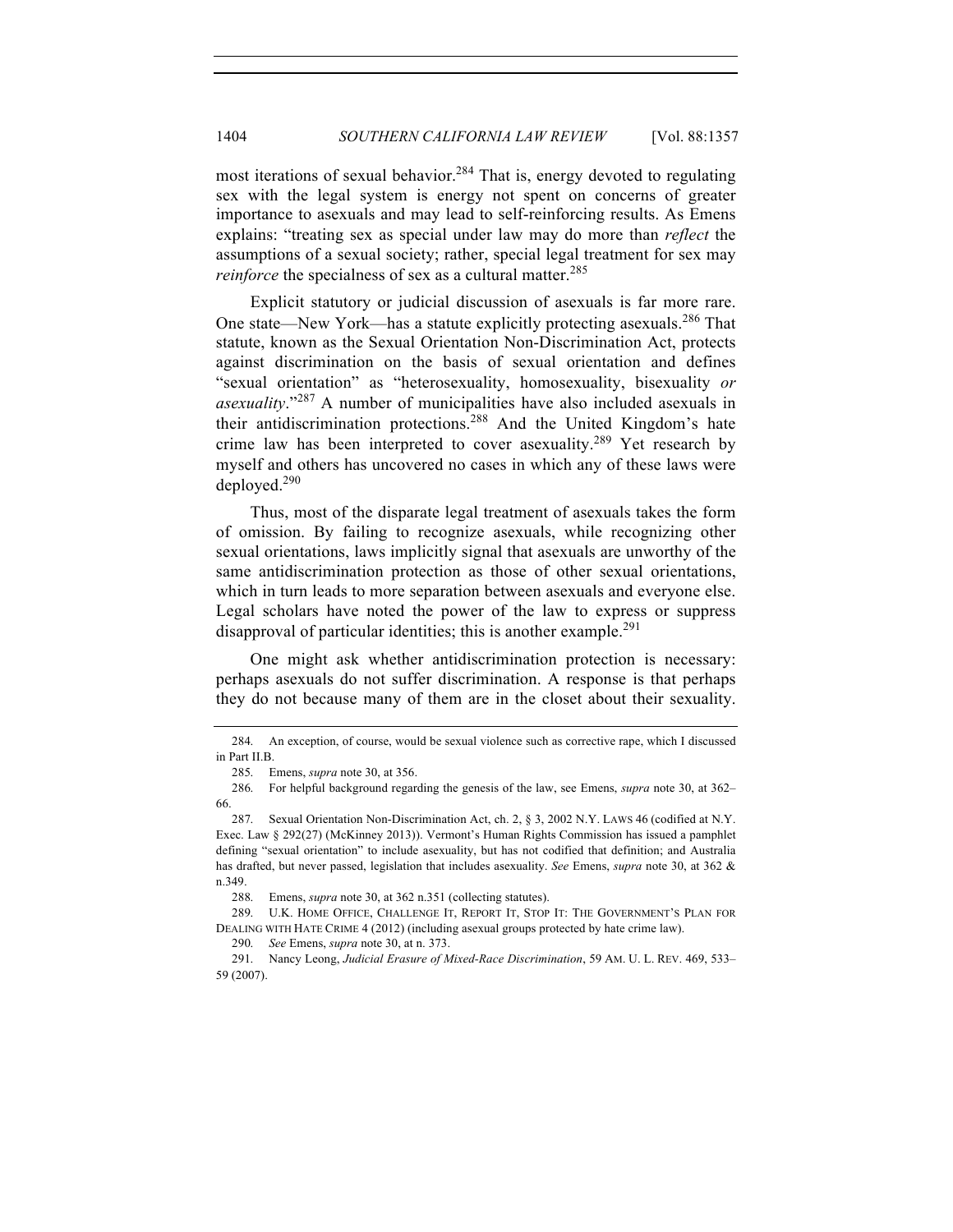most iterations of sexual behavior.[284] That is, energy devoted to regulating sex with the legal system is energy not spent on concerns of greater importance to asexuals and may lead to self-reinforcing results. As Emens explains: "treating sex as special under law may do more than *reflect* the assumptions of a sexual society; rather, special legal treatment for sex may *reinforce* the specialness of sex as a cultural matter.[285]

Explicit statutory or judicial discussion of asexuals is far more rare. One state—New York—has a statute explicitly protecting asexuals.[286] That statute, known as the Sexual Orientation Non-Discrimination Act, protects against discrimination on the basis of sexual orientation and defines "sexual orientation" as "heterosexuality, homosexuality, bisexuality *or asexuality*."[287] A number of municipalities have also included asexuals in their antidiscrimination protections.[288] And the United Kingdom's hate crime law has been interpreted to cover asexuality.[289] Yet research by myself and others has uncovered no cases in which any of these laws were deployed.[290]

Thus, most of the disparate legal treatment of asexuals takes the form of omission. By failing to recognize asexuals, while recognizing other sexual orientations, laws implicitly signal that asexuals are unworthy of the same antidiscrimination protection as those of other sexual orientations, which in turn leads to more separation between asexuals and everyone else. Legal scholars have noted the power of the law to express or suppress disapproval of particular identities; this is another example.[291]

One might ask whether antidiscrimination protection is necessary: perhaps asexuals do not suffer discrimination. A response is that perhaps they do not because many of them are in the closet about their sexuality.

---

284. An exception, of course, would be sexual violence such as corrective rape, which I discussed in Part II.B.

285. Emens, *supra* note 30, at 356.

286. For helpful background regarding the genesis of the law, see Emens, *supra* note 30, at 362–66.

287. Sexual Orientation Non-Discrimination Act, ch. 2, § 3, 2002 N.Y. LAWS 46 (codified at N.Y. Exec. Law § 292(27) (McKinney 2013)). Vermont's Human Rights Commission has issued a pamphlet defining "sexual orientation" to include asexuality, but has not codified that definition; and Australia has drafted, but never passed, legislation that includes asexuality. *See* Emens, *supra* note 30, at 362 & n.349.

288. Emens, *supra* note 30, at 362 n.351 (collecting statutes).

289. U.K. HOME OFFICE, CHALLENGE IT, REPORT IT, STOP IT: THE GOVERNMENT'S PLAN FOR DEALING WITH HATE CRIME 4 (2012) (including asexual groups protected by hate crime law).

290. *See* Emens, *supra* note 30, at n. 373.

291. Nancy Leong, *Judicial Erasure of Mixed-Race Discrimination*, 59 AM. U. L. REV. 469, 533–59 (2007).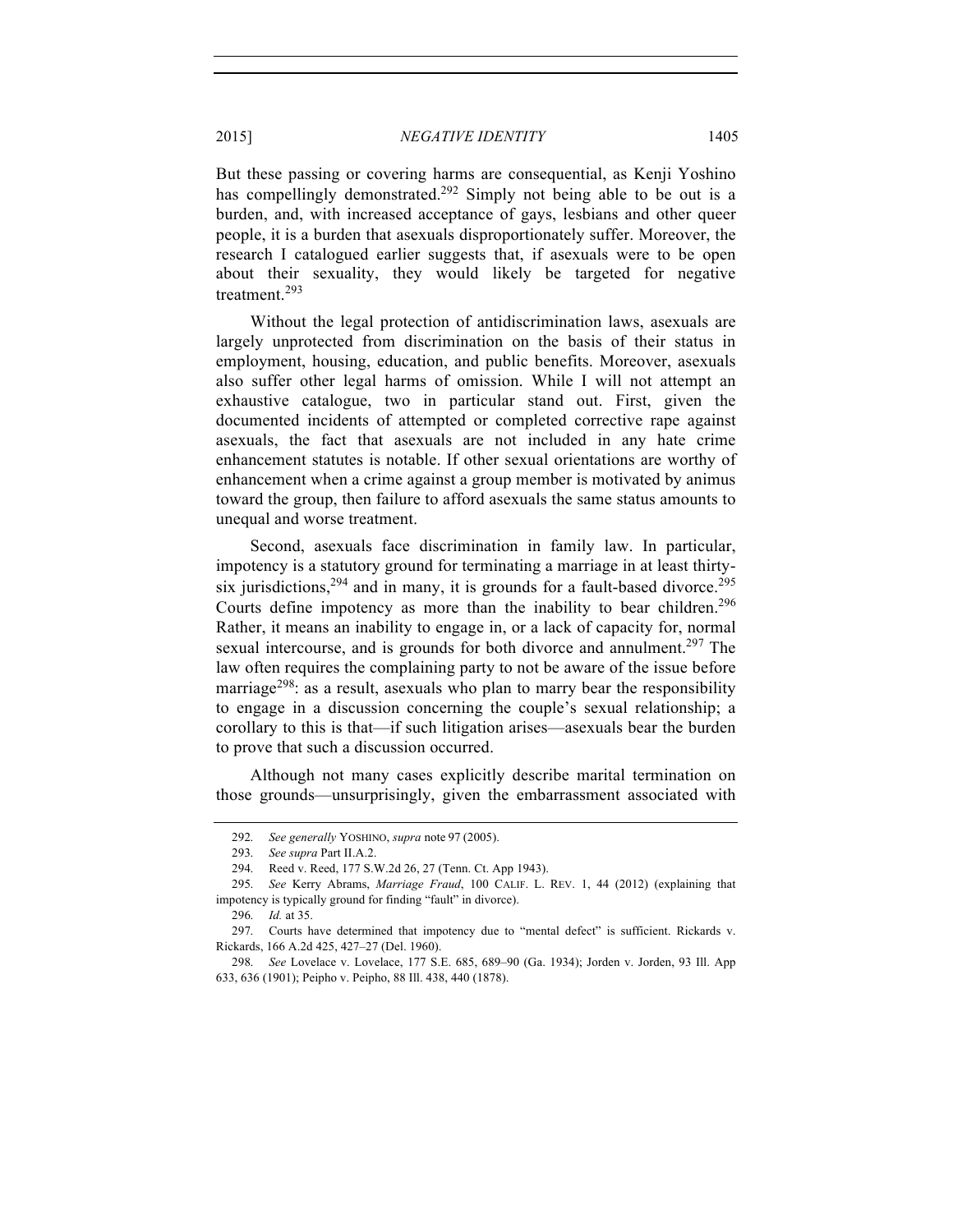But these passing or covering harms are consequential, as Kenji Yoshino has compellingly demonstrated.[292] Simply not being able to be out is a burden, and, with increased acceptance of gays, lesbians and other queer people, it is a burden that asexuals disproportionately suffer. Moreover, the research I catalogued earlier suggests that, if asexuals were to be open about their sexuality, they would likely be targeted for negative treatment.[293]

Without the legal protection of antidiscrimination laws, asexuals are largely unprotected from discrimination on the basis of their status in employment, housing, education, and public benefits. Moreover, asexuals also suffer other legal harms of omission. While I will not attempt an exhaustive catalogue, two in particular stand out. First, given the documented incidents of attempted or completed corrective rape against asexuals, the fact that asexuals are not included in any hate crime enhancement statutes is notable. If other sexual orientations are worthy of enhancement when a crime against a group member is motivated by animus toward the group, then failure to afford asexuals the same status amounts to unequal and worse treatment.

Second, asexuals face discrimination in family law. In particular, impotency is a statutory ground for terminating a marriage in at least thirty-six jurisdictions,[294] and in many, it is grounds for a fault-based divorce.[295] Courts define impotency as more than the inability to bear children.[296] Rather, it means an inability to engage in, or a lack of capacity for, normal sexual intercourse, and is grounds for both divorce and annulment.[297] The law often requires the complaining party to not be aware of the issue before marriage[298]: as a result, asexuals who plan to marry bear the responsibility to engage in a discussion concerning the couple's sexual relationship; a corollary to this is that—if such litigation arises—asexuals bear the burden to prove that such a discussion occurred.

Although not many cases explicitly describe marital termination on those grounds—unsurprisingly, given the embarrassment associated with

---

292. *See generally* YOSHINO, *supra* note 97 (2005).

293. *See supra* Part II.A.2.

294. Reed v. Reed, 177 S.W.2d 26, 27 (Tenn. Ct. App 1943).

295. *See* Kerry Abrams, *Marriage Fraud*, 100 CALIF. L. REV. 1, 44 (2012) (explaining that impotency is typically ground for finding "fault" in divorce).

296. *Id.* at 35.

297. Courts have determined that impotency due to "mental defect" is sufficient. Rickards v. Rickards, 166 A.2d 425, 427–27 (Del. 1960).

298. *See* Lovelace v. Lovelace, 177 S.E. 685, 689–90 (Ga. 1934); Jorden v. Jorden, 93 Ill. App 633, 636 (1901); Peipho v. Peipho, 88 Ill. 438, 440 (1878).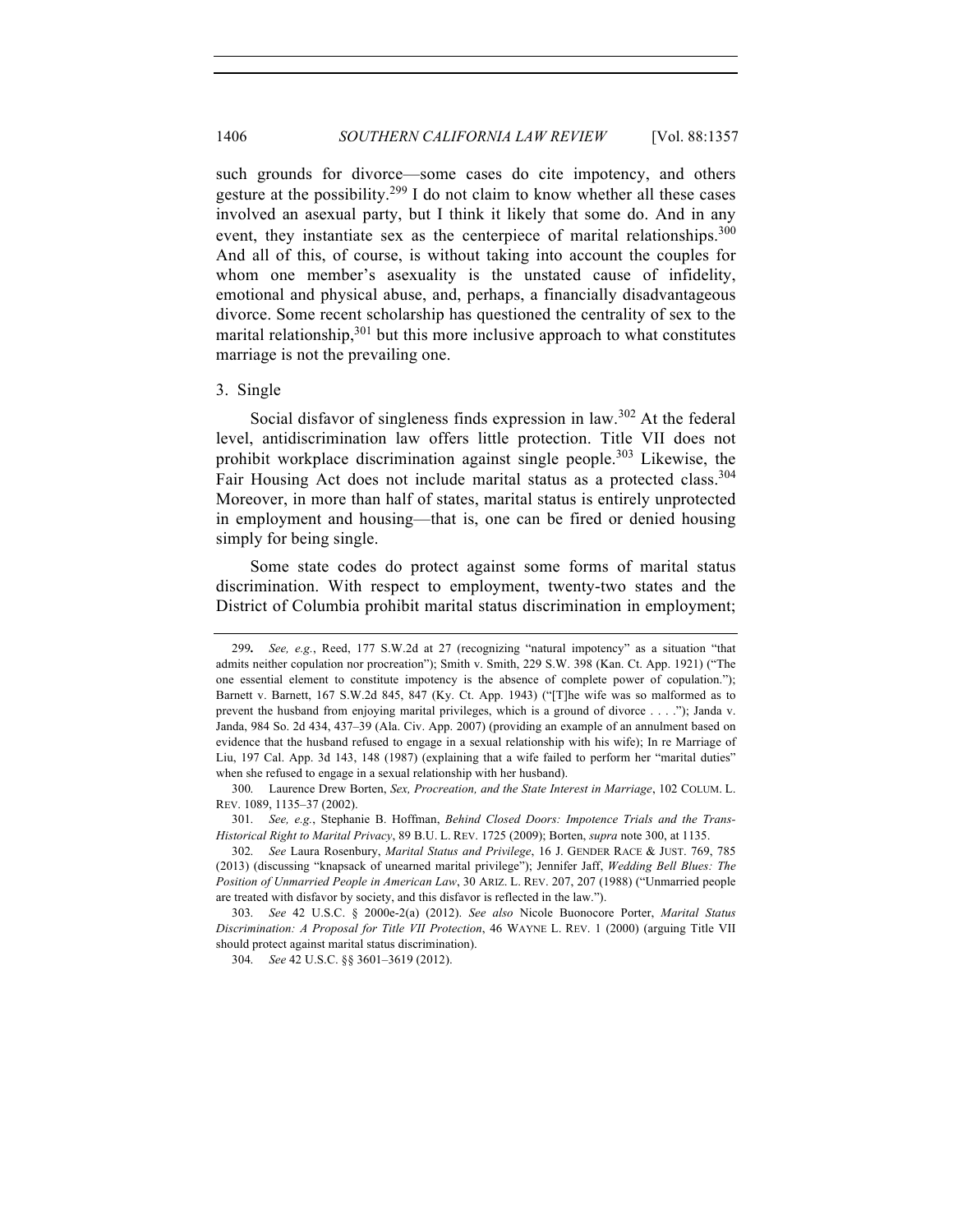such grounds for divorce—some cases do cite impotency, and others gesture at the possibility.[299] I do not claim to know whether all these cases involved an asexual party, but I think it likely that some do. And in any event, they instantiate sex as the centerpiece of marital relationships.[300] And all of this, of course, is without taking into account the couples for whom one member's asexuality is the unstated cause of infidelity, emotional and physical abuse, and, perhaps, a financially disadvantageous divorce. Some recent scholarship has questioned the centrality of sex to the marital relationship,[301] but this more inclusive approach to what constitutes marriage is not the prevailing one.

### 3. Single

Social disfavor of singleness finds expression in law.[302] At the federal level, antidiscrimination law offers little protection. Title VII does not prohibit workplace discrimination against single people.[303] Likewise, the Fair Housing Act does not include marital status as a protected class.[304] Moreover, in more than half of states, marital status is entirely unprotected in employment and housing—that is, one can be fired or denied housing simply for being single.

Some state codes do protect against some forms of marital status discrimination. With respect to employment, twenty-two states and the District of Columbia prohibit marital status discrimination in employment;

---

299. *See, e.g.*, Reed, 177 S.W.2d at 27 (recognizing "natural impotency" as a situation "that admits neither copulation nor procreation"); Smith v. Smith, 229 S.W. 398 (Kan. Ct. App. 1921) ("The one essential element to constitute impotency is the absence of complete power of copulation."); Barnett v. Barnett, 167 S.W.2d 845, 847 (Ky. Ct. App. 1943) ("[T]he wife was so malformed as to prevent the husband from enjoying marital privileges, which is a ground of divorce . . . ."); Janda v. Janda, 984 So. 2d 434, 437–39 (Ala. Civ. App. 2007) (providing an example of an annulment based on evidence that the husband refused to engage in a sexual relationship with his wife); In re Marriage of Liu, 197 Cal. App. 3d 143, 148 (1987) (explaining that a wife failed to perform her "marital duties" when she refused to engage in a sexual relationship with her husband).

300. Laurence Drew Borten, *Sex, Procreation, and the State Interest in Marriage*, 102 COLUM. L. REV. 1089, 1135–37 (2002).

301. *See, e.g.*, Stephanie B. Hoffman, *Behind Closed Doors: Impotence Trials and the Trans-Historical Right to Marital Privacy*, 89 B.U. L. REV. 1725 (2009); Borten, *supra* note 300, at 1135.

302. *See* Laura Rosenbury, *Marital Status and Privilege*, 16 J. GENDER RACE & JUST. 769, 785 (2013) (discussing "knapsack of unearned marital privilege"); Jennifer Jaff, *Wedding Bell Blues: The Position of Unmarried People in American Law*, 30 ARIZ. L. REV. 207, 207 (1988) ("Unmarried people are treated with disfavor by society, and this disfavor is reflected in the law.").

303. *See* 42 U.S.C. § 2000e-2(a) (2012). *See also* Nicole Buonocore Porter, *Marital Status Discrimination: A Proposal for Title VII Protection*, 46 WAYNE L. REV. 1 (2000) (arguing Title VII should protect against marital status discrimination).

304. *See* 42 U.S.C. §§ 3601–3619 (2012).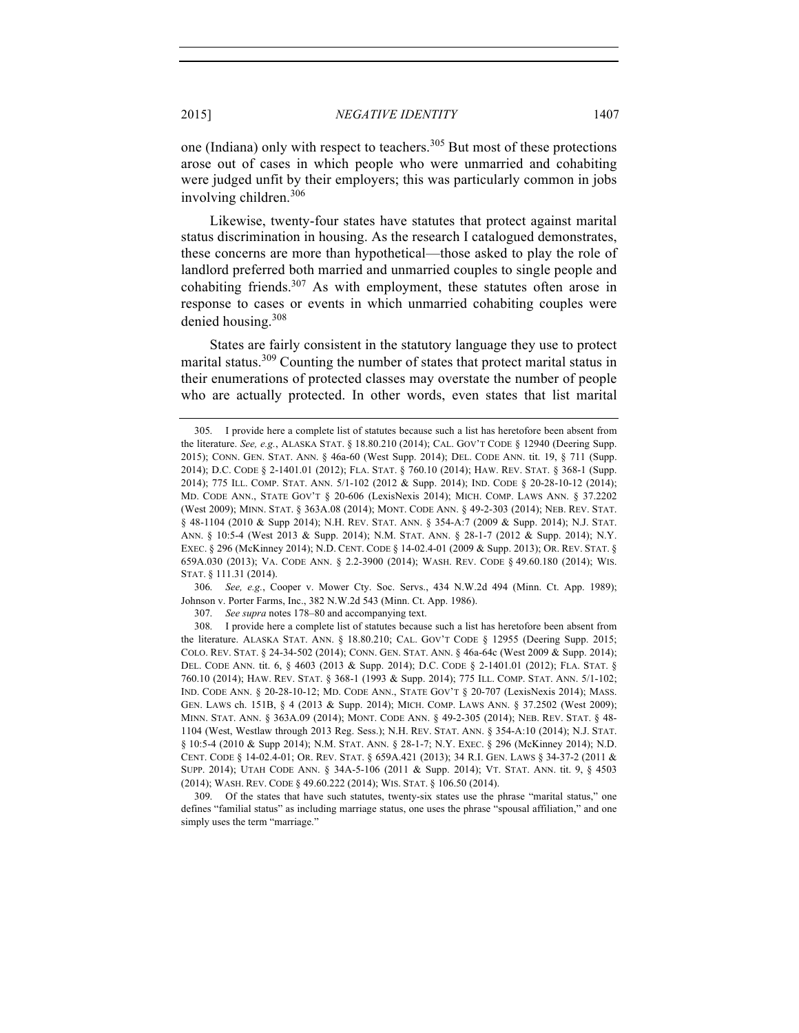one (Indiana) only with respect to teachers.[305] But most of these protections arose out of cases in which people who were unmarried and cohabiting were judged unfit by their employers; this was particularly common in jobs involving children.[306]

Likewise, twenty-four states have statutes that protect against marital status discrimination in housing. As the research I catalogued demonstrates, these concerns are more than hypothetical—those asked to play the role of landlord preferred both married and unmarried couples to single people and cohabiting friends.[307] As with employment, these statutes often arose in response to cases or events in which unmarried cohabiting couples were denied housing.[308]

States are fairly consistent in the statutory language they use to protect marital status.[309] Counting the number of states that protect marital status in their enumerations of protected classes may overstate the number of people who are actually protected. In other words, even states that list marital

---

305. I provide here a complete list of statutes because such a list has heretofore been absent from the literature. *See, e.g.*, ALASKA STAT. § 18.80.210 (2014); CAL. GOV'T CODE § 12940 (Deering Supp. 2015); CONN. GEN. STAT. ANN. § 46a-60 (West Supp. 2014); DEL. CODE ANN. tit. 19, § 711 (Supp. 2014); D.C. CODE § 2-1401.01 (2012); FLA. STAT. § 760.10 (2014); HAW. REV. STAT. § 368-1 (Supp. 2014); 775 ILL. COMP. STAT. ANN. 5/1-102 (2012 & Supp. 2014); IND. CODE § 20-28-10-12 (2014); MD. CODE ANN., STATE GOV'T § 20-606 (LexisNexis 2014); MICH. COMP. LAWS ANN. § 37.2202 (West 2009); MINN. STAT. § 363A.08 (2014); MONT. CODE ANN. § 49-2-303 (2014); NEB. REV. STAT. § 48-1104 (2010 & Supp 2014); N.H. REV. STAT. ANN. § 354-A:7 (2009 & Supp. 2014); N.J. STAT. ANN. § 10:5-4 (West 2013 & Supp. 2014); N.M. STAT. ANN. § 28-1-7 (2012 & Supp. 2014); N.Y. EXEC. § 296 (McKinney 2014); N.D. CENT. CODE § 14-02.4-01 (2009 & Supp. 2013); OR. REV. STAT. § 659A.030 (2013); VA. CODE ANN. § 2.2-3900 (2014); WASH. REV. CODE § 49.60.180 (2014); WIS. STAT. § 111.31 (2014).

306. *See, e.g.*, Cooper v. Mower Cty. Soc. Servs., 434 N.W.2d 494 (Minn. Ct. App. 1989); Johnson v. Porter Farms, Inc., 382 N.W.2d 543 (Minn. Ct. App. 1986).

307. *See supra* notes 178–80 and accompanying text.

308. I provide here a complete list of statutes because such a list has heretofore been absent from the literature. ALASKA STAT. ANN. § 18.80.210; CAL. GOV'T CODE § 12955 (Deering Supp. 2015; COLO. REV. STAT. § 24-34-502 (2014); CONN. GEN. STAT. ANN. § 46a-64c (West 2009 & Supp. 2014); DEL. CODE ANN. tit. 6, § 4603 (2013 & Supp. 2014); D.C. CODE § 2-1401.01 (2012); FLA. STAT. § 760.10 (2014); HAW. REV. STAT. § 368-1 (1993 & Supp. 2014); 775 ILL. COMP. STAT. ANN. 5/1-102; IND. CODE ANN. § 20-28-10-12; MD. CODE ANN., STATE GOV'T § 20-707 (LexisNexis 2014); MASS. GEN. LAWS ch. 151B, § 4 (2013 & Supp. 2014); MICH. COMP. LAWS ANN. § 37.2502 (West 2009); MINN. STAT. ANN. § 363A.09 (2014); MONT. CODE ANN. § 49-2-305 (2014); NEB. REV. STAT. § 48-1104 (West, Westlaw through 2013 Reg. Sess.); N.H. REV. STAT. ANN. § 354-A:10 (2014); N.J. STAT. § 10:5-4 (2010 & Supp 2014); N.M. STAT. ANN. § 28-1-7; N.Y. EXEC. § 296 (McKinney 2014); N.D. CENT. CODE § 14-02.4-01; OR. REV. STAT. § 659A.421 (2013); 34 R.I. GEN. LAWS § 34-37-2 (2011 & SUPP. 2014); UTAH CODE ANN. § 34A-5-106 (2011 & Supp. 2014); VT. STAT. ANN. tit. 9, § 4503 (2014); WASH. REV. CODE § 49.60.222 (2014); WIS. STAT. § 106.50 (2014).

309. Of the states that have such statutes, twenty-six states use the phrase "marital status," one defines "familial status" as including marriage status, one uses the phrase "spousal affiliation," and one simply uses the term "marriage."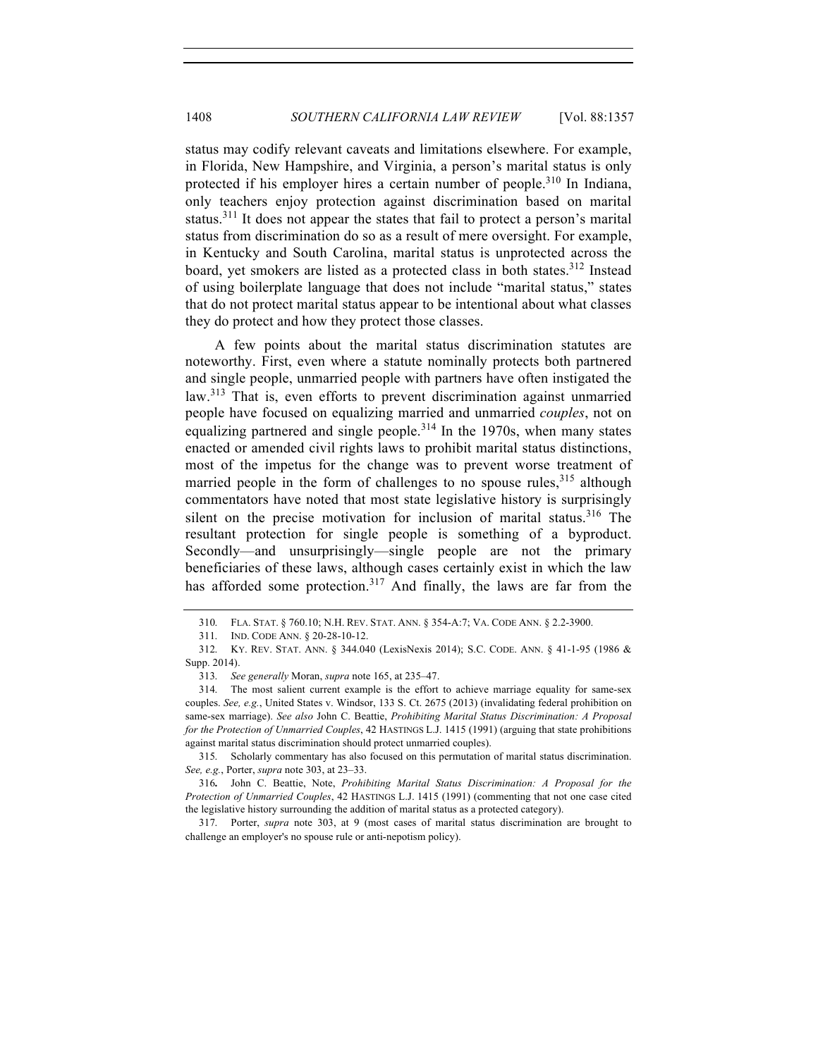status may codify relevant caveats and limitations elsewhere. For example, in Florida, New Hampshire, and Virginia, a person's marital status is only protected if his employer hires a certain number of people.[310] In Indiana, only teachers enjoy protection against discrimination based on marital status.[311] It does not appear the states that fail to protect a person's marital status from discrimination do so as a result of mere oversight. For example, in Kentucky and South Carolina, marital status is unprotected across the board, yet smokers are listed as a protected class in both states.[312] Instead of using boilerplate language that does not include "marital status," states that do not protect marital status appear to be intentional about what classes they do protect and how they protect those classes.

A few points about the marital status discrimination statutes are noteworthy. First, even where a statute nominally protects both partnered and single people, unmarried people with partners have often instigated the law.[313] That is, even efforts to prevent discrimination against unmarried people have focused on equalizing married and unmarried *couples*, not on equalizing partnered and single people.[314] In the 1970s, when many states enacted or amended civil rights laws to prohibit marital status distinctions, most of the impetus for the change was to prevent worse treatment of married people in the form of challenges to no spouse rules,[315] although commentators have noted that most state legislative history is surprisingly silent on the precise motivation for inclusion of marital status.[316] The resultant protection for single people is something of a byproduct. Secondly—and unsurprisingly—single people are not the primary beneficiaries of these laws, although cases certainly exist in which the law has afforded some protection.[317] And finally, the laws are far from the

---

310. FLA. STAT. § 760.10; N.H. REV. STAT. ANN. § 354-A:7; VA. CODE ANN. § 2.2-3900.

311. IND. CODE ANN. § 20-28-10-12.

312. KY. REV. STAT. ANN. § 344.040 (LexisNexis 2014); S.C. CODE. ANN. § 41-1-95 (1986 & Supp. 2014).

313. *See generally* Moran, *supra* note 165, at 235–47.

314. The most salient current example is the effort to achieve marriage equality for same-sex couples. *See, e.g.*, United States v. Windsor, 133 S. Ct. 2675 (2013) (invalidating federal prohibition on same-sex marriage). *See also* John C. Beattie, *Prohibiting Marital Status Discrimination: A Proposal for the Protection of Unmarried Couples*, 42 HASTINGS L.J. 1415 (1991) (arguing that state prohibitions against marital status discrimination should protect unmarried couples).

315. Scholarly commentary has also focused on this permutation of marital status discrimination. *See, e.g.*, Porter, *supra* note 303, at 23–33.

316. John C. Beattie, Note, *Prohibiting Marital Status Discrimination: A Proposal for the Protection of Unmarried Couples*, 42 HASTINGS L.J. 1415 (1991) (commenting that not one case cited the legislative history surrounding the addition of marital status as a protected category).

317. Porter, *supra* note 303, at 9 (most cases of marital status discrimination are brought to challenge an employer's no spouse rule or anti-nepotism policy).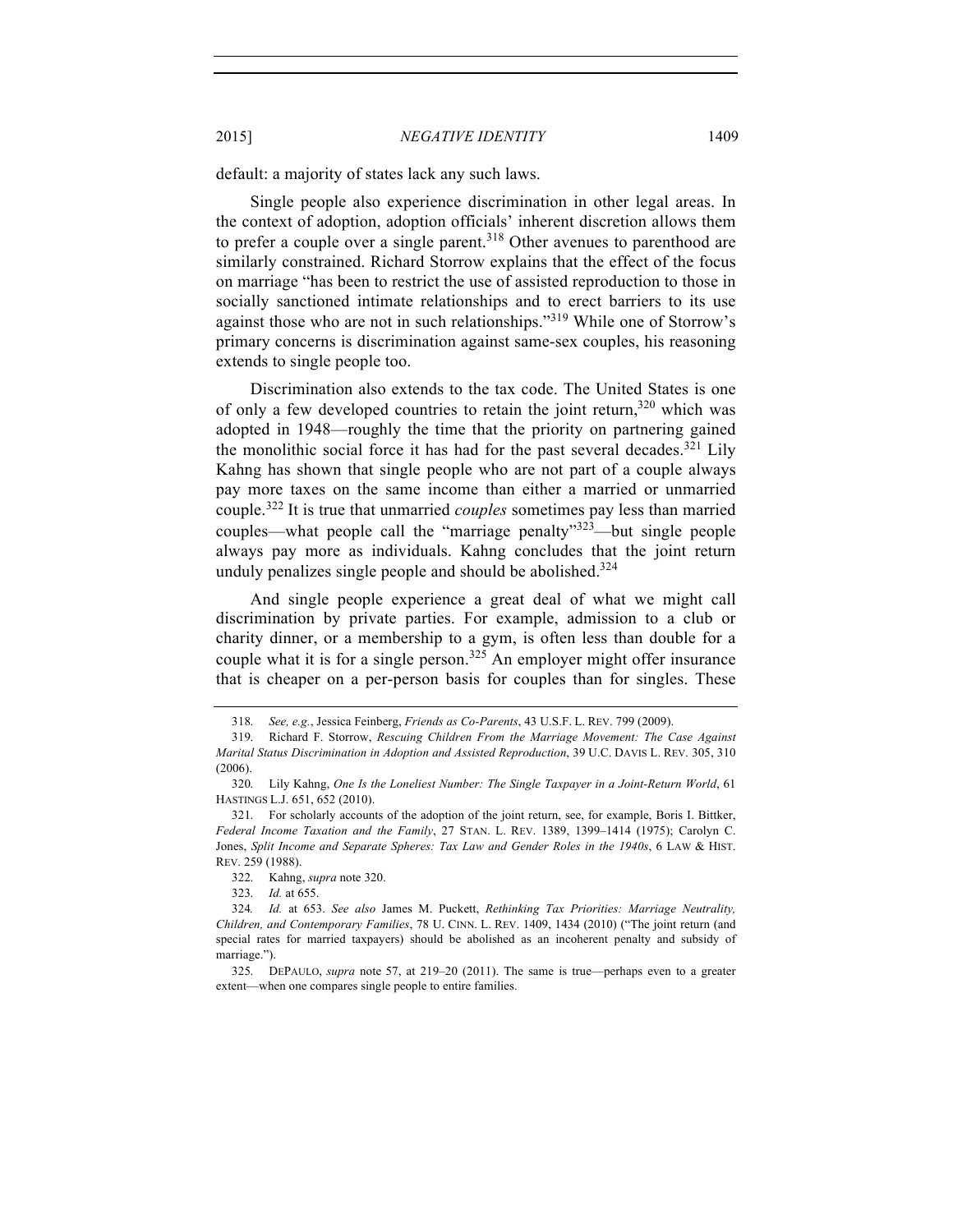default: a majority of states lack any such laws.

Single people also experience discrimination in other legal areas. In the context of adoption, adoption officials' inherent discretion allows them to prefer a couple over a single parent.[318] Other avenues to parenthood are similarly constrained. Richard Storrow explains that the effect of the focus on marriage "has been to restrict the use of assisted reproduction to those in socially sanctioned intimate relationships and to erect barriers to its use against those who are not in such relationships."[319] While one of Storrow's primary concerns is discrimination against same-sex couples, his reasoning extends to single people too.

Discrimination also extends to the tax code. The United States is one of only a few developed countries to retain the joint return,[320] which was adopted in 1948—roughly the time that the priority on partnering gained the monolithic social force it has had for the past several decades.[321] Lily Kahng has shown that single people who are not part of a couple always pay more taxes on the same income than either a married or unmarried couple.[322] It is true that unmarried *couples* sometimes pay less than married couples—what people call the "marriage penalty"[323]—but single people always pay more as individuals. Kahng concludes that the joint return unduly penalizes single people and should be abolished.[324]

And single people experience a great deal of what we might call discrimination by private parties. For example, admission to a club or charity dinner, or a membership to a gym, is often less than double for a couple what it is for a single person.[325] An employer might offer insurance that is cheaper on a per-person basis for couples than for singles. These

---

318. *See, e.g.*, Jessica Feinberg, *Friends as Co-Parents*, 43 U.S.F. L. REV. 799 (2009).

319. Richard F. Storrow, *Rescuing Children From the Marriage Movement: The Case Against Marital Status Discrimination in Adoption and Assisted Reproduction*, 39 U.C. DAVIS L. REV. 305, 310 (2006).

320. Lily Kahng, *One Is the Loneliest Number: The Single Taxpayer in a Joint-Return World*, 61 HASTINGS L.J. 651, 652 (2010).

321. For scholarly accounts of the adoption of the joint return, see, for example, Boris I. Bittker, *Federal Income Taxation and the Family*, 27 STAN. L. REV. 1389, 1399–1414 (1975); Carolyn C. Jones, *Split Income and Separate Spheres: Tax Law and Gender Roles in the 1940s*, 6 LAW & HIST. REV. 259 (1988).

322. Kahng, *supra* note 320.

323. *Id.* at 655.

324. *Id.* at 653. *See also* James M. Puckett, *Rethinking Tax Priorities: Marriage Neutrality, Children, and Contemporary Families*, 78 U. CINN. L. REV. 1409, 1434 (2010) ("The joint return (and special rates for married taxpayers) should be abolished as an incoherent penalty and subsidy of marriage.").

325. DEPAULO, *supra* note 57, at 219–20 (2011). The same is true—perhaps even to a greater extent—when one compares single people to entire families.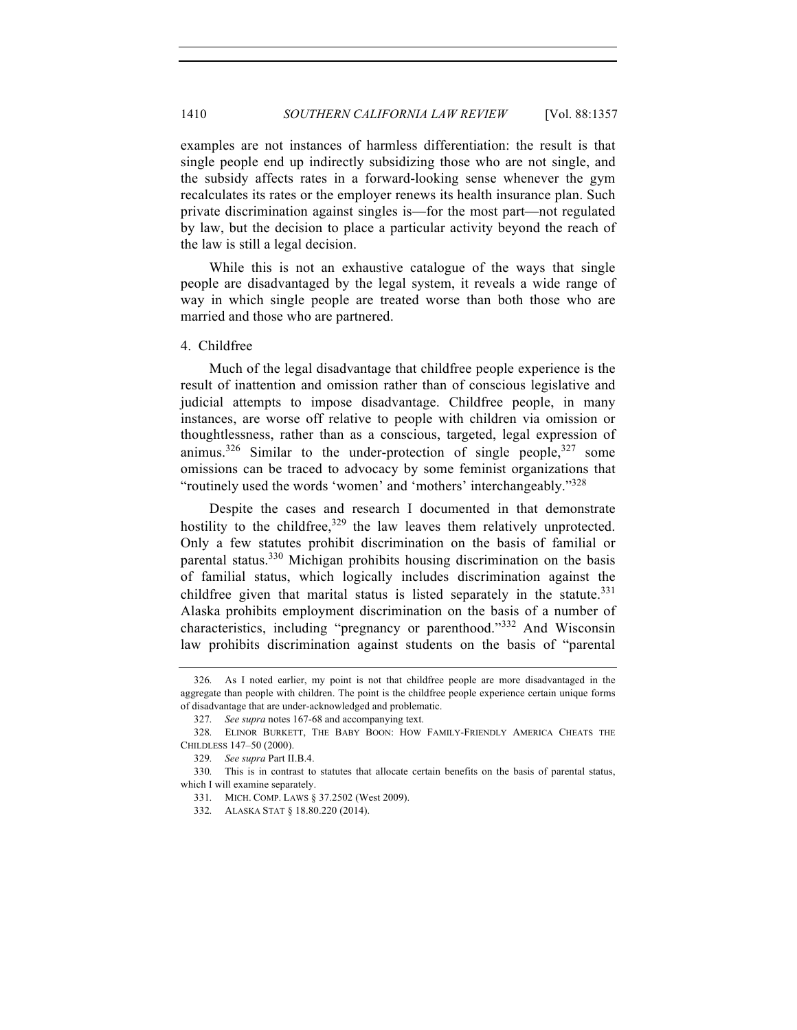examples are not instances of harmless differentiation: the result is that single people end up indirectly subsidizing those who are not single, and the subsidy affects rates in a forward-looking sense whenever the gym recalculates its rates or the employer renews its health insurance plan. Such private discrimination against singles is—for the most part—not regulated by law, but the decision to place a particular activity beyond the reach of the law is still a legal decision.

While this is not an exhaustive catalogue of the ways that single people are disadvantaged by the legal system, it reveals a wide range of way in which single people are treated worse than both those who are married and those who are partnered.

4. Childfree

Much of the legal disadvantage that childfree people experience is the result of inattention and omission rather than of conscious legislative and judicial attempts to impose disadvantage. Childfree people, in many instances, are worse off relative to people with children via omission or thoughtlessness, rather than as a conscious, targeted, legal expression of animus.[326] Similar to the under-protection of single people,[327] some omissions can be traced to advocacy by some feminist organizations that "routinely used the words 'women' and 'mothers' interchangeably."[328]

Despite the cases and research I documented in that demonstrate hostility to the childfree,[329] the law leaves them relatively unprotected. Only a few statutes prohibit discrimination on the basis of familial or parental status.[330] Michigan prohibits housing discrimination on the basis of familial status, which logically includes discrimination against the childfree given that marital status is listed separately in the statute.[331] Alaska prohibits employment discrimination on the basis of a number of characteristics, including "pregnancy or parenthood."[332] And Wisconsin law prohibits discrimination against students on the basis of "parental

---

326. As I noted earlier, my point is not that childfree people are more disadvantaged in the aggregate than people with children. The point is the childfree people experience certain unique forms of disadvantage that are under-acknowledged and problematic.

327. *See supra* notes 167-68 and accompanying text.

328. ELINOR BURKETT, THE BABY BOON: HOW FAMILY-FRIENDLY AMERICA CHEATS THE CHILDLESS 147–50 (2000).

329. *See supra* Part II.B.4.

330. This is in contrast to statutes that allocate certain benefits on the basis of parental status, which I will examine separately.

331. MICH. COMP. LAWS § 37.2502 (West 2009).

332. ALASKA STAT § 18.80.220 (2014).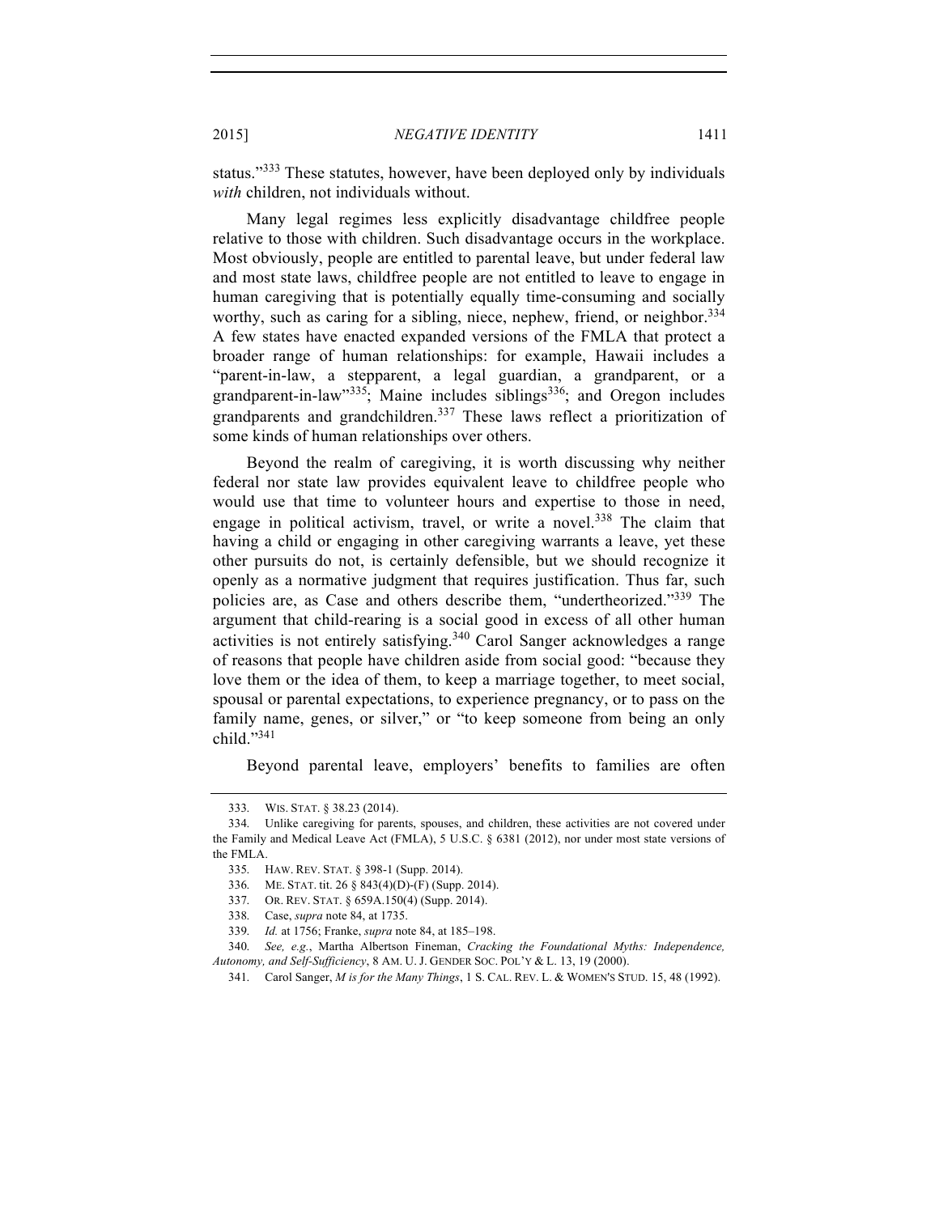status."[333] These statutes, however, have been deployed only by individuals *with* children, not individuals without.

Many legal regimes less explicitly disadvantage childfree people relative to those with children. Such disadvantage occurs in the workplace. Most obviously, people are entitled to parental leave, but under federal law and most state laws, childfree people are not entitled to leave to engage in human caregiving that is potentially equally time-consuming and socially worthy, such as caring for a sibling, niece, nephew, friend, or neighbor.[334] A few states have enacted expanded versions of the FMLA that protect a broader range of human relationships: for example, Hawaii includes a "parent-in-law, a stepparent, a legal guardian, a grandparent, or a grandparent-in-law"[335]; Maine includes siblings[336]; and Oregon includes grandparents and grandchildren.[337] These laws reflect a prioritization of some kinds of human relationships over others.

Beyond the realm of caregiving, it is worth discussing why neither federal nor state law provides equivalent leave to childfree people who would use that time to volunteer hours and expertise to those in need, engage in political activism, travel, or write a novel.[338] The claim that having a child or engaging in other caregiving warrants a leave, yet these other pursuits do not, is certainly defensible, but we should recognize it openly as a normative judgment that requires justification. Thus far, such policies are, as Case and others describe them, "undertheorized."[339] The argument that child-rearing is a social good in excess of all other human activities is not entirely satisfying.[340] Carol Sanger acknowledges a range of reasons that people have children aside from social good: "because they love them or the idea of them, to keep a marriage together, to meet social, spousal or parental expectations, to experience pregnancy, or to pass on the family name, genes, or silver," or "to keep someone from being an only child."[341]

Beyond parental leave, employers' benefits to families are often

---

333. WIS. STAT. § 38.23 (2014).

334. Unlike caregiving for parents, spouses, and children, these activities are not covered under the Family and Medical Leave Act (FMLA), 5 U.S.C. § 6381 (2012), nor under most state versions of the FMLA.

335. HAW. REV. STAT. § 398-1 (Supp. 2014).

336. ME. STAT. tit. 26 § 843(4)(D)-(F) (Supp. 2014).

337. OR. REV. STAT. § 659A.150(4) (Supp. 2014).

338. Case, *supra* note 84, at 1735.

339. *Id.* at 1756; Franke, *supra* note 84, at 185–198.

340. *See, e.g.*, Martha Albertson Fineman, *Cracking the Foundational Myths: Independence, Autonomy, and Self-Sufficiency*, 8 AM. U. J. GENDER SOC. POL'Y & L. 13, 19 (2000).

341. Carol Sanger, *M is for the Many Things*, 1 S. CAL. REV. L. & WOMEN'S STUD. 15, 48 (1992).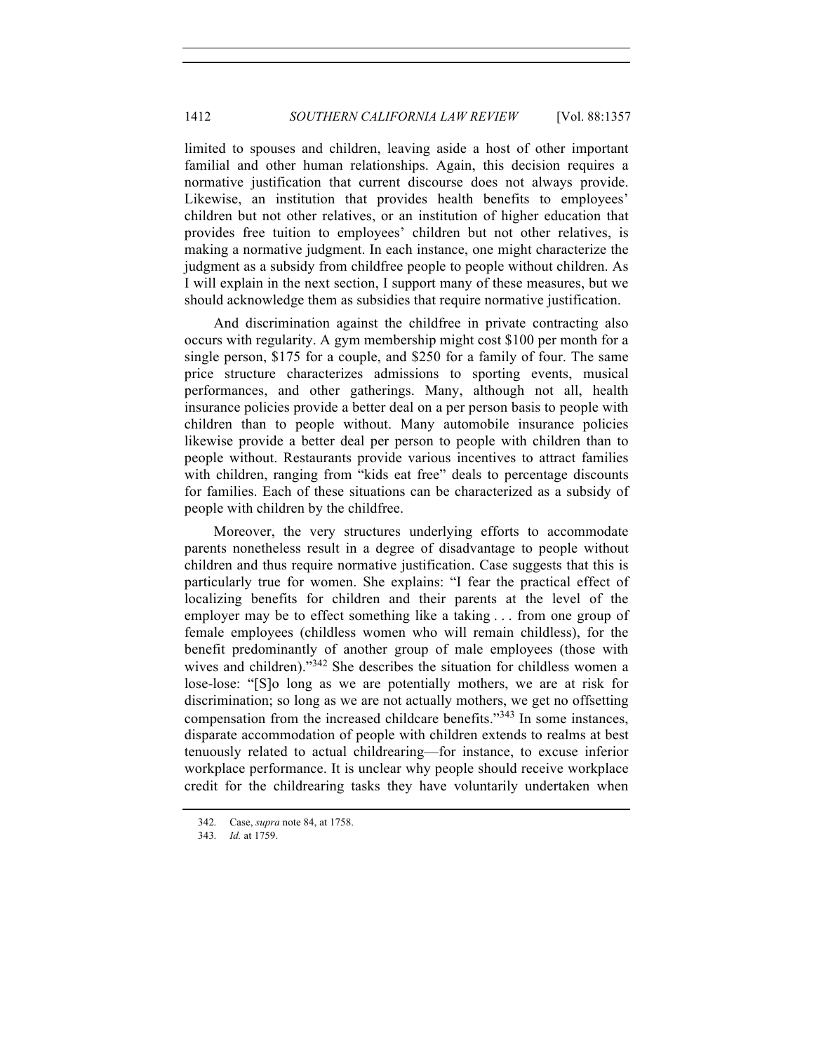limited to spouses and children, leaving aside a host of other important familial and other human relationships. Again, this decision requires a normative justification that current discourse does not always provide. Likewise, an institution that provides health benefits to employees' children but not other relatives, or an institution of higher education that provides free tuition to employees' children but not other relatives, is making a normative judgment. In each instance, one might characterize the judgment as a subsidy from childfree people to people without children. As I will explain in the next section, I support many of these measures, but we should acknowledge them as subsidies that require normative justification.

And discrimination against the childfree in private contracting also occurs with regularity. A gym membership might cost $100 per month for a single person, $175 for a couple, and $250 for a family of four. The same price structure characterizes admissions to sporting events, musical performances, and other gatherings. Many, although not all, health insurance policies provide a better deal on a per person basis to people with children than to people without. Many automobile insurance policies likewise provide a better deal per person to people with children than to people without. Restaurants provide various incentives to attract families with children, ranging from "kids eat free" deals to percentage discounts for families. Each of these situations can be characterized as a subsidy of people with children by the childfree.

Moreover, the very structures underlying efforts to accommodate parents nonetheless result in a degree of disadvantage to people without children and thus require normative justification. Case suggests that this is particularly true for women. She explains: "I fear the practical effect of localizing benefits for children and their parents at the level of the employer may be to effect something like a taking . . . from one group of female employees (childless women who will remain childless), for the benefit predominantly of another group of male employees (those with wives and children)."[342] She describes the situation for childless women a lose-lose: "[S]o long as we are potentially mothers, we are at risk for discrimination; so long as we are not actually mothers, we get no offsetting compensation from the increased childcare benefits."[343] In some instances, disparate accommodation of people with children extends to realms at best tenuously related to actual childrearing—for instance, to excuse inferior workplace performance. It is unclear why people should receive workplace credit for the childrearing tasks they have voluntarily undertaken when

342. Case, *supra* note 84, at 1758.

343. *Id.* at 1759.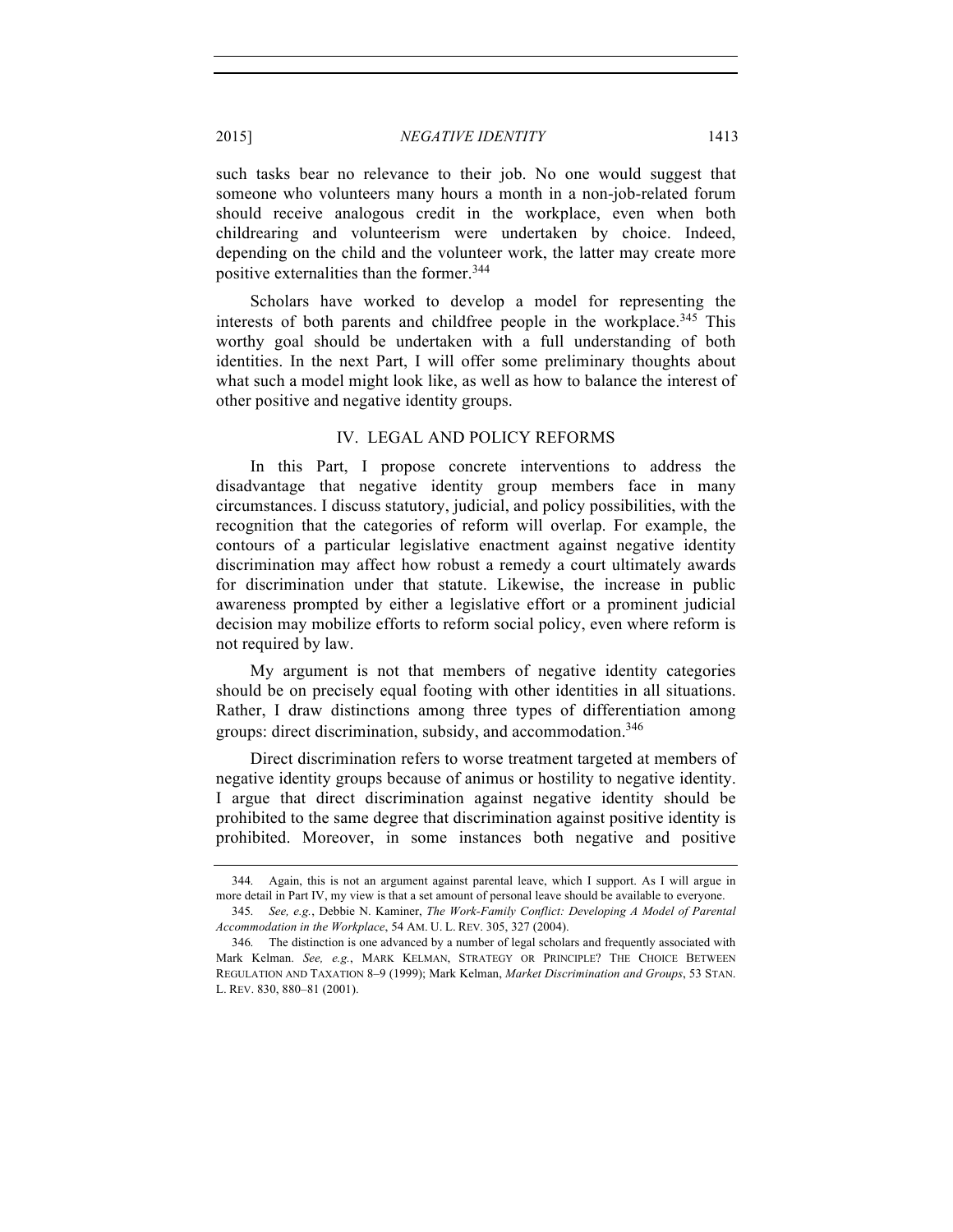such tasks bear no relevance to their job. No one would suggest that someone who volunteers many hours a month in a non-job-related forum should receive analogous credit in the workplace, even when both childrearing and volunteerism were undertaken by choice. Indeed, depending on the child and the volunteer work, the latter may create more positive externalities than the former.[344]

Scholars have worked to develop a model for representing the interests of both parents and childfree people in the workplace.[345] This worthy goal should be undertaken with a full understanding of both identities. In the next Part, I will offer some preliminary thoughts about what such a model might look like, as well as how to balance the interest of other positive and negative identity groups.

## IV. LEGAL AND POLICY REFORMS

In this Part, I propose concrete interventions to address the disadvantage that negative identity group members face in many circumstances. I discuss statutory, judicial, and policy possibilities, with the recognition that the categories of reform will overlap. For example, the contours of a particular legislative enactment against negative identity discrimination may affect how robust a remedy a court ultimately awards for discrimination under that statute. Likewise, the increase in public awareness prompted by either a legislative effort or a prominent judicial decision may mobilize efforts to reform social policy, even where reform is not required by law.

My argument is not that members of negative identity categories should be on precisely equal footing with other identities in all situations. Rather, I draw distinctions among three types of differentiation among groups: direct discrimination, subsidy, and accommodation.[346]

Direct discrimination refers to worse treatment targeted at members of negative identity groups because of animus or hostility to negative identity. I argue that direct discrimination against negative identity should be prohibited to the same degree that discrimination against positive identity is prohibited. Moreover, in some instances both negative and positive

---

344. Again, this is not an argument against parental leave, which I support. As I will argue in more detail in Part IV, my view is that a set amount of personal leave should be available to everyone.

345. *See, e.g.*, Debbie N. Kaminer, *The Work-Family Conflict: Developing A Model of Parental Accommodation in the Workplace*, 54 AM. U. L. REV. 305, 327 (2004).

346. The distinction is one advanced by a number of legal scholars and frequently associated with Mark Kelman. *See, e.g.*, MARK KELMAN, STRATEGY OR PRINCIPLE? THE CHOICE BETWEEN REGULATION AND TAXATION 8–9 (1999); Mark Kelman, *Market Discrimination and Groups*, 53 STAN. L. REV. 830, 880–81 (2001).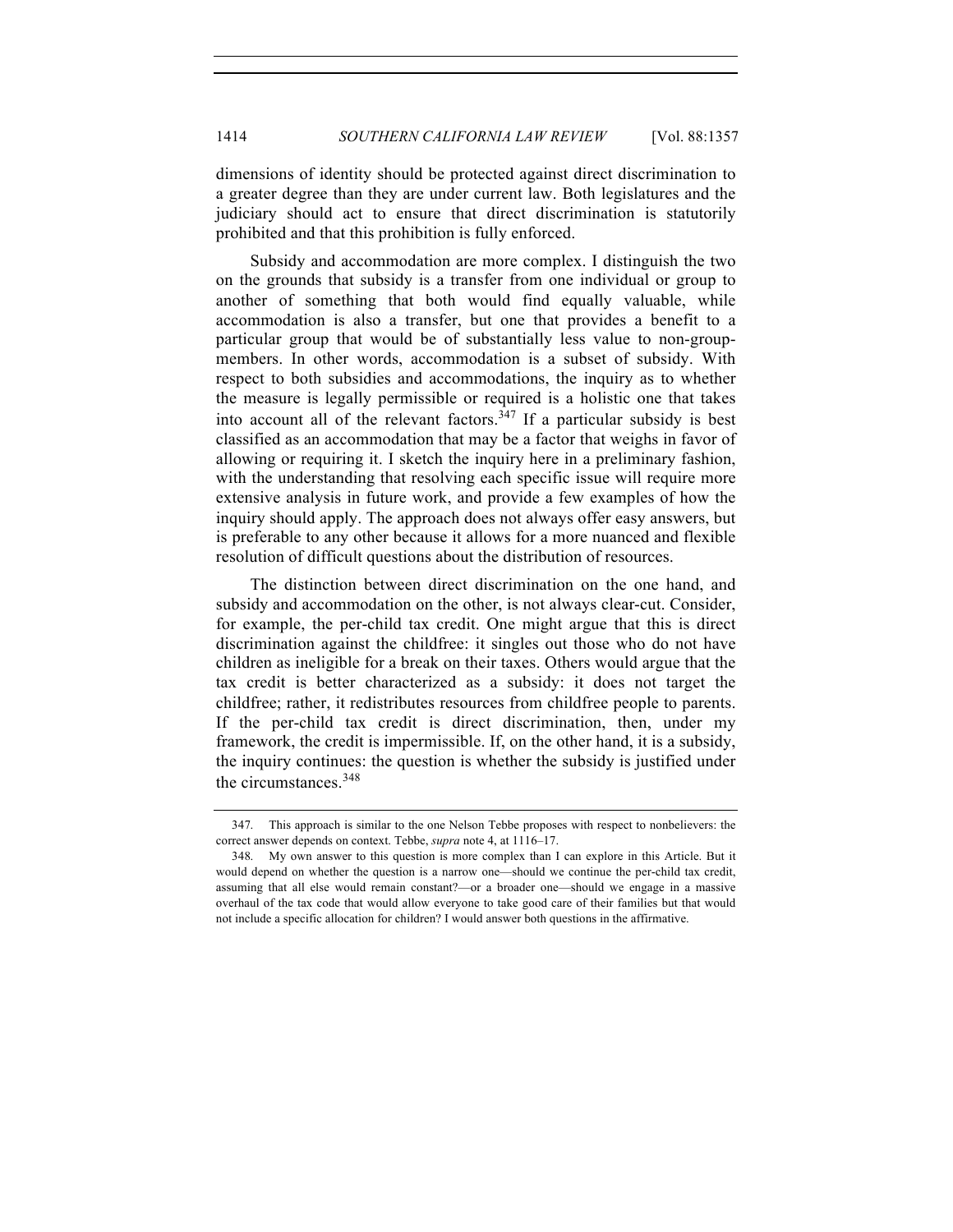dimensions of identity should be protected against direct discrimination to a greater degree than they are under current law. Both legislatures and the judiciary should act to ensure that direct discrimination is statutorily prohibited and that this prohibition is fully enforced.

Subsidy and accommodation are more complex. I distinguish the two on the grounds that subsidy is a transfer from one individual or group to another of something that both would find equally valuable, while accommodation is also a transfer, but one that provides a benefit to a particular group that would be of substantially less value to non-group-members. In other words, accommodation is a subset of subsidy. With respect to both subsidies and accommodations, the inquiry as to whether the measure is legally permissible or required is a holistic one that takes into account all of the relevant factors.[347] If a particular subsidy is best classified as an accommodation that may be a factor that weighs in favor of allowing or requiring it. I sketch the inquiry here in a preliminary fashion, with the understanding that resolving each specific issue will require more extensive analysis in future work, and provide a few examples of how the inquiry should apply. The approach does not always offer easy answers, but is preferable to any other because it allows for a more nuanced and flexible resolution of difficult questions about the distribution of resources.

The distinction between direct discrimination on the one hand, and subsidy and accommodation on the other, is not always clear-cut. Consider, for example, the per-child tax credit. One might argue that this is direct discrimination against the childfree: it singles out those who do not have children as ineligible for a break on their taxes. Others would argue that the tax credit is better characterized as a subsidy: it does not target the childfree; rather, it redistributes resources from childfree people to parents. If the per-child tax credit is direct discrimination, then, under my framework, the credit is impermissible. If, on the other hand, it is a subsidy, the inquiry continues: the question is whether the subsidy is justified under the circumstances.[348]

347. This approach is similar to the one Nelson Tebbe proposes with respect to nonbelievers: the correct answer depends on context. Tebbe, *supra* note 4, at 1116–17.

348. My own answer to this question is more complex than I can explore in this Article. But it would depend on whether the question is a narrow one—should we continue the per-child tax credit, assuming that all else would remain constant?—or a broader one—should we engage in a massive overhaul of the tax code that would allow everyone to take good care of their families but that would not include a specific allocation for children? I would answer both questions in the affirmative.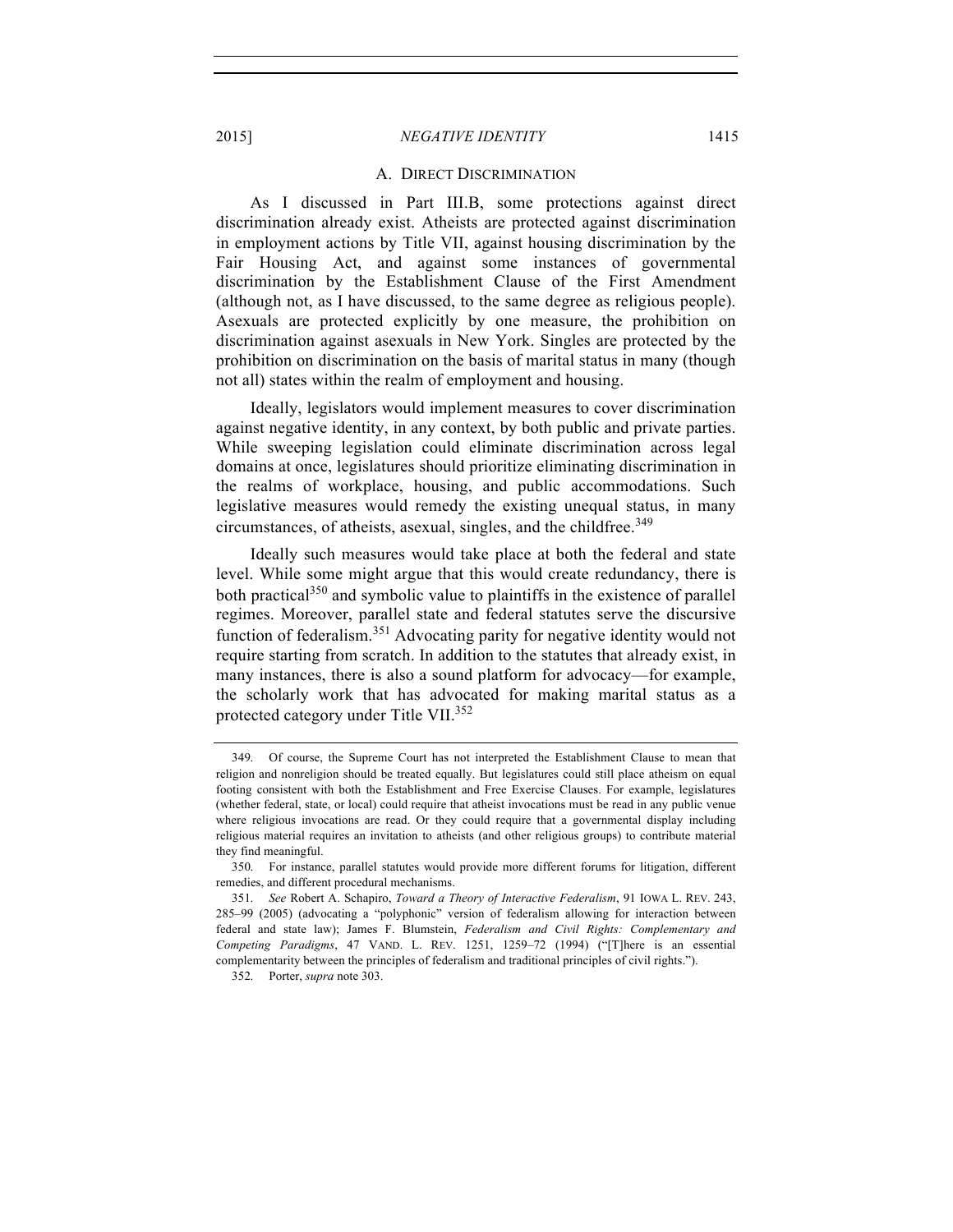### A. Direct Discrimination

As I discussed in Part III.B, some protections against direct discrimination already exist. Atheists are protected against discrimination in employment actions by Title VII, against housing discrimination by the Fair Housing Act, and against some instances of governmental discrimination by the Establishment Clause of the First Amendment (although not, as I have discussed, to the same degree as religious people). Asexuals are protected explicitly by one measure, the prohibition on discrimination against asexuals in New York. Singles are protected by the prohibition on discrimination on the basis of marital status in many (though not all) states within the realm of employment and housing.

Ideally, legislators would implement measures to cover discrimination against negative identity, in any context, by both public and private parties. While sweeping legislation could eliminate discrimination across legal domains at once, legislatures should prioritize eliminating discrimination in the realms of workplace, housing, and public accommodations. Such legislative measures would remedy the existing unequal status, in many circumstances, of atheists, asexual, singles, and the childfree.[349]

Ideally such measures would take place at both the federal and state level. While some might argue that this would create redundancy, there is both practical[350] and symbolic value to plaintiffs in the existence of parallel regimes. Moreover, parallel state and federal statutes serve the discursive function of federalism.[351] Advocating parity for negative identity would not require starting from scratch. In addition to the statutes that already exist, in many instances, there is also a sound platform for advocacy—for example, the scholarly work that has advocated for making marital status as a protected category under Title VII.[352]

---

349. Of course, the Supreme Court has not interpreted the Establishment Clause to mean that religion and nonreligion should be treated equally. But legislatures could still place atheism on equal footing consistent with both the Establishment and Free Exercise Clauses. For example, legislatures (whether federal, state, or local) could require that atheist invocations must be read in any public venue where religious invocations are read. Or they could require that a governmental display including religious material requires an invitation to atheists (and other religious groups) to contribute material they find meaningful.

350. For instance, parallel statutes would provide more different forums for litigation, different remedies, and different procedural mechanisms.

351. *See* Robert A. Schapiro, *Toward a Theory of Interactive Federalism*, 91 IOWA L. REV. 243, 285–99 (2005) (advocating a "polyphonic" version of federalism allowing for interaction between federal and state law); James F. Blumstein, *Federalism and Civil Rights: Complementary and Competing Paradigms*, 47 VAND. L. REV. 1251, 1259–72 (1994) ("[T]here is an essential complementarity between the principles of federalism and traditional principles of civil rights.").

352. Porter, *supra* note 303.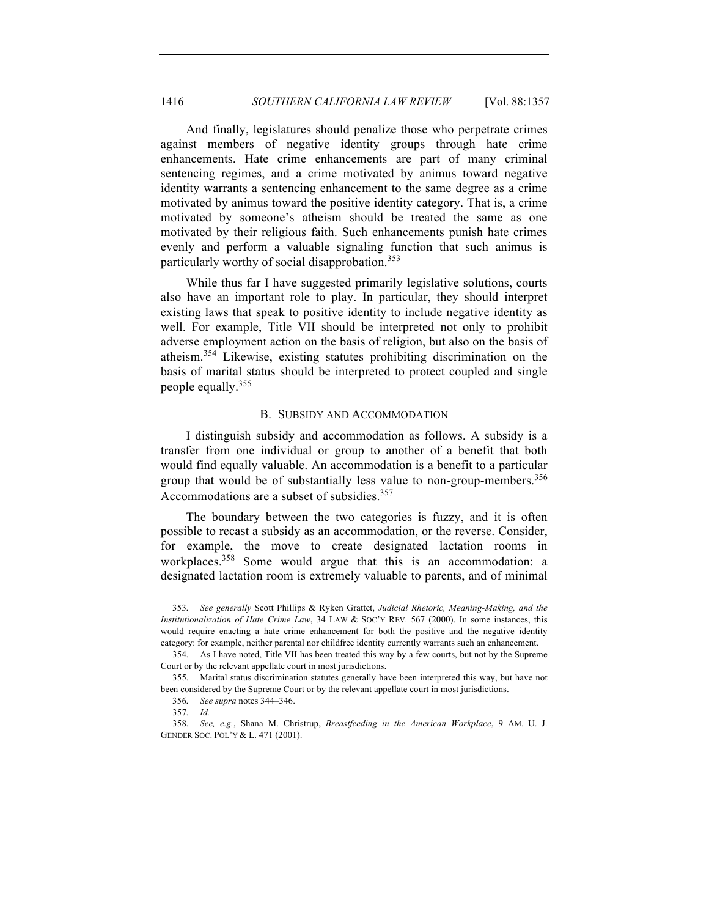And finally, legislatures should penalize those who perpetrate crimes against members of negative identity groups through hate crime enhancements. Hate crime enhancements are part of many criminal sentencing regimes, and a crime motivated by animus toward negative identity warrants a sentencing enhancement to the same degree as a crime motivated by animus toward the positive identity category. That is, a crime motivated by someone's atheism should be treated the same as one motivated by their religious faith. Such enhancements punish hate crimes evenly and perform a valuable signaling function that such animus is particularly worthy of social disapprobation.[353]

While thus far I have suggested primarily legislative solutions, courts also have an important role to play. In particular, they should interpret existing laws that speak to positive identity to include negative identity as well. For example, Title VII should be interpreted not only to prohibit adverse employment action on the basis of religion, but also on the basis of atheism.[354] Likewise, existing statutes prohibiting discrimination on the basis of marital status should be interpreted to protect coupled and single people equally.[355]

### B. Subsidy and Accommodation

I distinguish subsidy and accommodation as follows. A subsidy is a transfer from one individual or group to another of a benefit that both would find equally valuable. An accommodation is a benefit to a particular group that would be of substantially less value to non-group-members.[356] Accommodations are a subset of subsidies.[357]

The boundary between the two categories is fuzzy, and it is often possible to recast a subsidy as an accommodation, or the reverse. Consider, for example, the move to create designated lactation rooms in workplaces.[358] Some would argue that this is an accommodation: a designated lactation room is extremely valuable to parents, and of minimal

353. *See generally* Scott Phillips & Ryken Grattet, *Judicial Rhetoric, Meaning-Making, and the Institutionalization of Hate Crime Law*, 34 Law & Soc'y Rev. 567 (2000). In some instances, this would require enacting a hate crime enhancement for both the positive and the negative identity category: for example, neither parental nor childfree identity currently warrants such an enhancement.

354. As I have noted, Title VII has been treated this way by a few courts, but not by the Supreme Court or by the relevant appellate court in most jurisdictions.

355. Marital status discrimination statutes generally have been interpreted this way, but have not been considered by the Supreme Court or by the relevant appellate court in most jurisdictions.

356. *See supra* notes 344–346.

357. *Id.*

358. *See, e.g.*, Shana M. Christrup, *Breastfeeding in the American Workplace*, 9 Am. U. J. Gender Soc. Pol'y & L. 471 (2001).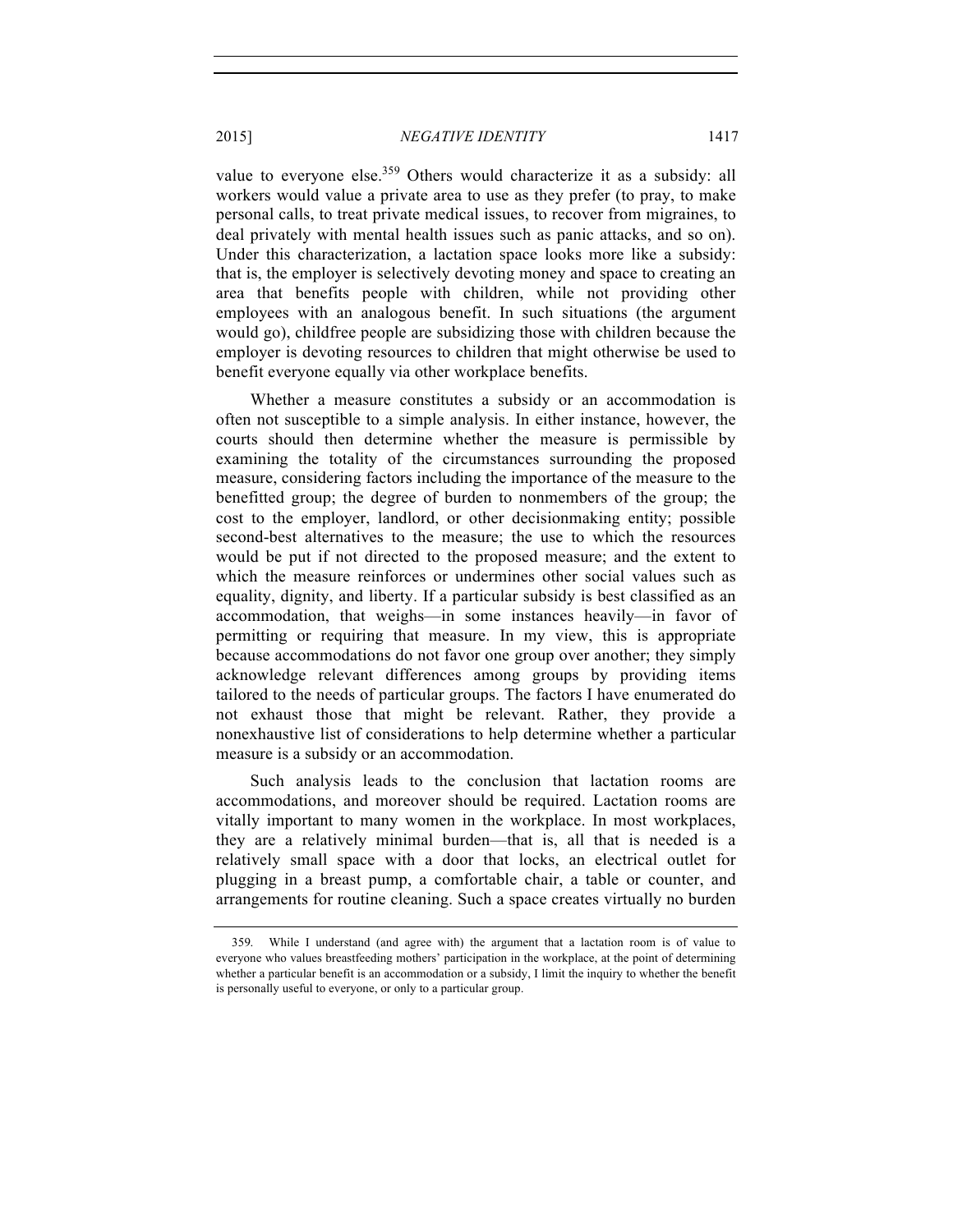value to everyone else.[359] Others would characterize it as a subsidy: all workers would value a private area to use as they prefer (to pray, to make personal calls, to treat private medical issues, to recover from migraines, to deal privately with mental health issues such as panic attacks, and so on). Under this characterization, a lactation space looks more like a subsidy: that is, the employer is selectively devoting money and space to creating an area that benefits people with children, while not providing other employees with an analogous benefit. In such situations (the argument would go), childfree people are subsidizing those with children because the employer is devoting resources to children that might otherwise be used to benefit everyone equally via other workplace benefits.

Whether a measure constitutes a subsidy or an accommodation is often not susceptible to a simple analysis. In either instance, however, the courts should then determine whether the measure is permissible by examining the totality of the circumstances surrounding the proposed measure, considering factors including the importance of the measure to the benefitted group; the degree of burden to nonmembers of the group; the cost to the employer, landlord, or other decisionmaking entity; possible second-best alternatives to the measure; the use to which the resources would be put if not directed to the proposed measure; and the extent to which the measure reinforces or undermines other social values such as equality, dignity, and liberty. If a particular subsidy is best classified as an accommodation, that weighs—in some instances heavily—in favor of permitting or requiring that measure. In my view, this is appropriate because accommodations do not favor one group over another; they simply acknowledge relevant differences among groups by providing items tailored to the needs of particular groups. The factors I have enumerated do not exhaust those that might be relevant. Rather, they provide a nonexhaustive list of considerations to help determine whether a particular measure is a subsidy or an accommodation.

Such analysis leads to the conclusion that lactation rooms are accommodations, and moreover should be required. Lactation rooms are vitally important to many women in the workplace. In most workplaces, they are a relatively minimal burden—that is, all that is needed is a relatively small space with a door that locks, an electrical outlet for plugging in a breast pump, a comfortable chair, a table or counter, and arrangements for routine cleaning. Such a space creates virtually no burden

359. While I understand (and agree with) the argument that a lactation room is of value to everyone who values breastfeeding mothers' participation in the workplace, at the point of determining whether a particular benefit is an accommodation or a subsidy, I limit the inquiry to whether the benefit is personally useful to everyone, or only to a particular group.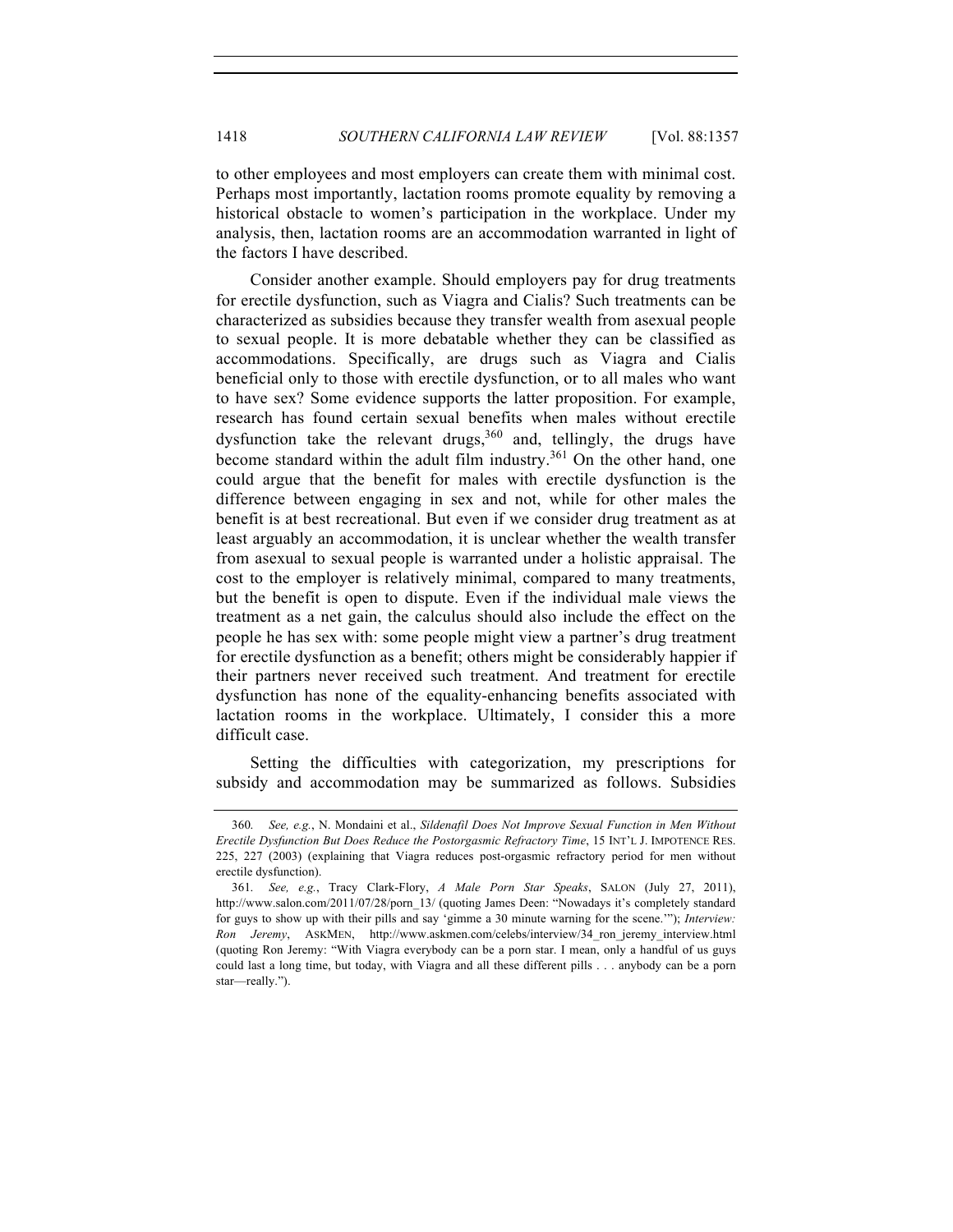to other employees and most employers can create them with minimal cost. Perhaps most importantly, lactation rooms promote equality by removing a historical obstacle to women's participation in the workplace. Under my analysis, then, lactation rooms are an accommodation warranted in light of the factors I have described.

Consider another example. Should employers pay for drug treatments for erectile dysfunction, such as Viagra and Cialis? Such treatments can be characterized as subsidies because they transfer wealth from asexual people to sexual people. It is more debatable whether they can be classified as accommodations. Specifically, are drugs such as Viagra and Cialis beneficial only to those with erectile dysfunction, or to all males who want to have sex? Some evidence supports the latter proposition. For example, research has found certain sexual benefits when males without erectile dysfunction take the relevant drugs,[360] and, tellingly, the drugs have become standard within the adult film industry.[361] On the other hand, one could argue that the benefit for males with erectile dysfunction is the difference between engaging in sex and not, while for other males the benefit is at best recreational. But even if we consider drug treatment as at least arguably an accommodation, it is unclear whether the wealth transfer from asexual to sexual people is warranted under a holistic appraisal. The cost to the employer is relatively minimal, compared to many treatments, but the benefit is open to dispute. Even if the individual male views the treatment as a net gain, the calculus should also include the effect on the people he has sex with: some people might view a partner's drug treatment for erectile dysfunction as a benefit; others might be considerably happier if their partners never received such treatment. And treatment for erectile dysfunction has none of the equality-enhancing benefits associated with lactation rooms in the workplace. Ultimately, I consider this a more difficult case.

Setting the difficulties with categorization, my prescriptions for subsidy and accommodation may be summarized as follows. Subsidies

---

360. *See, e.g.*, N. Mondaini et al., *Sildenafil Does Not Improve Sexual Function in Men Without Erectile Dysfunction But Does Reduce the Postorgasmic Refractory Time*, 15 INT'L J. IMPOTENCE RES. 225, 227 (2003) (explaining that Viagra reduces post-orgasmic refractory period for men without erectile dysfunction).

361. *See, e.g.*, Tracy Clark-Flory, *A Male Porn Star Speaks*, SALON (July 27, 2011), http://www.salon.com/2011/07/28/porn_13/ (quoting James Deen: "Nowadays it's completely standard for guys to show up with their pills and say 'gimme a 30 minute warning for the scene.'"); *Interview: Ron Jeremy*, ASKMEN, http://www.askmen.com/celebs/interview/34_ron_jeremy_interview.html (quoting Ron Jeremy: "With Viagra everybody can be a porn star. I mean, only a handful of us guys could last a long time, but today, with Viagra and all these different pills . . . anybody can be a porn star—really.").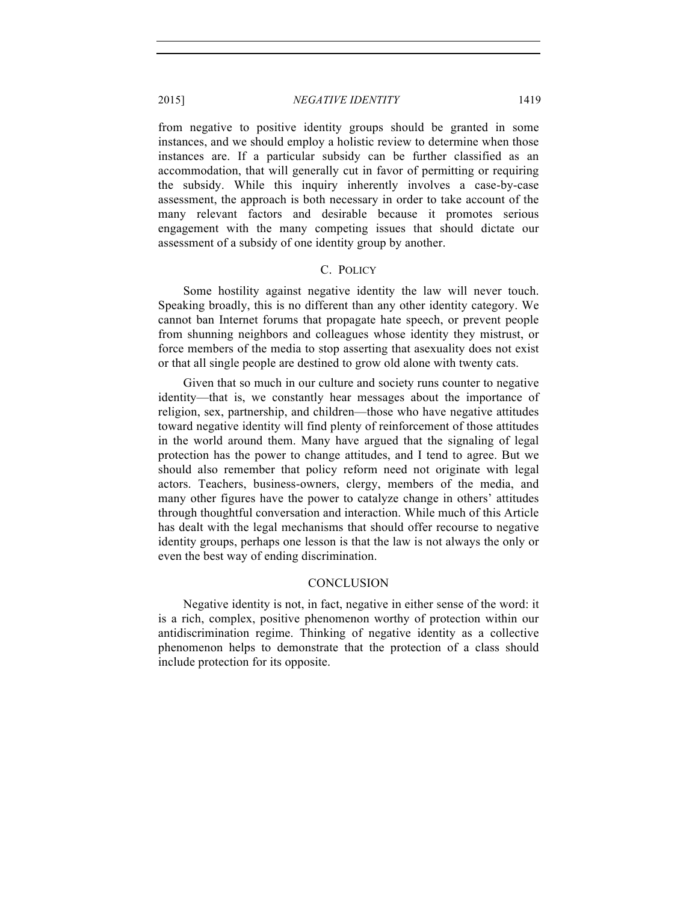from negative to positive identity groups should be granted in some instances, and we should employ a holistic review to determine when those instances are. If a particular subsidy can be further classified as an accommodation, that will generally cut in favor of permitting or requiring the subsidy. While this inquiry inherently involves a case-by-case assessment, the approach is both necessary in order to take account of the many relevant factors and desirable because it promotes serious engagement with the many competing issues that should dictate our assessment of a subsidy of one identity group by another.

### C. Policy

Some hostility against negative identity the law will never touch. Speaking broadly, this is no different than any other identity category. We cannot ban Internet forums that propagate hate speech, or prevent people from shunning neighbors and colleagues whose identity they mistrust, or force members of the media to stop asserting that asexuality does not exist or that all single people are destined to grow old alone with twenty cats.

Given that so much in our culture and society runs counter to negative identity—that is, we constantly hear messages about the importance of religion, sex, partnership, and children—those who have negative attitudes toward negative identity will find plenty of reinforcement of those attitudes in the world around them. Many have argued that the signaling of legal protection has the power to change attitudes, and I tend to agree. But we should also remember that policy reform need not originate with legal actors. Teachers, business-owners, clergy, members of the media, and many other figures have the power to catalyze change in others' attitudes through thoughtful conversation and interaction. While much of this Article has dealt with the legal mechanisms that should offer recourse to negative identity groups, perhaps one lesson is that the law is not always the only or even the best way of ending discrimination.

## Conclusion

Negative identity is not, in fact, negative in either sense of the word: it is a rich, complex, positive phenomenon worthy of protection within our antidiscrimination regime. Thinking of negative identity as a collective phenomenon helps to demonstrate that the protection of a class should include protection for its opposite.